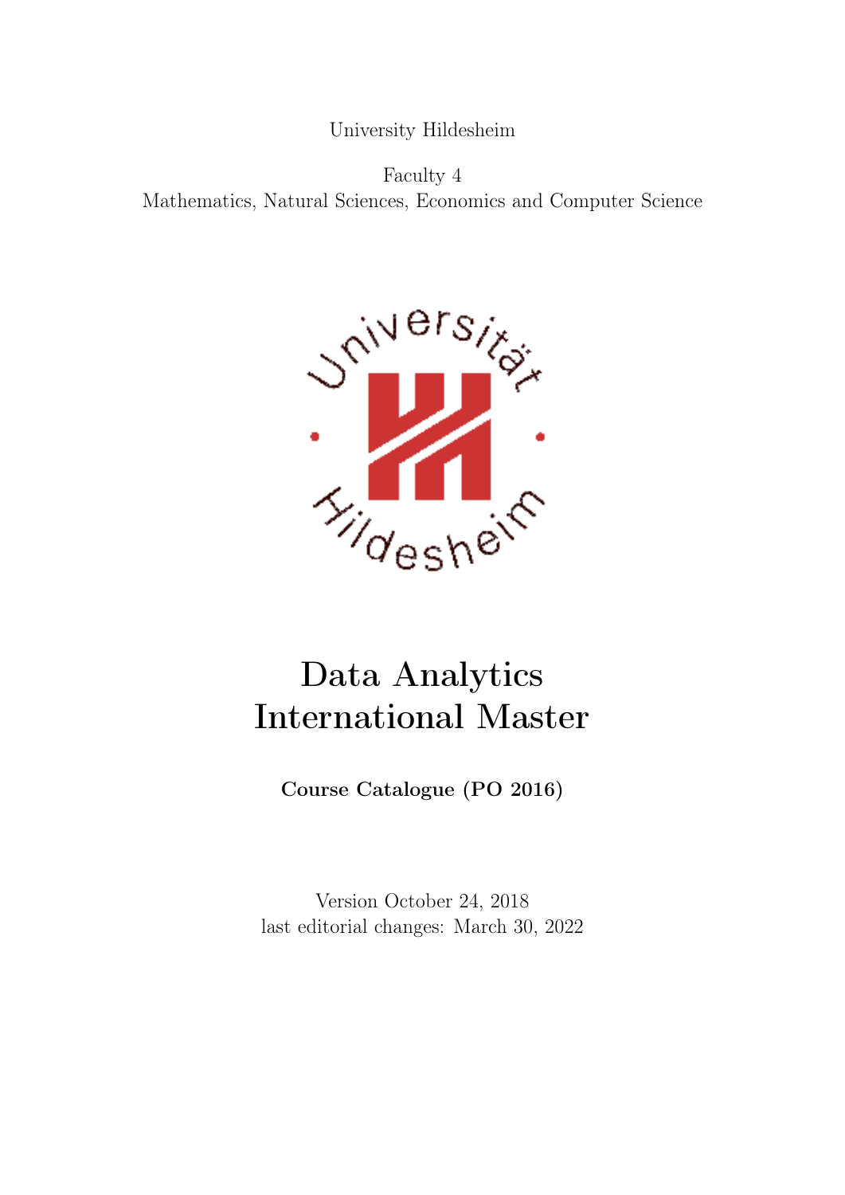University Hildesheim

Faculty 4
Mathematics, Natural Sciences, Economics and Computer Science

# Data Analytics International Master

**Course Catalogue (PO 2016)**

Version October 24, 2018
last editorial changes: March 30, 2022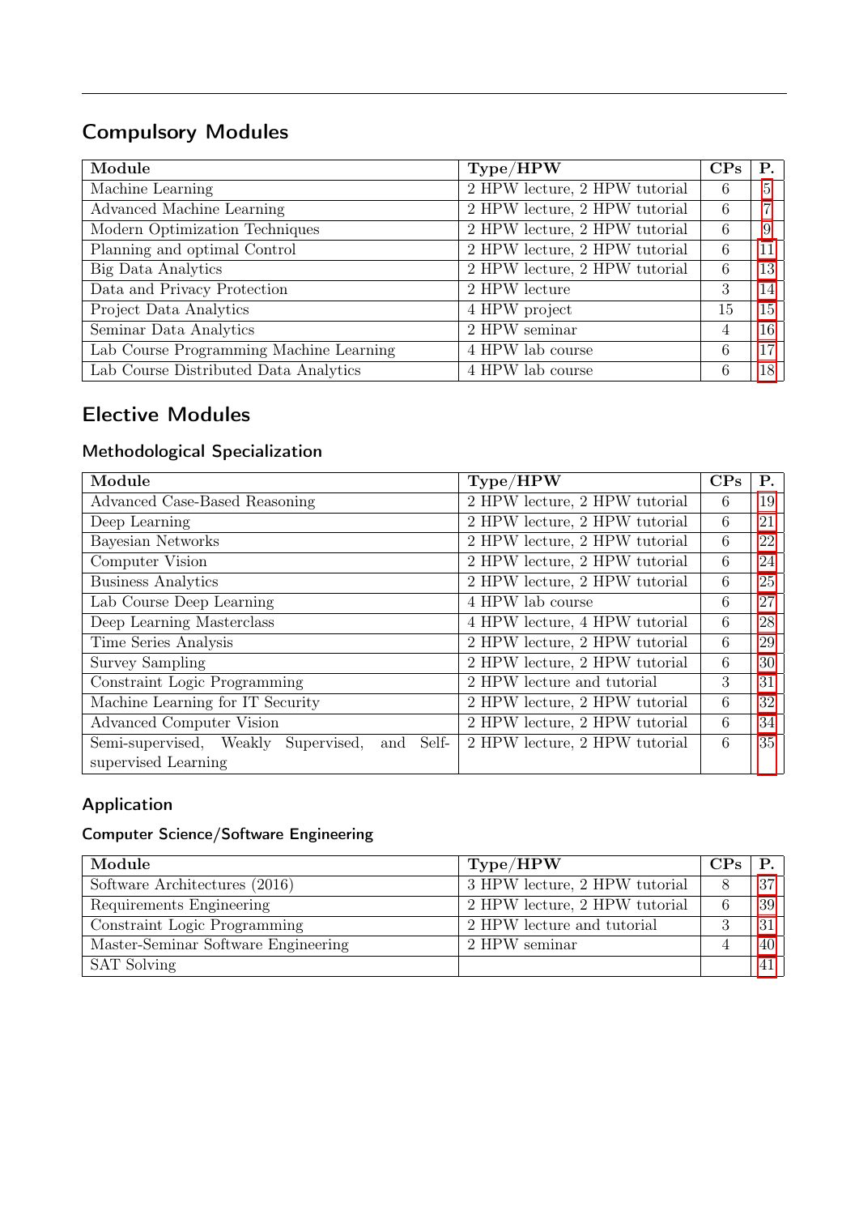## Compulsory Modules

| Module | Type/HPW | CPs | P. |
|---|---|---|---|
| Machine Learning | 2 HPW lecture, 2 HPW tutorial | 6 | 5 |
| Advanced Machine Learning | 2 HPW lecture, 2 HPW tutorial | 6 | 7 |
| Modern Optimization Techniques | 2 HPW lecture, 2 HPW tutorial | 6 | 9 |
| Planning and optimal Control | 2 HPW lecture, 2 HPW tutorial | 6 | 11 |
| Big Data Analytics | 2 HPW lecture, 2 HPW tutorial | 6 | 13 |
| Data and Privacy Protection | 2 HPW lecture | 3 | 14 |
| Project Data Analytics | 4 HPW project | 15 | 15 |
| Seminar Data Analytics | 2 HPW seminar | 4 | 16 |
| Lab Course Programming Machine Learning | 4 HPW lab course | 6 | 17 |
| Lab Course Distributed Data Analytics | 4 HPW lab course | 6 | 18 |

## Elective Modules

### Methodological Specialization

| Module | Type/HPW | CPs | P. |
|---|---|---|---|
| Advanced Case-Based Reasoning | 2 HPW lecture, 2 HPW tutorial | 6 | 19 |
| Deep Learning | 2 HPW lecture, 2 HPW tutorial | 6 | 21 |
| Bayesian Networks | 2 HPW lecture, 2 HPW tutorial | 6 | 22 |
| Computer Vision | 2 HPW lecture, 2 HPW tutorial | 6 | 24 |
| Business Analytics | 2 HPW lecture, 2 HPW tutorial | 6 | 25 |
| Lab Course Deep Learning | 4 HPW lab course | 6 | 27 |
| Deep Learning Masterclass | 4 HPW lecture, 4 HPW tutorial | 6 | 28 |
| Time Series Analysis | 2 HPW lecture, 2 HPW tutorial | 6 | 29 |
| Survey Sampling | 2 HPW lecture, 2 HPW tutorial | 6 | 30 |
| Constraint Logic Programming | 2 HPW lecture and tutorial | 3 | 31 |
| Machine Learning for IT Security | 2 HPW lecture, 2 HPW tutorial | 6 | 32 |
| Advanced Computer Vision | 2 HPW lecture, 2 HPW tutorial | 6 | 34 |
| Semi-supervised, Weakly Supervised, and Self-supervised Learning | 2 HPW lecture, 2 HPW tutorial | 6 | 35 |

### Application

#### Computer Science/Software Engineering

| Module | Type/HPW | CPs | P. |
|---|---|---|---|
| Software Architectures (2016) | 3 HPW lecture, 2 HPW tutorial | 8 | 37 |
| Requirements Engineering | 2 HPW lecture, 2 HPW tutorial | 6 | 39 |
| Constraint Logic Programming | 2 HPW lecture and tutorial | 3 | 31 |
| Master-Seminar Software Engineering | 2 HPW seminar | 4 | 40 |
| SAT Solving | | | 41 |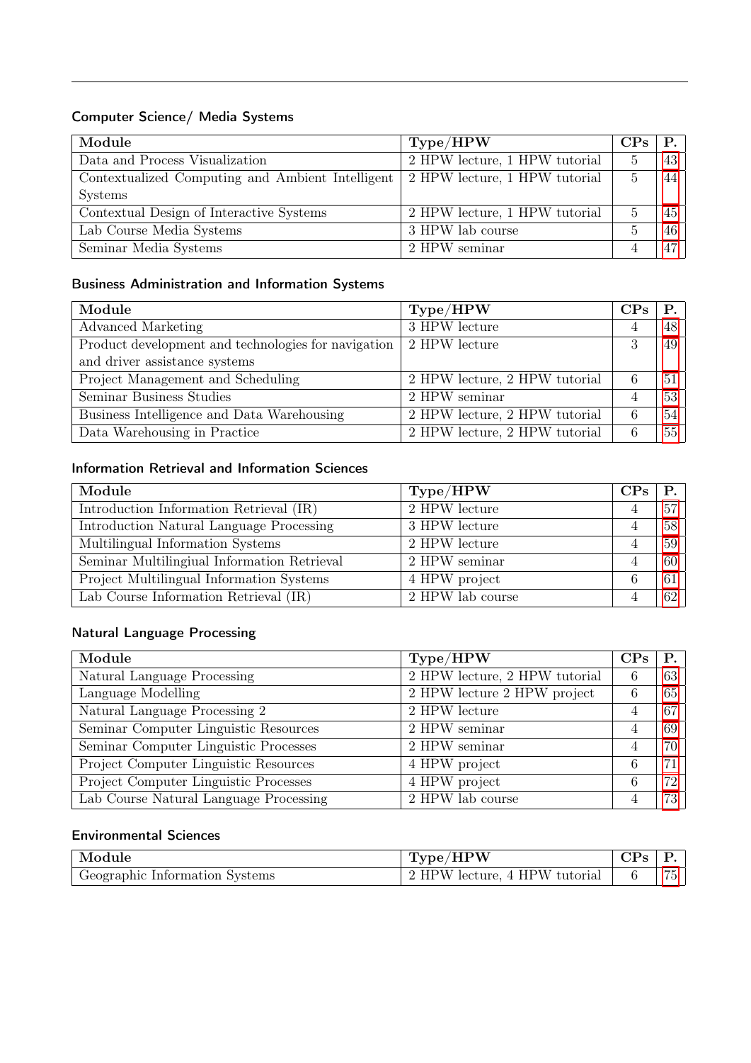### Computer Science/ Media Systems

| Module | Type/HPW | CPs | P. |
|---|---|---|---|
| Data and Process Visualization | 2 HPW lecture, 1 HPW tutorial | 5 | 43 |
| Contextualized Computing and Ambient Intelligent Systems | 2 HPW lecture, 1 HPW tutorial | 5 | 44 |
| Contextual Design of Interactive Systems | 2 HPW lecture, 1 HPW tutorial | 5 | 45 |
| Lab Course Media Systems | 3 HPW lab course | 5 | 46 |
| Seminar Media Systems | 2 HPW seminar | 4 | 47 |

### Business Administration and Information Systems

| Module | Type/HPW | CPs | P. |
|---|---|---|---|
| Advanced Marketing | 3 HPW lecture | 4 | 48 |
| Product development and technologies for navigation and driver assistance systems | 2 HPW lecture | 3 | 49 |
| Project Management and Scheduling | 2 HPW lecture, 2 HPW tutorial | 6 | 51 |
| Seminar Business Studies | 2 HPW seminar | 4 | 53 |
| Business Intelligence and Data Warehousing | 2 HPW lecture, 2 HPW tutorial | 6 | 54 |
| Data Warehousing in Practice | 2 HPW lecture, 2 HPW tutorial | 6 | 55 |

### Information Retrieval and Information Sciences

| Module | Type/HPW | CPs | P. |
|---|---|---|---|
| Introduction Information Retrieval (IR) | 2 HPW lecture | 4 | 57 |
| Introduction Natural Language Processing | 3 HPW lecture | 4 | 58 |
| Multilingual Information Systems | 2 HPW lecture | 4 | 59 |
| Seminar Multilingiual Information Retrieval | 2 HPW seminar | 4 | 60 |
| Project Multilingual Information Systems | 4 HPW project | 6 | 61 |
| Lab Course Information Retrieval (IR) | 2 HPW lab course | 4 | 62 |

### Natural Language Processing

| Module | Type/HPW | CPs | P. |
|---|---|---|---|
| Natural Language Processing | 2 HPW lecture, 2 HPW tutorial | 6 | 63 |
| Language Modelling | 2 HPW lecture 2 HPW project | 6 | 65 |
| Natural Language Processing 2 | 2 HPW lecture | 4 | 67 |
| Seminar Computer Linguistic Resources | 2 HPW seminar | 4 | 69 |
| Seminar Computer Linguistic Processes | 2 HPW seminar | 4 | 70 |
| Project Computer Linguistic Resources | 4 HPW project | 6 | 71 |
| Project Computer Linguistic Processes | 4 HPW project | 6 | 72 |
| Lab Course Natural Language Processing | 2 HPW lab course | 4 | 73 |

### Environmental Sciences

| Module | Type/HPW | CPs | P. |
|---|---|---|---|
| Geographic Information Systems | 2 HPW lecture, 4 HPW tutorial | 6 | 75 |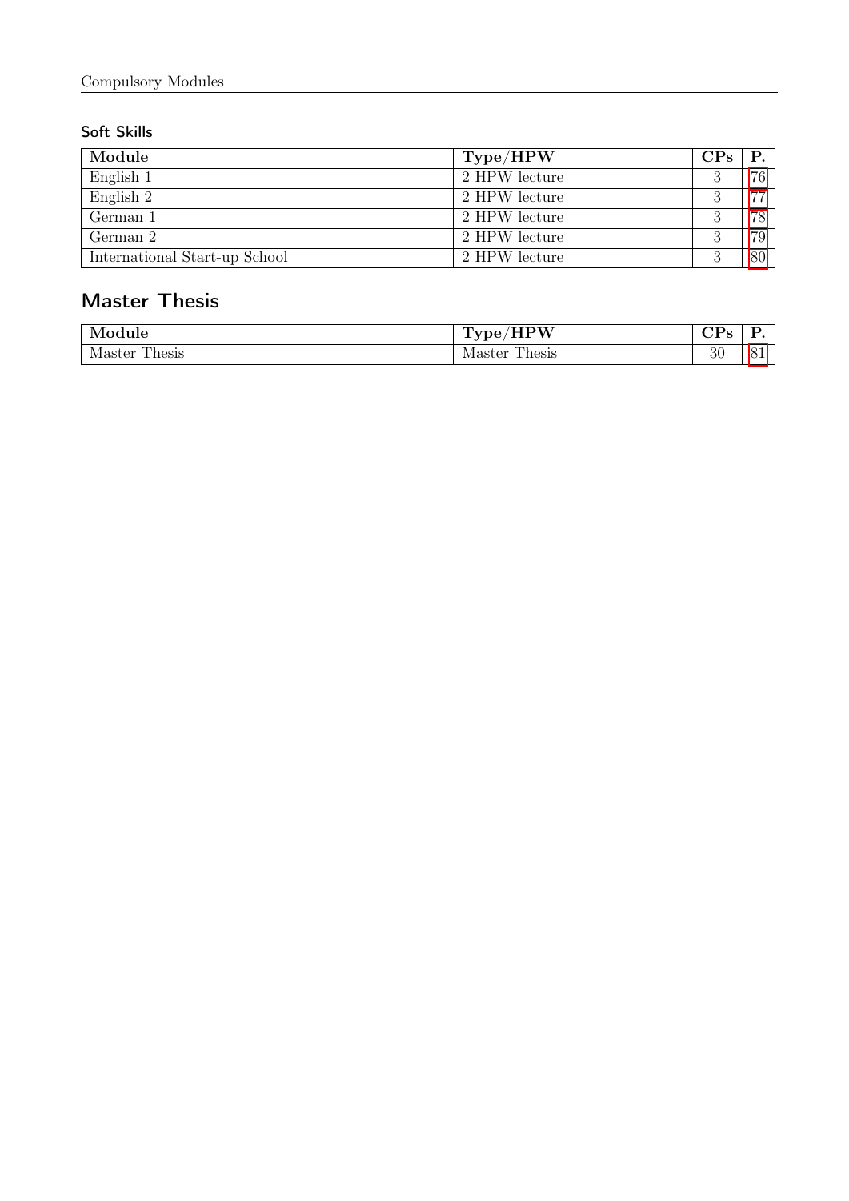### Soft Skills

| Module | Type/HPW | CPs | P. |
|---|---|---|---|
| English 1 | 2 HPW lecture | 3 | 76 |
| English 2 | 2 HPW lecture | 3 | 77 |
| German 1 | 2 HPW lecture | 3 | 78 |
| German 2 | 2 HPW lecture | 3 | 79 |
| International Start-up School | 2 HPW lecture | 3 | 80 |

## Master Thesis

| Module | Type/HPW | CPs | P. |
|---|---|---|---|
| Master Thesis | Master Thesis | 30 | 81 |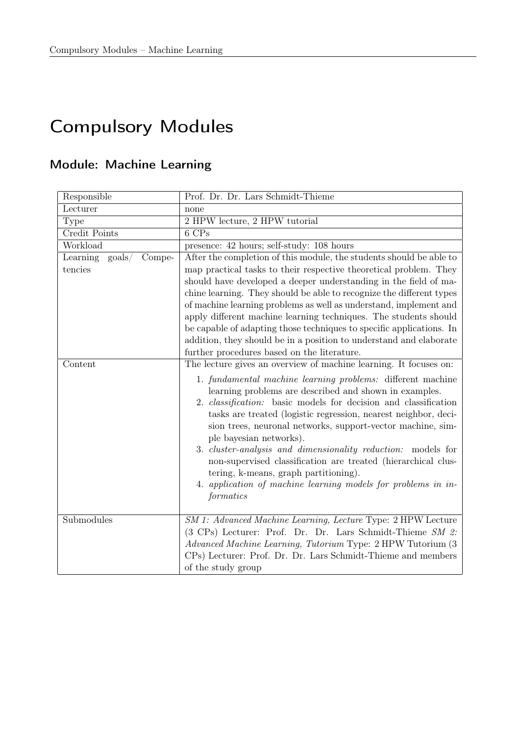# Compulsory Modules

## Module: Machine Learning

| | |
|---|---|
| Responsible | Prof. Dr. Dr. Lars Schmidt-Thieme |
| Lecturer | none |
| Type | 2 HPW lecture, 2 HPW tutorial |
| Credit Points | 6 CPs |
| Workload | presence: 42 hours; self-study: 108 hours |
| Learning goals/ Competencies | After the completion of this module, the students should be able to map practical tasks to their respective theoretical problem. They should have developed a deeper understanding in the field of machine learning. They should be able to recognize the different types of machine learning problems as well as understand, implement and apply different machine learning techniques. The students should be capable of adapting those techniques to specific applications. In addition, they should be in a position to understand and elaborate further procedures based on the literature. |
| Content | The lecture gives an overview of machine learning. It focuses on: 1. *fundamental machine learning problems:* different machine learning problems are described and shown in examples. 2. *classification:* basic models for decision and classification tasks are treated (logistic regression, nearest neighbor, decision trees, neuronal networks, support-vector machine, simple bayesian networks). 3. *cluster-analysis and dimensionality reduction:* models for non-supervised classification are treated (hierarchical clustering, k-means, graph partitioning). 4. *application of machine learning models for problems in informatics* |
| Submodules | *SM 1: Advanced Machine Learning, Lecture* Type: 2 HPW Lecture (3 CPs) Lecturer: Prof. Dr. Dr. Lars Schmidt-Thieme *SM 2: Advanced Machine Learning, Tutorium* Type: 2 HPW Tutorium (3 CPs) Lecturer: Prof. Dr. Dr. Lars Schmidt-Thieme and members of the study group |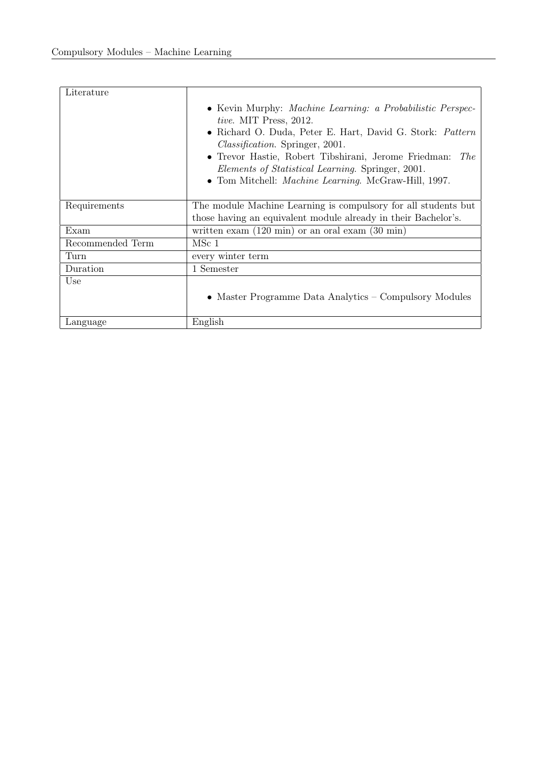| | |
|---|---|
| Literature | • Kevin Murphy: *Machine Learning: a Probabilistic Perspective*. MIT Press, 2012.<br>• Richard O. Duda, Peter E. Hart, David G. Stork: *Pattern Classification*. Springer, 2001.<br>• Trevor Hastie, Robert Tibshirani, Jerome Friedman: *The Elements of Statistical Learning*. Springer, 2001.<br>• Tom Mitchell: *Machine Learning*. McGraw-Hill, 1997. |
| Requirements | The module Machine Learning is compulsory for all students but those having an equivalent module already in their Bachelor's. |
| Exam | written exam (120 min) or an oral exam (30 min) |
| Recommended Term | MSc 1 |
| Turn | every winter term |
| Duration | 1 Semester |
| Use | • Master Programme Data Analytics – Compulsory Modules |
| Language | English |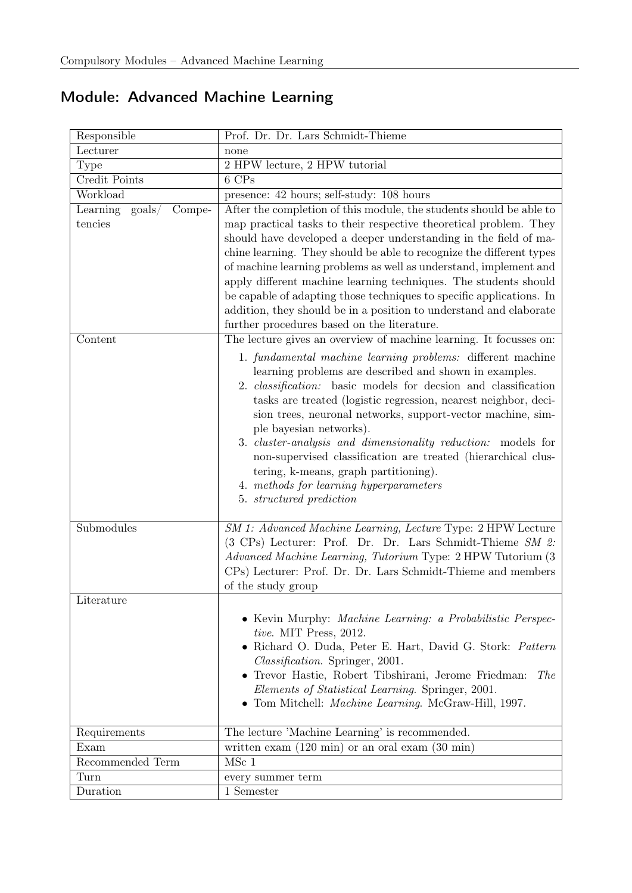## Module: Advanced Machine Learning

| | |
|---|---|
| Responsible | Prof. Dr. Dr. Lars Schmidt-Thieme |
| Lecturer | none |
| Type | 2 HPW lecture, 2 HPW tutorial |
| Credit Points | 6 CPs |
| Workload | presence: 42 hours; self-study: 108 hours |
| Learning goals/ Competencies | After the completion of this module, the students should be able to map practical tasks to their respective theoretical problem. They should have developed a deeper understanding in the field of machine learning. They should be able to recognize the different types of machine learning problems as well as understand, implement and apply different machine learning techniques. The students should be capable of adapting those techniques to specific applications. In addition, they should be in a position to understand and elaborate further procedures based on the literature. |
| Content | The lecture gives an overview of machine learning. It focusses on: 1. *fundamental machine learning problems:* different machine learning problems are described and shown in examples. 2. *classification:* basic models for decsion and classification tasks are treated (logistic regression, nearest neighbor, decision trees, neuronal networks, support-vector machine, simple bayesian networks). 3. *cluster-analysis and dimensionality reduction:* models for non-supervised classification are treated (hierarchical clustering, k-means, graph partitioning). 4. *methods for learning hyperparameters* 5. *structured prediction* |
| Submodules | *SM 1: Advanced Machine Learning, Lecture* Type: 2 HPW Lecture (3 CPs) Lecturer: Prof. Dr. Dr. Lars Schmidt-Thieme *SM 2: Advanced Machine Learning, Tutorium* Type: 2 HPW Tutorium (3 CPs) Lecturer: Prof. Dr. Dr. Lars Schmidt-Thieme and members of the study group |
| Literature | • Kevin Murphy: *Machine Learning: a Probabilistic Perspective*. MIT Press, 2012. • Richard O. Duda, Peter E. Hart, David G. Stork: *Pattern Classification*. Springer, 2001. • Trevor Hastie, Robert Tibshirani, Jerome Friedman: *The Elements of Statistical Learning*. Springer, 2001. • Tom Mitchell: *Machine Learning*. McGraw-Hill, 1997. |
| Requirements | The lecture 'Machine Learning' is recommended. |
| Exam | written exam (120 min) or an oral exam (30 min) |
| Recommended Term | MSc 1 |
| Turn | every summer term |
| Duration | 1 Semester |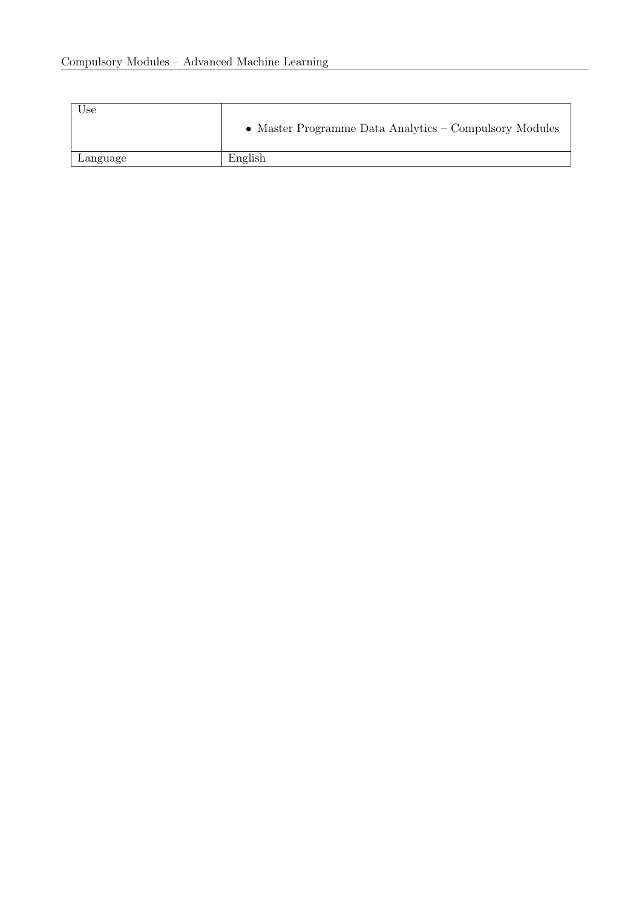| Use | • Master Programme Data Analytics – Compulsory Modules |
| --- | --- |
| Language | English |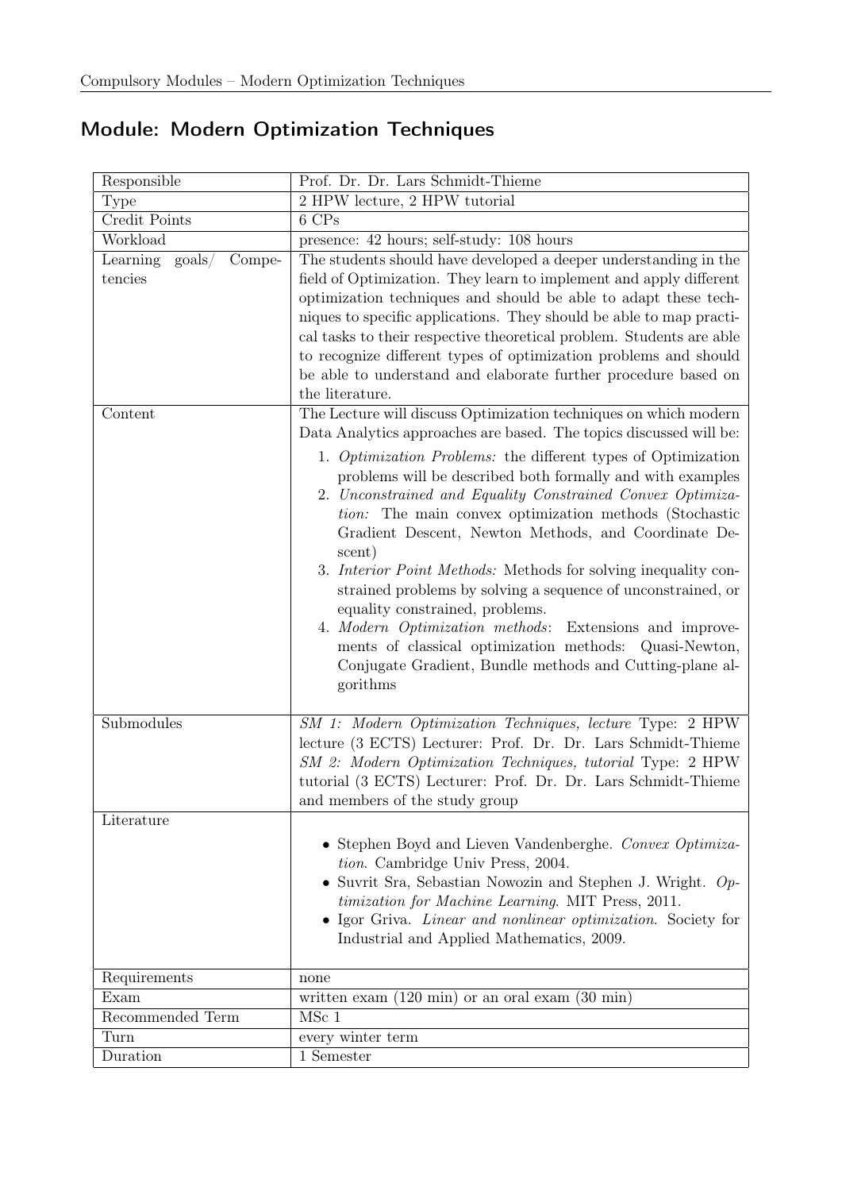## Module: Modern Optimization Techniques

| | |
|---|---|
| Responsible | Prof. Dr. Dr. Lars Schmidt-Thieme |
| Type | 2 HPW lecture, 2 HPW tutorial |
| Credit Points | 6 CPs |
| Workload | presence: 42 hours; self-study: 108 hours |
| Learning goals/ Competencies | The students should have developed a deeper understanding in the field of Optimization. They learn to implement and apply different optimization techniques and should be able to adapt these techniques to specific applications. They should be able to map practical tasks to their respective theoretical problem. Students are able to recognize different types of optimization problems and should be able to understand and elaborate further procedure based on the literature. |
| Content | The Lecture will discuss Optimization techniques on which modern Data Analytics approaches are based. The topics discussed will be:<br>1. *Optimization Problems:* the different types of Optimization problems will be described both formally and with examples<br>2. *Unconstrained and Equality Constrained Convex Optimization:* The main convex optimization methods (Stochastic Gradient Descent, Newton Methods, and Coordinate Descent)<br>3. *Interior Point Methods:* Methods for solving inequality constrained problems by solving a sequence of unconstrained, or equality constrained, problems.<br>4. *Modern Optimization methods*: Extensions and improvements of classical optimization methods: Quasi-Newton, Conjugate Gradient, Bundle methods and Cutting-plane algorithms |
| Submodules | *SM 1: Modern Optimization Techniques, lecture* Type: 2 HPW lecture (3 ECTS) Lecturer: Prof. Dr. Dr. Lars Schmidt-Thieme<br>*SM 2: Modern Optimization Techniques, tutorial* Type: 2 HPW tutorial (3 ECTS) Lecturer: Prof. Dr. Dr. Lars Schmidt-Thieme and members of the study group |
| Literature | • Stephen Boyd and Lieven Vandenberghe. *Convex Optimization*. Cambridge Univ Press, 2004.<br>• Suvrit Sra, Sebastian Nowozin and Stephen J. Wright. *Optimization for Machine Learning*. MIT Press, 2011.<br>• Igor Griva. *Linear and nonlinear optimization*. Society for Industrial and Applied Mathematics, 2009. |
| Requirements | none |
| Exam | written exam (120 min) or an oral exam (30 min) |
| Recommended Term | MSc 1 |
| Turn | every winter term |
| Duration | 1 Semester |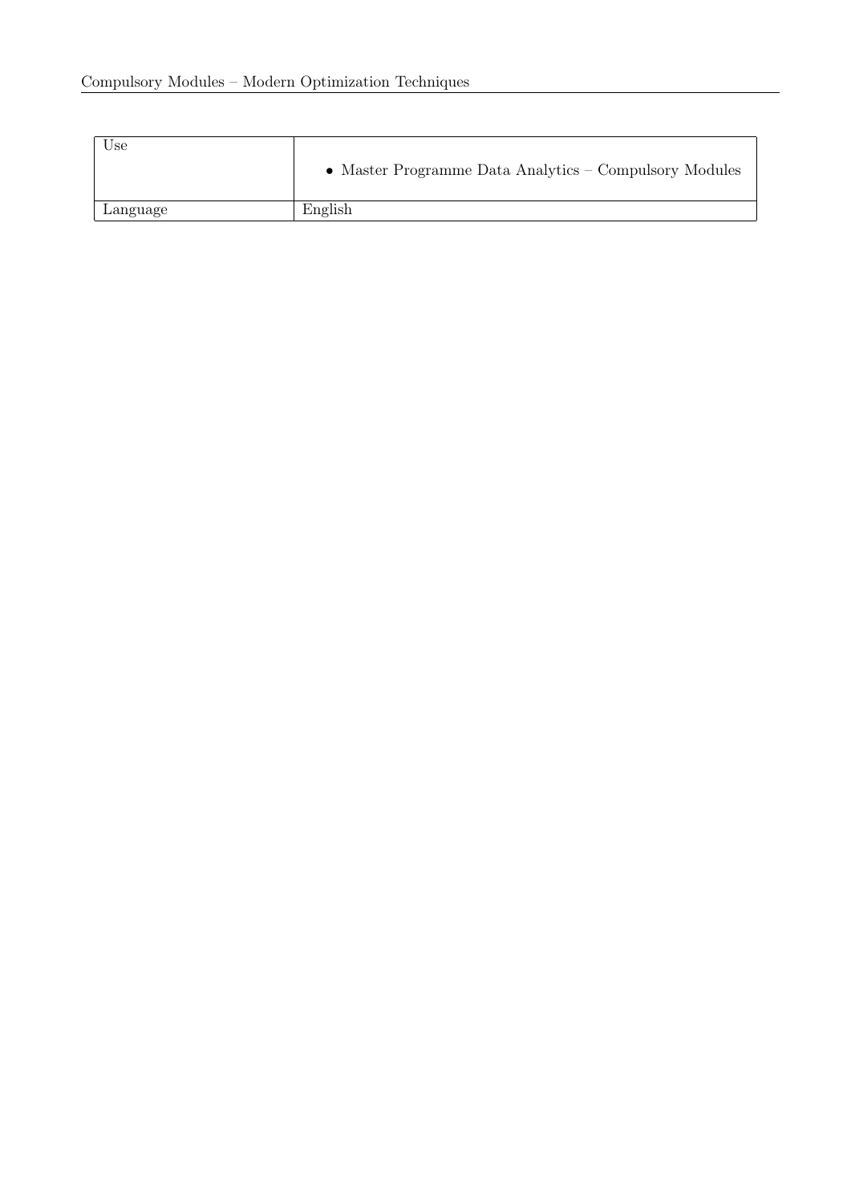| Use | • Master Programme Data Analytics – Compulsory Modules |
|---|---|
| Language | English |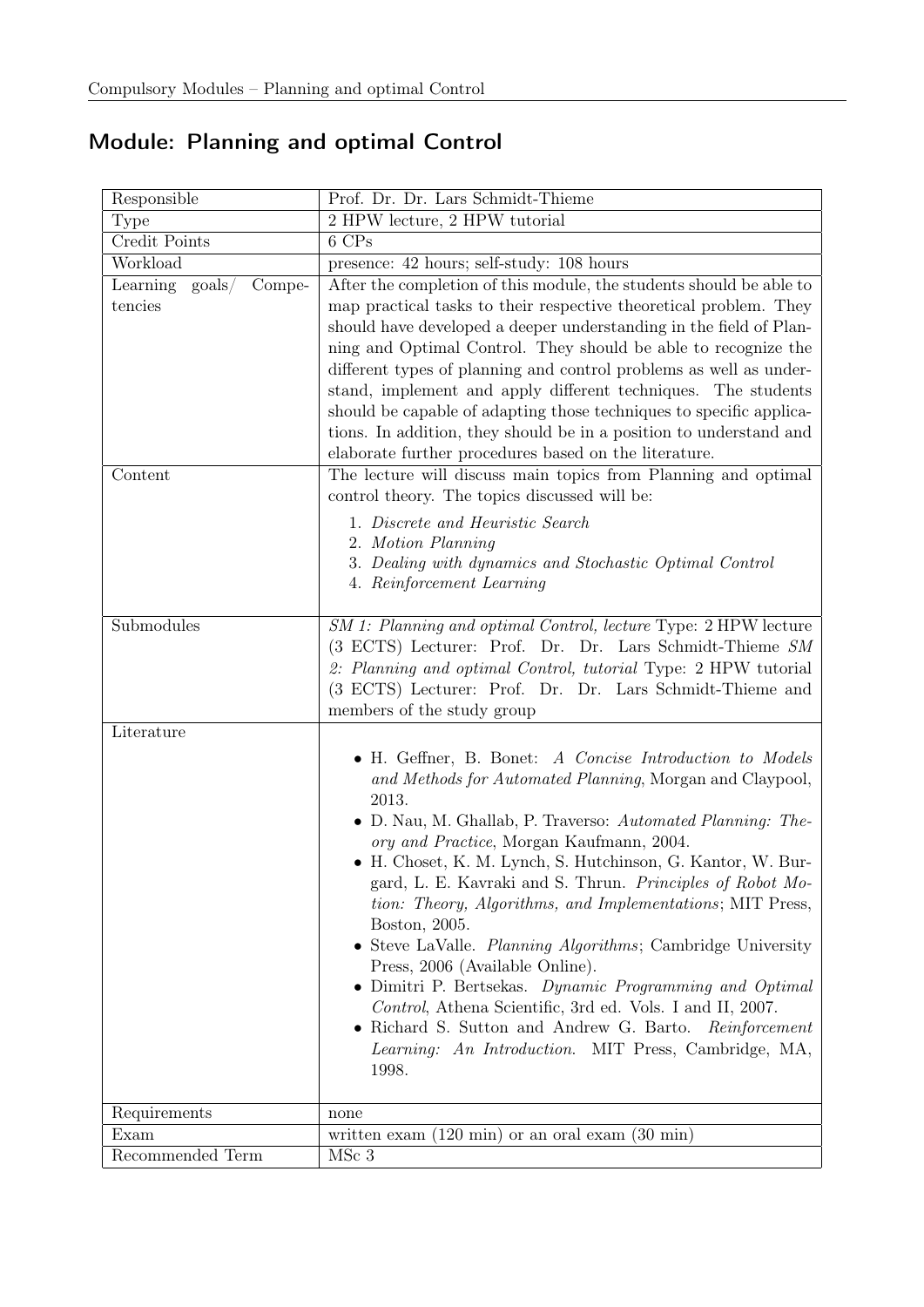## Module: Planning and optimal Control

| | |
|---|---|
| Responsible | Prof. Dr. Dr. Lars Schmidt-Thieme |
| Type | 2 HPW lecture, 2 HPW tutorial |
| Credit Points | 6 CPs |
| Workload | presence: 42 hours; self-study: 108 hours |
| Learning goals/ Competencies | After the completion of this module, the students should be able to map practical tasks to their respective theoretical problem. They should have developed a deeper understanding in the field of Planning and Optimal Control. They should be able to recognize the different types of planning and control problems as well as understand, implement and apply different techniques. The students should be capable of adapting those techniques to specific applications. In addition, they should be in a position to understand and elaborate further procedures based on the literature. |
| Content | The lecture will discuss main topics from Planning and optimal control theory. The topics discussed will be: 1. *Discrete and Heuristic Search* 2. *Motion Planning* 3. *Dealing with dynamics and Stochastic Optimal Control* 4. *Reinforcement Learning* |
| Submodules | *SM 1: Planning and optimal Control, lecture* Type: 2 HPW lecture (3 ECTS) Lecturer: Prof. Dr. Dr. Lars Schmidt-Thieme *SM 2: Planning and optimal Control, tutorial* Type: 2 HPW tutorial (3 ECTS) Lecturer: Prof. Dr. Dr. Lars Schmidt-Thieme and members of the study group |
| Literature | • H. Geffner, B. Bonet: *A Concise Introduction to Models and Methods for Automated Planning*, Morgan and Claypool, 2013. • D. Nau, M. Ghallab, P. Traverso: *Automated Planning: Theory and Practice*, Morgan Kaufmann, 2004. • H. Choset, K. M. Lynch, S. Hutchinson, G. Kantor, W. Burgard, L. E. Kavraki and S. Thrun. *Principles of Robot Motion: Theory, Algorithms, and Implementations*; MIT Press, Boston, 2005. • Steve LaValle. *Planning Algorithms*; Cambridge University Press, 2006 (Available Online). • Dimitri P. Bertsekas. *Dynamic Programming and Optimal Control*, Athena Scientific, 3rd ed. Vols. I and II, 2007. • Richard S. Sutton and Andrew G. Barto. *Reinforcement Learning: An Introduction.* MIT Press, Cambridge, MA, 1998. |
| Requirements | none |
| Exam | written exam (120 min) or an oral exam (30 min) |
| Recommended Term | MSc 3 |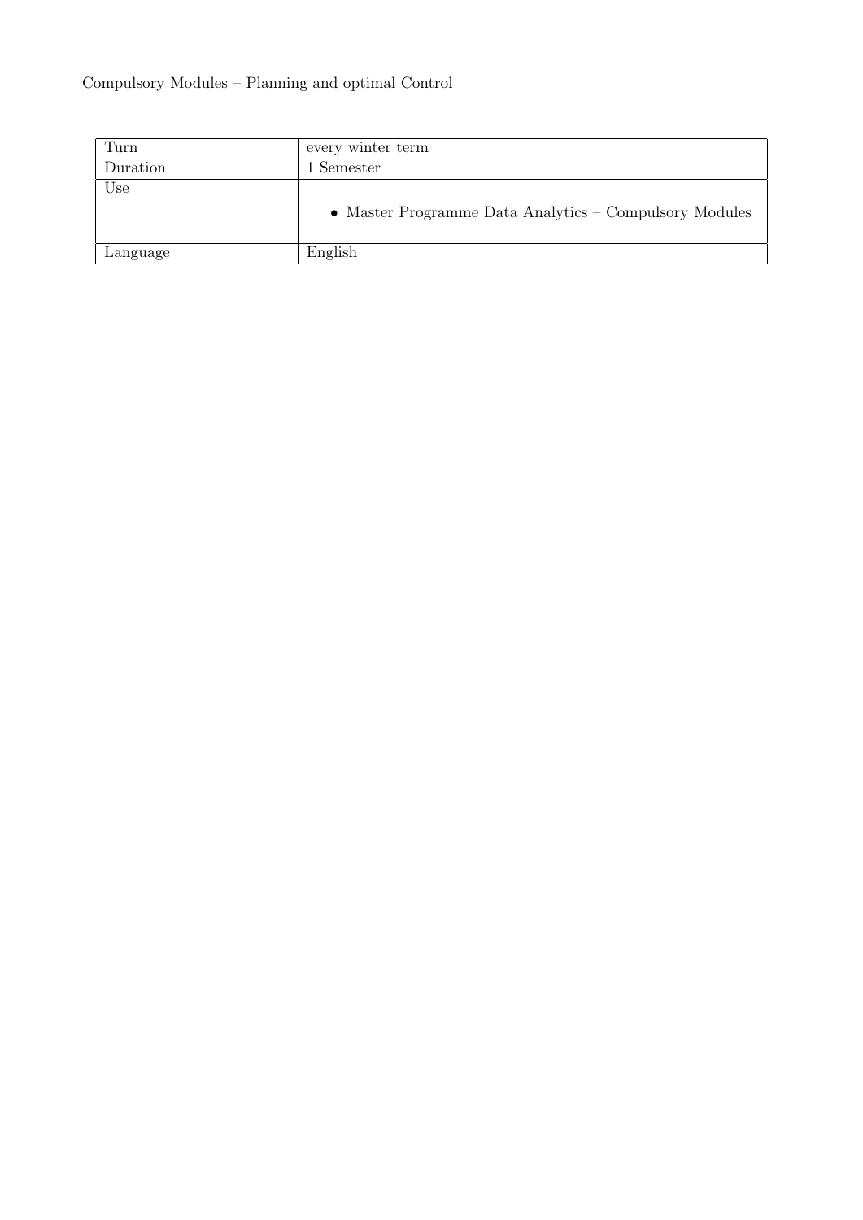| Turn | every winter term |
| --- | --- |
| Duration | 1 Semester |
| Use | • Master Programme Data Analytics – Compulsory Modules |
| Language | English |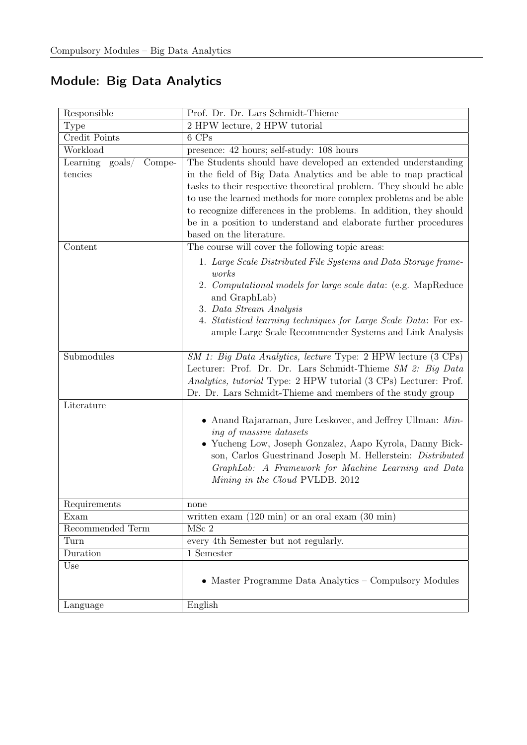## Module: Big Data Analytics

| | |
|---|---|
| Responsible | Prof. Dr. Dr. Lars Schmidt-Thieme |
| Type | 2 HPW lecture, 2 HPW tutorial |
| Credit Points | 6 CPs |
| Workload | presence: 42 hours; self-study: 108 hours |
| Learning goals/ Competencies | The Students should have developed an extended understanding in the field of Big Data Analytics and be able to map practical tasks to their respective theoretical problem. They should be able to use the learned methods for more complex problems and be able to recognize differences in the problems. In addition, they should be in a position to understand and elaborate further procedures based on the literature. |
| Content | The course will cover the following topic areas: 1. *Large Scale Distributed File Systems and Data Storage frameworks* 2. *Computational models for large scale data*: (e.g. MapReduce and GraphLab) 3. *Data Stream Analysis* 4. *Statistical learning techniques for Large Scale Data*: For example Large Scale Recommender Systems and Link Analysis |
| Submodules | *SM 1: Big Data Analytics, lecture* Type: 2 HPW lecture (3 CPs) Lecturer: Prof. Dr. Dr. Lars Schmidt-Thieme *SM 2: Big Data Analytics, tutorial* Type: 2 HPW tutorial (3 CPs) Lecturer: Prof. Dr. Dr. Lars Schmidt-Thieme and members of the study group |
| Literature | • Anand Rajaraman, Jure Leskovec, and Jeffrey Ullman: *Mining of massive datasets* • Yucheng Low, Joseph Gonzalez, Aapo Kyrola, Danny Bickson, Carlos Guestrinand Joseph M. Hellerstein: *Distributed GraphLab: A Framework for Machine Learning and Data Mining in the Cloud* PVLDB. 2012 |
| Requirements | none |
| Exam | written exam (120 min) or an oral exam (30 min) |
| Recommended Term | MSc 2 |
| Turn | every 4th Semester but not regularly. |
| Duration | 1 Semester |
| Use | • Master Programme Data Analytics – Compulsory Modules |
| Language | English |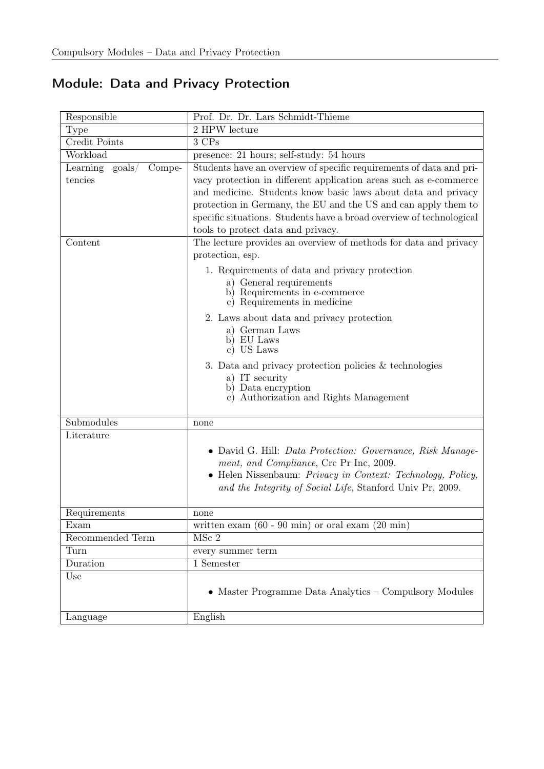## Module: Data and Privacy Protection

| | |
|---|---|
| Responsible | Prof. Dr. Dr. Lars Schmidt-Thieme |
| Type | 2 HPW lecture |
| Credit Points | 3 CPs |
| Workload | presence: 21 hours; self-study: 54 hours |
| Learning goals/ Competencies | Students have an overview of specific requirements of data and privacy protection in different application areas such as e-commerce and medicine. Students know basic laws about data and privacy protection in Germany, the EU and the US and can apply them to specific situations. Students have a broad overview of technological tools to protect data and privacy. |
| Content | The lecture provides an overview of methods for data and privacy protection, esp.<br><br>1. Requirements of data and privacy protection<br>a) General requirements<br>b) Requirements in e-commerce<br>c) Requirements in medicine<br><br>2. Laws about data and privacy protection<br>a) German Laws<br>b) EU Laws<br>c) US Laws<br><br>3. Data and privacy protection policies & technologies<br>a) IT security<br>b) Data encryption<br>c) Authorization and Rights Management |
| Submodules | none |
| Literature | • David G. Hill: *Data Protection: Governance, Risk Management, and Compliance*, Crc Pr Inc, 2009.<br>• Helen Nissenbaum: *Privacy in Context: Technology, Policy, and the Integrity of Social Life*, Stanford Univ Pr, 2009. |
| Requirements | none |
| Exam | written exam (60 - 90 min) or oral exam (20 min) |
| Recommended Term | MSc 2 |
| Turn | every summer term |
| Duration | 1 Semester |
| Use | • Master Programme Data Analytics – Compulsory Modules |
| Language | English |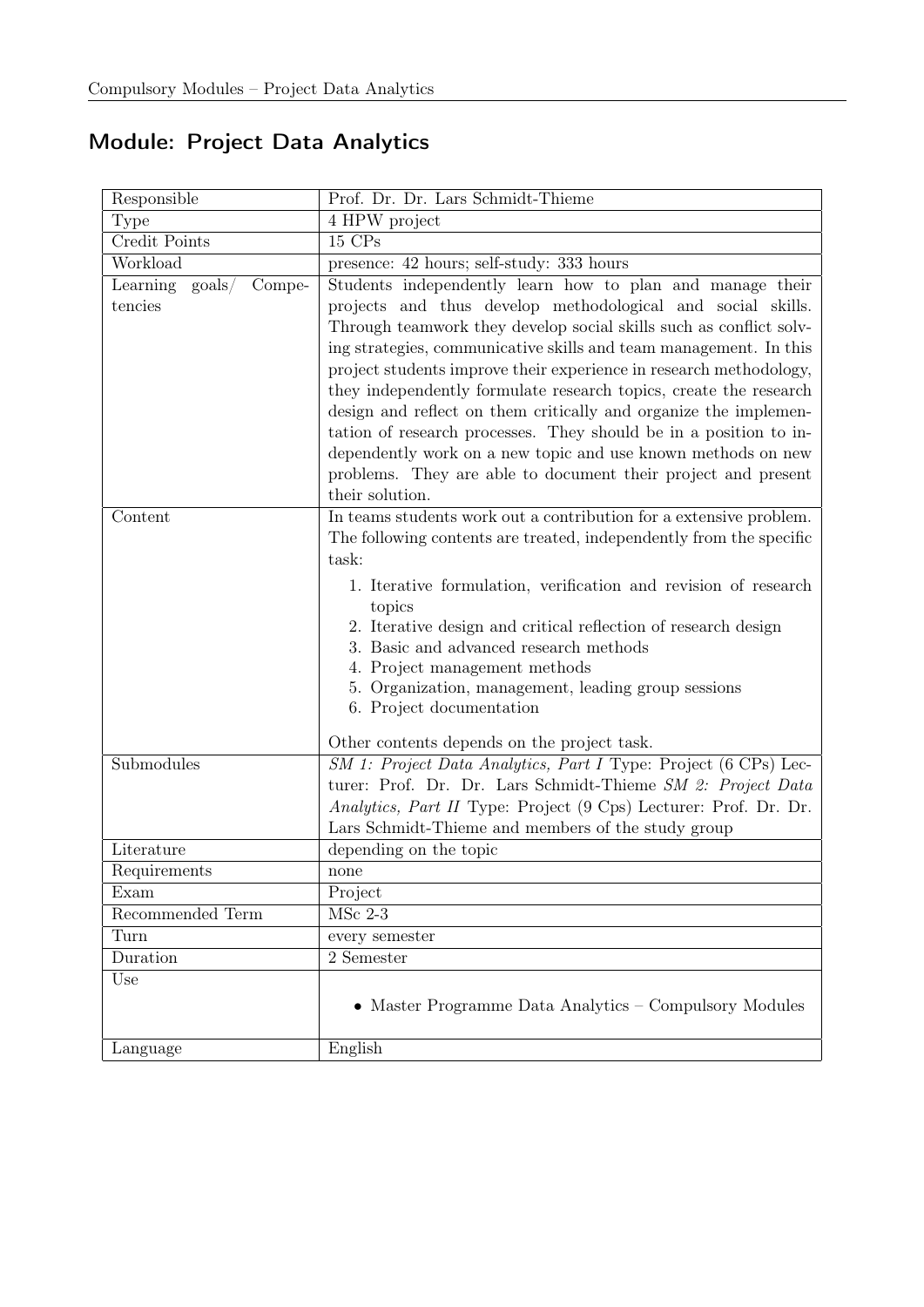## Module: Project Data Analytics

| | |
|---|---|
| Responsible | Prof. Dr. Dr. Lars Schmidt-Thieme |
| Type | 4 HPW project |
| Credit Points | 15 CPs |
| Workload | presence: 42 hours; self-study: 333 hours |
| Learning goals/ Competencies | Students independently learn how to plan and manage their projects and thus develop methodological and social skills. Through teamwork they develop social skills such as conflict solving strategies, communicative skills and team management. In this project students improve their experience in research methodology, they independently formulate research topics, create the research design and reflect on them critically and organize the implementation of research processes. They should be in a position to independently work on a new topic and use known methods on new problems. They are able to document their project and present their solution. |
| Content | In teams students work out a contribution for a extensive problem. The following contents are treated, independently from the specific task:<br>1. Iterative formulation, verification and revision of research topics<br>2. Iterative design and critical reflection of research design<br>3. Basic and advanced research methods<br>4. Project management methods<br>5. Organization, management, leading group sessions<br>6. Project documentation<br><br>Other contents depends on the project task. |
| Submodules | *SM 1: Project Data Analytics, Part I* Type: Project (6 CPs) Lecturer: Prof. Dr. Dr. Lars Schmidt-Thieme *SM 2: Project Data Analytics, Part II* Type: Project (9 Cps) Lecturer: Prof. Dr. Dr. Lars Schmidt-Thieme and members of the study group |
| Literature | depending on the topic |
| Requirements | none |
| Exam | Project |
| Recommended Term | MSc 2-3 |
| Turn | every semester |
| Duration | 2 Semester |
| Use | • Master Programme Data Analytics – Compulsory Modules |
| Language | English |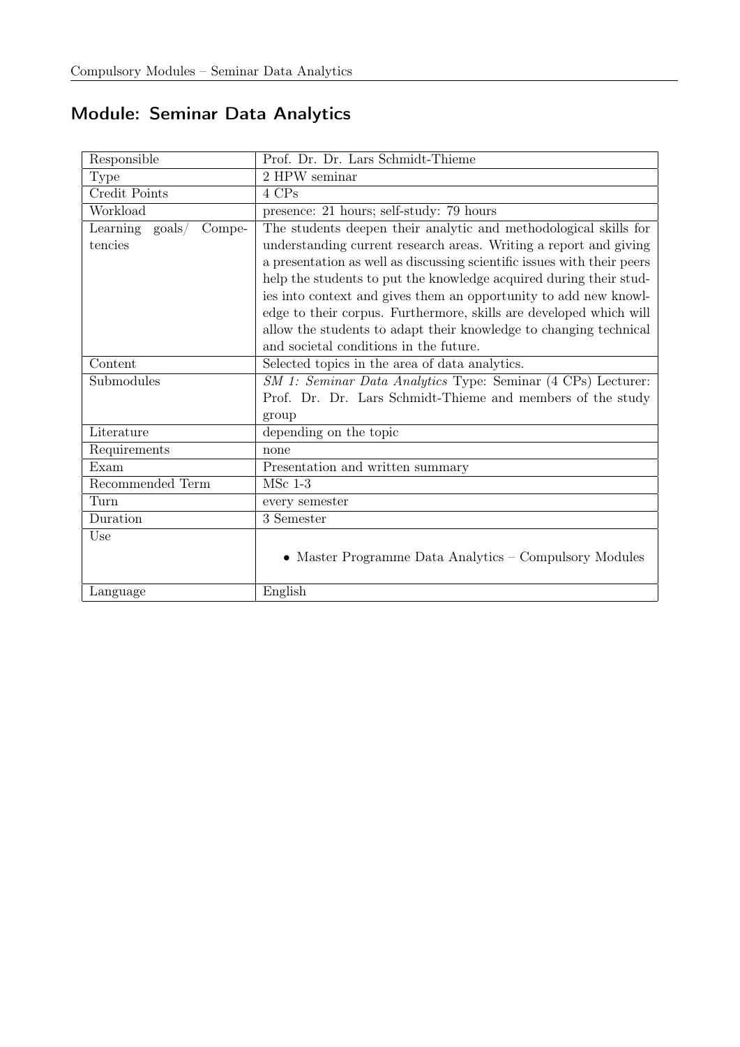## Module: Seminar Data Analytics

| | |
|---|---|
| Responsible | Prof. Dr. Dr. Lars Schmidt-Thieme |
| Type | 2 HPW seminar |
| Credit Points | 4 CPs |
| Workload | presence: 21 hours; self-study: 79 hours |
| Learning goals/ Competencies | The students deepen their analytic and methodological skills for understanding current research areas. Writing a report and giving a presentation as well as discussing scientific issues with their peers help the students to put the knowledge acquired during their studies into context and gives them an opportunity to add new knowledge to their corpus. Furthermore, skills are developed which will allow the students to adapt their knowledge to changing technical and societal conditions in the future. |
| Content | Selected topics in the area of data analytics. |
| Submodules | *SM 1: Seminar Data Analytics* Type: Seminar (4 CPs) Lecturer: Prof. Dr. Dr. Lars Schmidt-Thieme and members of the study group |
| Literature | depending on the topic |
| Requirements | none |
| Exam | Presentation and written summary |
| Recommended Term | MSc 1-3 |
| Turn | every semester |
| Duration | 3 Semester |
| Use | • Master Programme Data Analytics – Compulsory Modules |
| Language | English |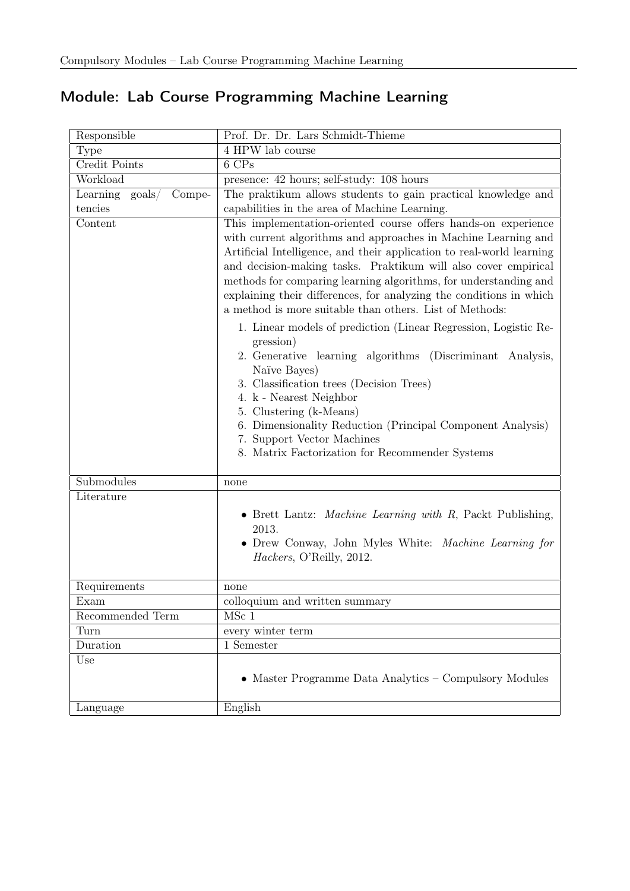## Module: Lab Course Programming Machine Learning

| | |
|---|---|
| Responsible | Prof. Dr. Dr. Lars Schmidt-Thieme |
| Type | 4 HPW lab course |
| Credit Points | 6 CPs |
| Workload | presence: 42 hours; self-study: 108 hours |
| Learning goals/ Competencies | The praktikum allows students to gain practical knowledge and capabilities in the area of Machine Learning. |
| Content | This implementation-oriented course offers hands-on experience with current algorithms and approaches in Machine Learning and Artificial Intelligence, and their application to real-world learning and decision-making tasks. Praktikum will also cover empirical methods for comparing learning algorithms, for understanding and explaining their differences, for analyzing the conditions in which a method is more suitable than others. List of Methods: 1. Linear models of prediction (Linear Regression, Logistic Regression) 2. Generative learning algorithms (Discriminant Analysis, Naïve Bayes) 3. Classification trees (Decision Trees) 4. k - Nearest Neighbor 5. Clustering (k-Means) 6. Dimensionality Reduction (Principal Component Analysis) 7. Support Vector Machines 8. Matrix Factorization for Recommender Systems |
| Submodules | none |
| Literature | • Brett Lantz: *Machine Learning with R*, Packt Publishing, 2013. • Drew Conway, John Myles White: *Machine Learning for Hackers*, O'Reilly, 2012. |
| Requirements | none |
| Exam | colloquium and written summary |
| Recommended Term | MSc 1 |
| Turn | every winter term |
| Duration | 1 Semester |
| Use | • Master Programme Data Analytics – Compulsory Modules |
| Language | English |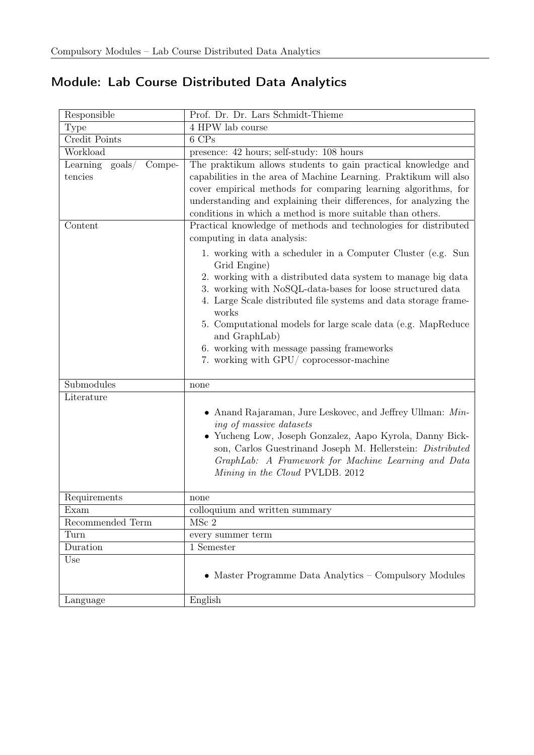## Module: Lab Course Distributed Data Analytics

| | |
|---|---|
| Responsible | Prof. Dr. Dr. Lars Schmidt-Thieme |
| Type | 4 HPW lab course |
| Credit Points | 6 CPs |
| Workload | presence: 42 hours; self-study: 108 hours |
| Learning goals/ Competencies | The praktikum allows students to gain practical knowledge and capabilities in the area of Machine Learning. Praktikum will also cover empirical methods for comparing learning algorithms, for understanding and explaining their differences, for analyzing the conditions in which a method is more suitable than others. |
| Content | Practical knowledge of methods and technologies for distributed computing in data analysis:<br>1. working with a scheduler in a Computer Cluster (e.g. Sun Grid Engine)<br>2. working with a distributed data system to manage big data<br>3. working with NoSQL-data-bases for loose structured data<br>4. Large Scale distributed file systems and data storage frameworks<br>5. Computational models for large scale data (e.g. MapReduce and GraphLab)<br>6. working with message passing frameworks<br>7. working with GPU/ coprocessor-machine |
| Submodules | none |
| Literature | • Anand Rajaraman, Jure Leskovec, and Jeffrey Ullman: *Mining of massive datasets*<br>• Yucheng Low, Joseph Gonzalez, Aapo Kyrola, Danny Bickson, Carlos Guestrinand Joseph M. Hellerstein: *Distributed GraphLab: A Framework for Machine Learning and Data Mining in the Cloud* PVLDB. 2012 |
| Requirements | none |
| Exam | colloquium and written summary |
| Recommended Term | MSc 2 |
| Turn | every summer term |
| Duration | 1 Semester |
| Use | • Master Programme Data Analytics – Compulsory Modules |
| Language | English |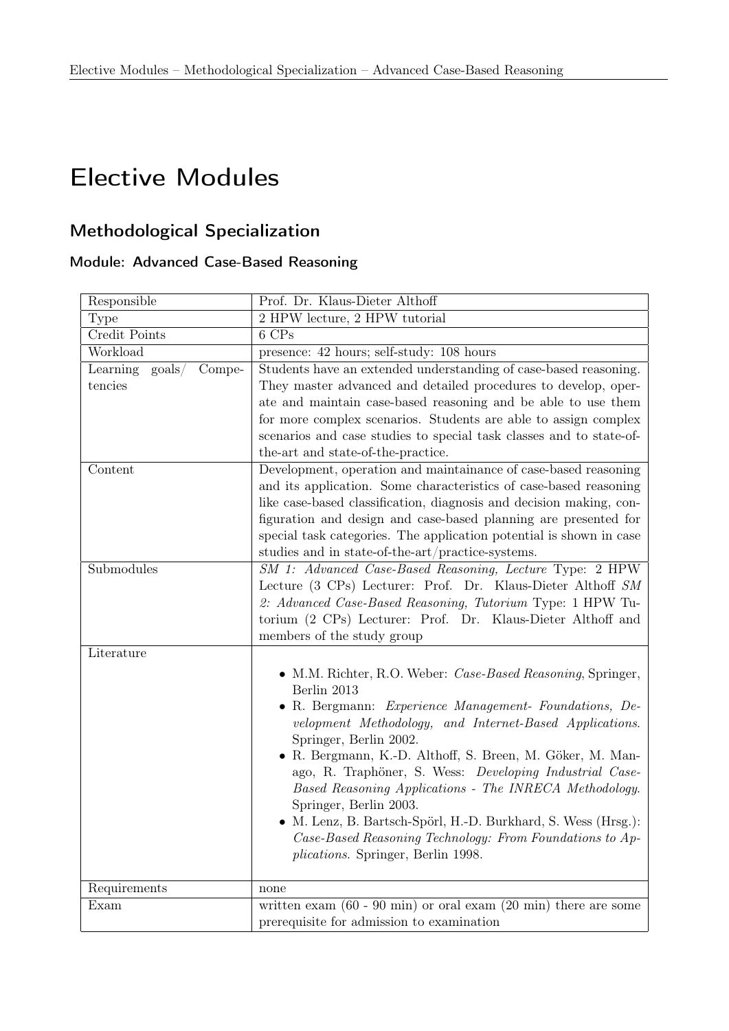# Elective Modules

## Methodological Specialization

### Module: Advanced Case-Based Reasoning

| Responsible | Prof. Dr. Klaus-Dieter Althoff |
|---|---|
| Type | 2 HPW lecture, 2 HPW tutorial |
| Credit Points | 6 CPs |
| Workload | presence: 42 hours; self-study: 108 hours |
| Learning goals/ Competencies | Students have an extended understanding of case-based reasoning. They master advanced and detailed procedures to develop, operate and maintain case-based reasoning and be able to use them for more complex scenarios. Students are able to assign complex scenarios and case studies to special task classes and to state-of-the-art and state-of-the-practice. |
| Content | Development, operation and maintainance of case-based reasoning and its application. Some characteristics of case-based reasoning like case-based classification, diagnosis and decision making, configuration and design and case-based planning are presented for special task categories. The application potential is shown in case studies and in state-of-the-art/practice-systems. |
| Submodules | *SM 1: Advanced Case-Based Reasoning, Lecture* Type: 2 HPW Lecture (3 CPs) Lecturer: Prof. Dr. Klaus-Dieter Althoff *SM 2: Advanced Case-Based Reasoning, Tutorium* Type: 1 HPW Tutorium (2 CPs) Lecturer: Prof. Dr. Klaus-Dieter Althoff and members of the study group |
| Literature | • M.M. Richter, R.O. Weber: *Case-Based Reasoning*, Springer, Berlin 2013<br>• R. Bergmann: *Experience Management- Foundations, Development Methodology, and Internet-Based Applications*. Springer, Berlin 2002.<br>• R. Bergmann, K.-D. Althoff, S. Breen, M. Göker, M. Manago, R. Traphöner, S. Wess: *Developing Industrial Case-Based Reasoning Applications - The INRECA Methodology*. Springer, Berlin 2003.<br>• M. Lenz, B. Bartsch-Spörl, H.-D. Burkhard, S. Wess (Hrsg.): *Case-Based Reasoning Technology: From Foundations to Applications*. Springer, Berlin 1998. |
| Requirements | none |
| Exam | written exam (60 - 90 min) or oral exam (20 min) there are some prerequisite for admission to examination |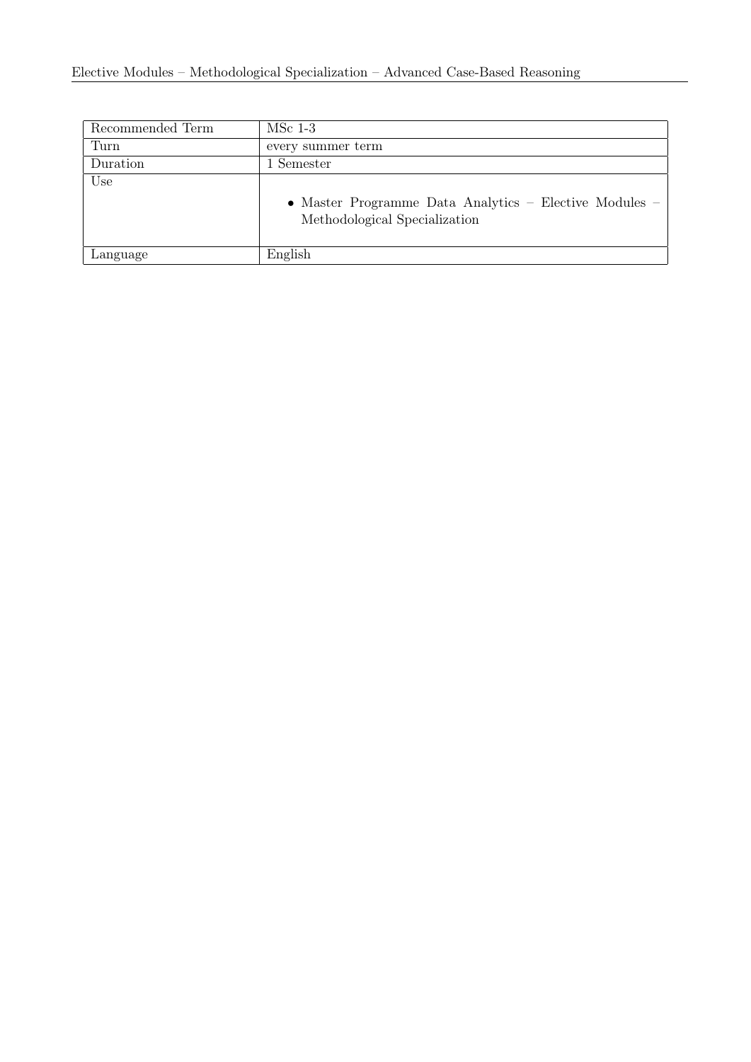| Recommended Term | MSc 1-3 |
| --- | --- |
| Turn | every summer term |
| Duration | 1 Semester |
| Use | • Master Programme Data Analytics – Elective Modules – Methodological Specialization |
| Language | English |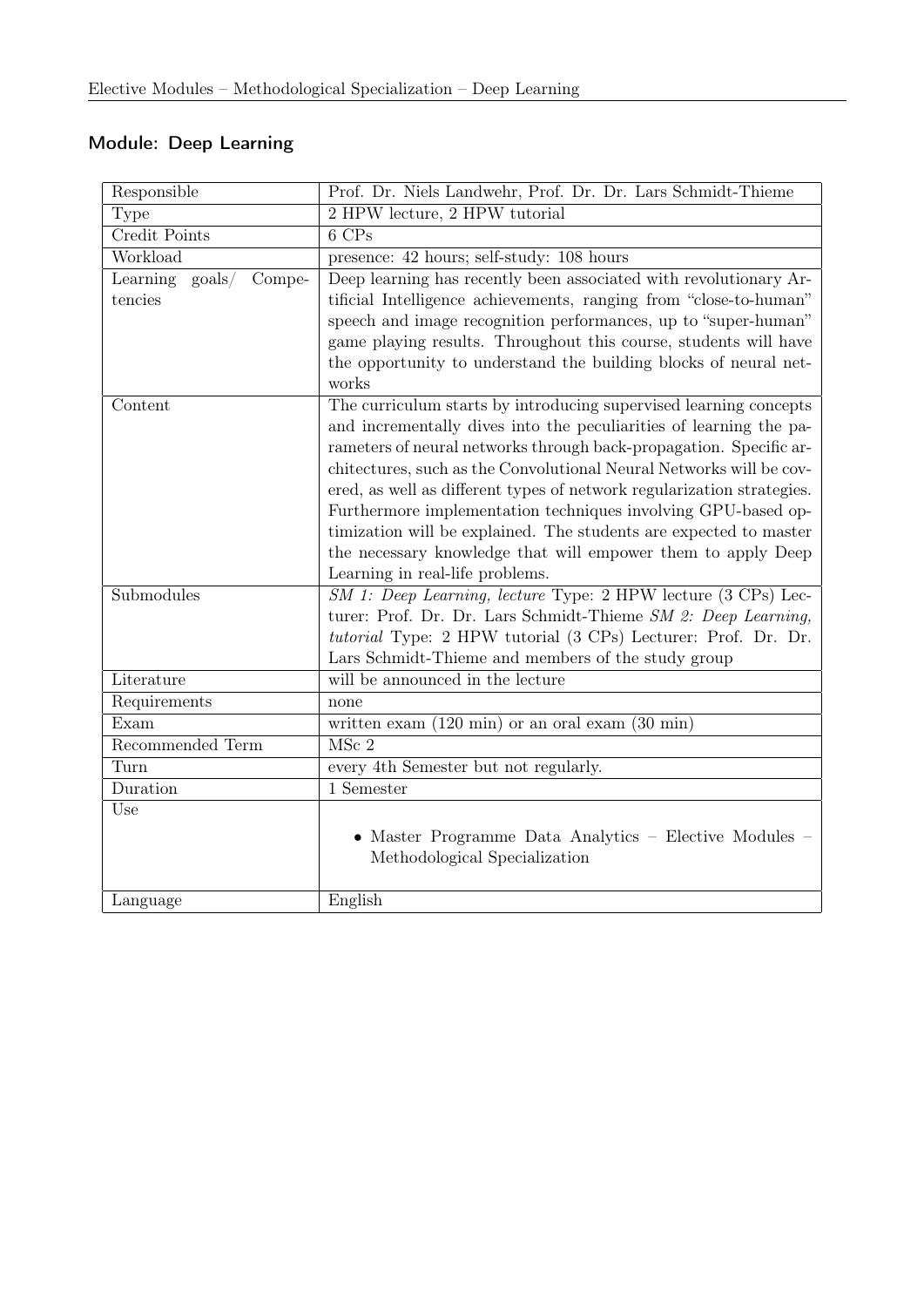## Module: Deep Learning

| Responsible | Prof. Dr. Niels Landwehr, Prof. Dr. Dr. Lars Schmidt-Thieme |
|---|---|
| Type | 2 HPW lecture, 2 HPW tutorial |
| Credit Points | 6 CPs |
| Workload | presence: 42 hours; self-study: 108 hours |
| Learning goals/ Competencies | Deep learning has recently been associated with revolutionary Artificial Intelligence achievements, ranging from "close-to-human" speech and image recognition performances, up to "super-human" game playing results. Throughout this course, students will have the opportunity to understand the building blocks of neural networks |
| Content | The curriculum starts by introducing supervised learning concepts and incrementally dives into the peculiarities of learning the parameters of neural networks through back-propagation. Specific architectures, such as the Convolutional Neural Networks will be covered, as well as different types of network regularization strategies. Furthermore implementation techniques involving GPU-based optimization will be explained. The students are expected to master the necessary knowledge that will empower them to apply Deep Learning in real-life problems. |
| Submodules | *SM 1: Deep Learning, lecture* Type: 2 HPW lecture (3 CPs) Lecturer: Prof. Dr. Dr. Lars Schmidt-Thieme *SM 2: Deep Learning, tutorial* Type: 2 HPW tutorial (3 CPs) Lecturer: Prof. Dr. Dr. Lars Schmidt-Thieme and members of the study group |
| Literature | will be announced in the lecture |
| Requirements | none |
| Exam | written exam (120 min) or an oral exam (30 min) |
| Recommended Term | MSc 2 |
| Turn | every 4th Semester but not regularly. |
| Duration | 1 Semester |
| Use | • Master Programme Data Analytics – Elective Modules – Methodological Specialization |
| Language | English |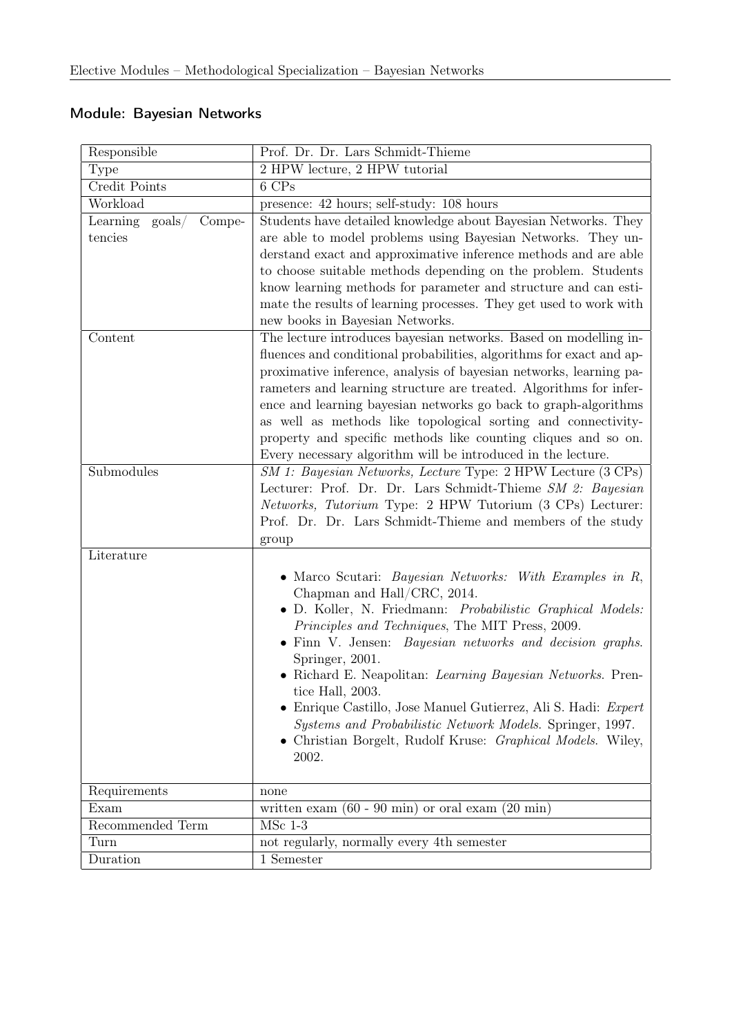## Module: Bayesian Networks

| | |
|---|---|
| Responsible | Prof. Dr. Dr. Lars Schmidt-Thieme |
| Type | 2 HPW lecture, 2 HPW tutorial |
| Credit Points | 6 CPs |
| Workload | presence: 42 hours; self-study: 108 hours |
| Learning goals/ Competencies | Students have detailed knowledge about Bayesian Networks. They are able to model problems using Bayesian Networks. They understand exact and approximative inference methods and are able to choose suitable methods depending on the problem. Students know learning methods for parameter and structure and can estimate the results of learning processes. They get used to work with new books in Bayesian Networks. |
| Content | The lecture introduces bayesian networks. Based on modelling influences and conditional probabilities, algorithms for exact and approximative inference, analysis of bayesian networks, learning parameters and learning structure are treated. Algorithms for inference and learning bayesian networks go back to graph-algorithms as well as methods like topological sorting and connectivity-property and specific methods like counting cliques and so on. Every necessary algorithm will be introduced in the lecture. |
| Submodules | *SM 1: Bayesian Networks, Lecture* Type: 2 HPW Lecture (3 CPs) Lecturer: Prof. Dr. Dr. Lars Schmidt-Thieme *SM 2: Bayesian Networks, Tutorium* Type: 2 HPW Tutorium (3 CPs) Lecturer: Prof. Dr. Dr. Lars Schmidt-Thieme and members of the study group |
| Literature | • Marco Scutari: *Bayesian Networks: With Examples in R*, Chapman and Hall/CRC, 2014.<br>• D. Koller, N. Friedmann: *Probabilistic Graphical Models: Principles and Techniques*, The MIT Press, 2009.<br>• Finn V. Jensen: *Bayesian networks and decision graphs*. Springer, 2001.<br>• Richard E. Neapolitan: *Learning Bayesian Networks*. Prentice Hall, 2003.<br>• Enrique Castillo, Jose Manuel Gutierrez, Ali S. Hadi: *Expert Systems and Probabilistic Network Models*. Springer, 1997.<br>• Christian Borgelt, Rudolf Kruse: *Graphical Models*. Wiley, 2002. |
| Requirements | none |
| Exam | written exam (60 - 90 min) or oral exam (20 min) |
| Recommended Term | MSc 1-3 |
| Turn | not regularly, normally every 4th semester |
| Duration | 1 Semester |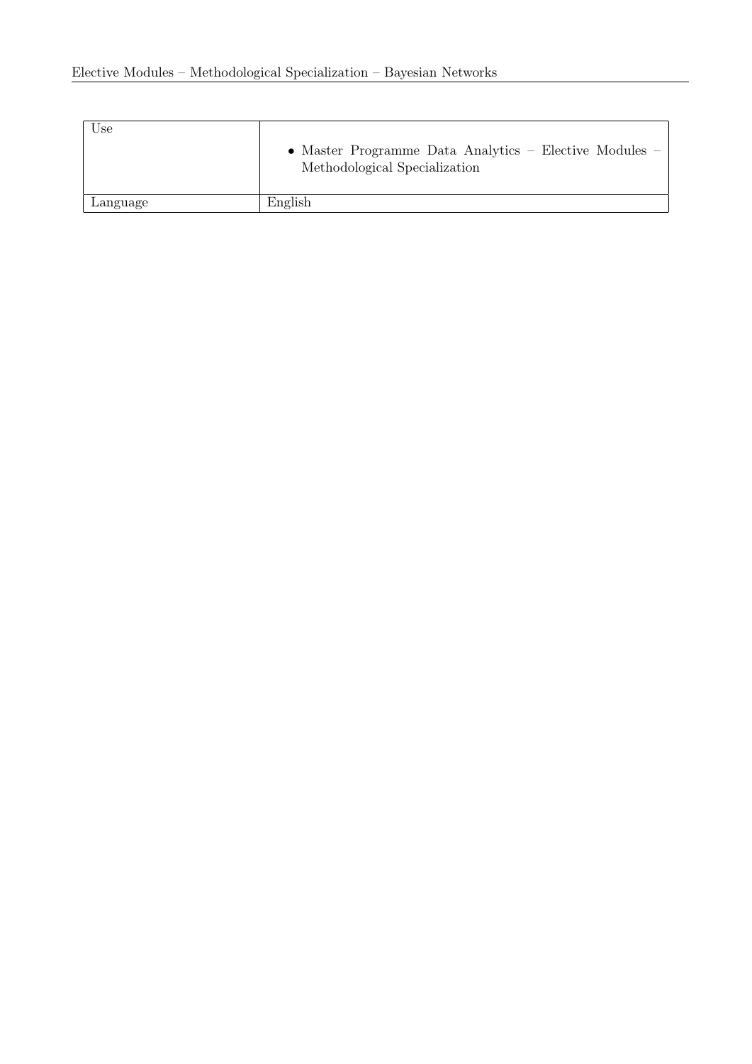| | |
|---|---|
| Use | • Master Programme Data Analytics – Elective Modules – Methodological Specialization |
| Language | English |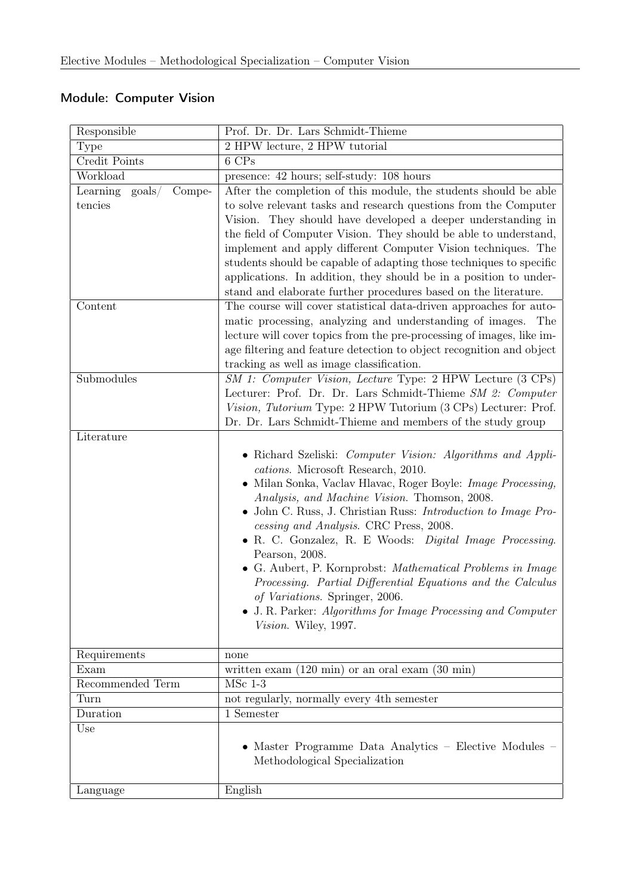## Module: Computer Vision

| | |
|---|---|
| Responsible | Prof. Dr. Dr. Lars Schmidt-Thieme |
| Type | 2 HPW lecture, 2 HPW tutorial |
| Credit Points | 6 CPs |
| Workload | presence: 42 hours; self-study: 108 hours |
| Learning goals/ Competencies | After the completion of this module, the students should be able to solve relevant tasks and research questions from the Computer Vision. They should have developed a deeper understanding in the field of Computer Vision. They should be able to understand, implement and apply different Computer Vision techniques. The students should be capable of adapting those techniques to specific applications. In addition, they should be in a position to understand and elaborate further procedures based on the literature. |
| Content | The course will cover statistical data-driven approaches for automatic processing, analyzing and understanding of images. The lecture will cover topics from the pre-processing of images, like image filtering and feature detection to object recognition and object tracking as well as image classification. |
| Submodules | *SM 1: Computer Vision, Lecture* Type: 2 HPW Lecture (3 CPs) Lecturer: Prof. Dr. Dr. Lars Schmidt-Thieme *SM 2: Computer Vision, Tutorium* Type: 2 HPW Tutorium (3 CPs) Lecturer: Prof. Dr. Dr. Lars Schmidt-Thieme and members of the study group |
| Literature | • Richard Szeliski: *Computer Vision: Algorithms and Applications*. Microsoft Research, 2010.<br>• Milan Sonka, Vaclav Hlavac, Roger Boyle: *Image Processing, Analysis, and Machine Vision*. Thomson, 2008.<br>• John C. Russ, J. Christian Russ: *Introduction to Image Processing and Analysis*. CRC Press, 2008.<br>• R. C. Gonzalez, R. E Woods: *Digital Image Processing*. Pearson, 2008.<br>• G. Aubert, P. Kornprobst: *Mathematical Problems in Image Processing. Partial Differential Equations and the Calculus of Variations*. Springer, 2006.<br>• J. R. Parker: *Algorithms for Image Processing and Computer Vision*. Wiley, 1997. |
| Requirements | none |
| Exam | written exam (120 min) or an oral exam (30 min) |
| Recommended Term | MSc 1-3 |
| Turn | not regularly, normally every 4th semester |
| Duration | 1 Semester |
| Use | • Master Programme Data Analytics – Elective Modules – Methodological Specialization |
| Language | English |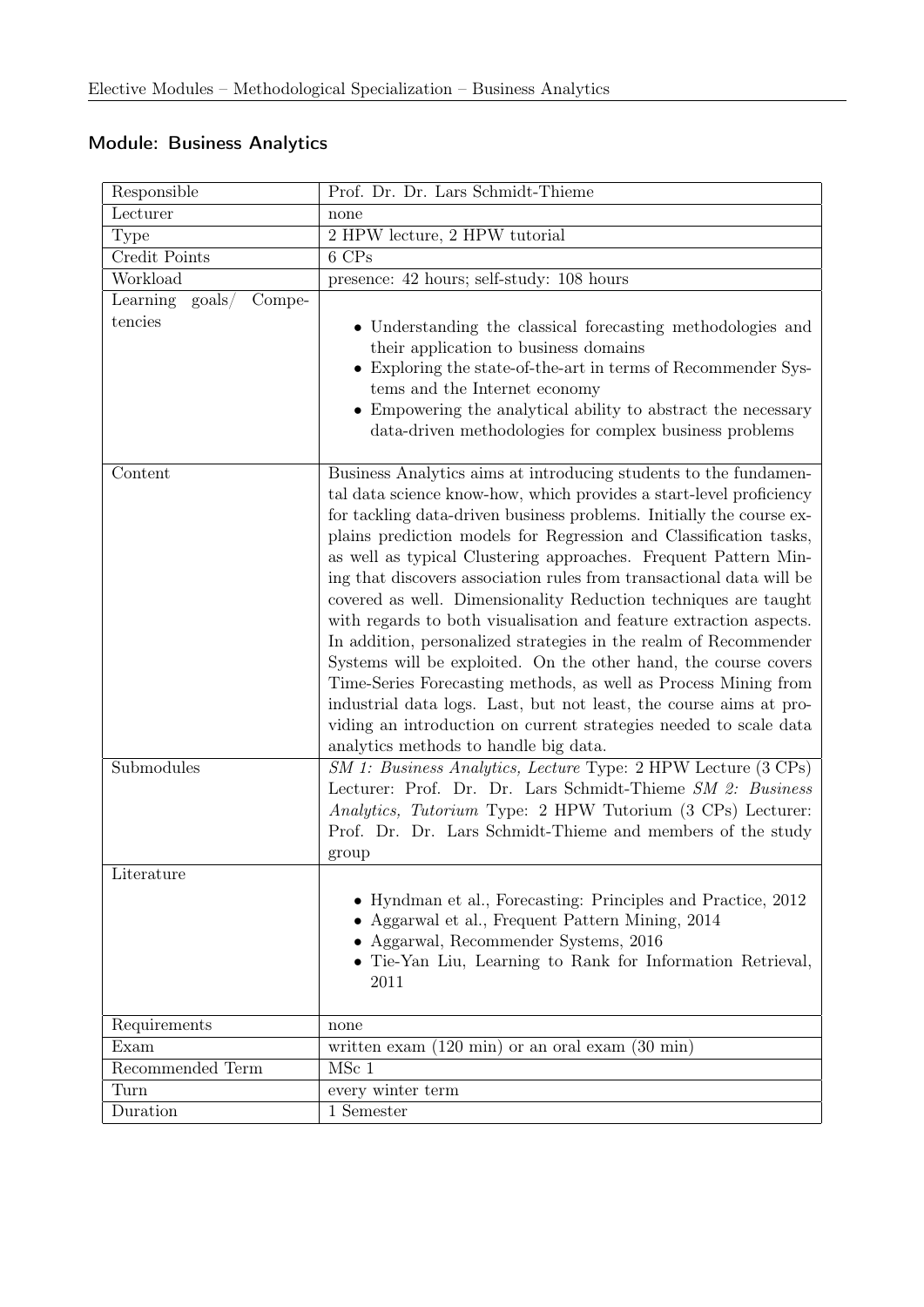## Module: Business Analytics

| | |
|---|---|
| Responsible | Prof. Dr. Dr. Lars Schmidt-Thieme |
| Lecturer | none |
| Type | 2 HPW lecture, 2 HPW tutorial |
| Credit Points | 6 CPs |
| Workload | presence: 42 hours; self-study: 108 hours |
| Learning goals/ Competencies | • Understanding the classical forecasting methodologies and their application to business domains<br>• Exploring the state-of-the-art in terms of Recommender Systems and the Internet economy<br>• Empowering the analytical ability to abstract the necessary data-driven methodologies for complex business problems |
| Content | Business Analytics aims at introducing students to the fundamental data science know-how, which provides a start-level proficiency for tackling data-driven business problems. Initially the course explains prediction models for Regression and Classification tasks, as well as typical Clustering approaches. Frequent Pattern Mining that discovers association rules from transactional data will be covered as well. Dimensionality Reduction techniques are taught with regards to both visualisation and feature extraction aspects. In addition, personalized strategies in the realm of Recommender Systems will be exploited. On the other hand, the course covers Time-Series Forecasting methods, as well as Process Mining from industrial data logs. Last, but not least, the course aims at providing an introduction on current strategies needed to scale data analytics methods to handle big data. |
| Submodules | *SM 1: Business Analytics, Lecture* Type: 2 HPW Lecture (3 CPs) Lecturer: Prof. Dr. Dr. Lars Schmidt-Thieme *SM 2: Business Analytics, Tutorium* Type: 2 HPW Tutorium (3 CPs) Lecturer: Prof. Dr. Dr. Lars Schmidt-Thieme and members of the study group |
| Literature | • Hyndman et al., Forecasting: Principles and Practice, 2012<br>• Aggarwal et al., Frequent Pattern Mining, 2014<br>• Aggarwal, Recommender Systems, 2016<br>• Tie-Yan Liu, Learning to Rank for Information Retrieval, 2011 |
| Requirements | none |
| Exam | written exam (120 min) or an oral exam (30 min) |
| Recommended Term | MSc 1 |
| Turn | every winter term |
| Duration | 1 Semester |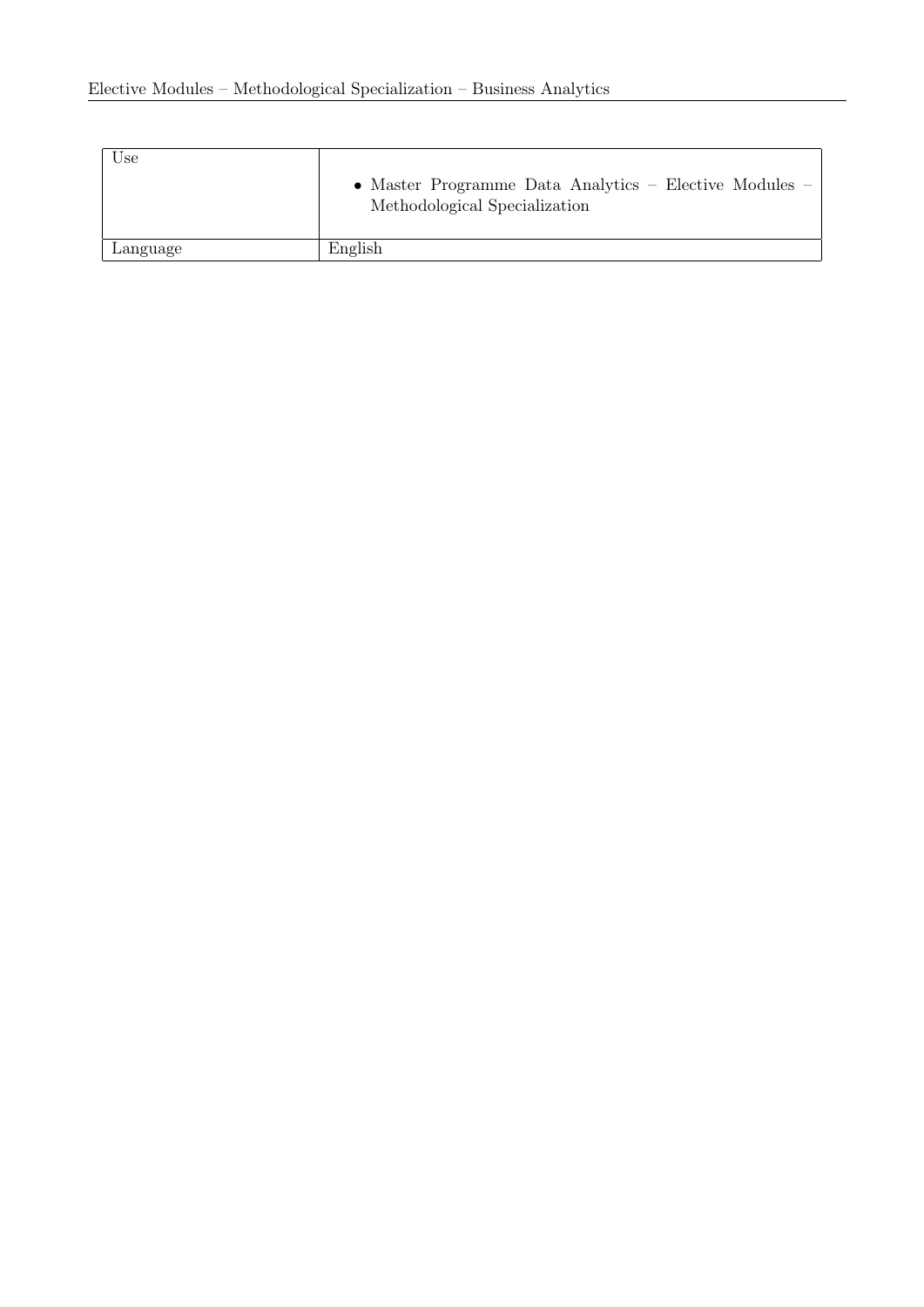| Use | • Master Programme Data Analytics – Elective Modules – Methodological Specialization |
|---|---|
| Language | English |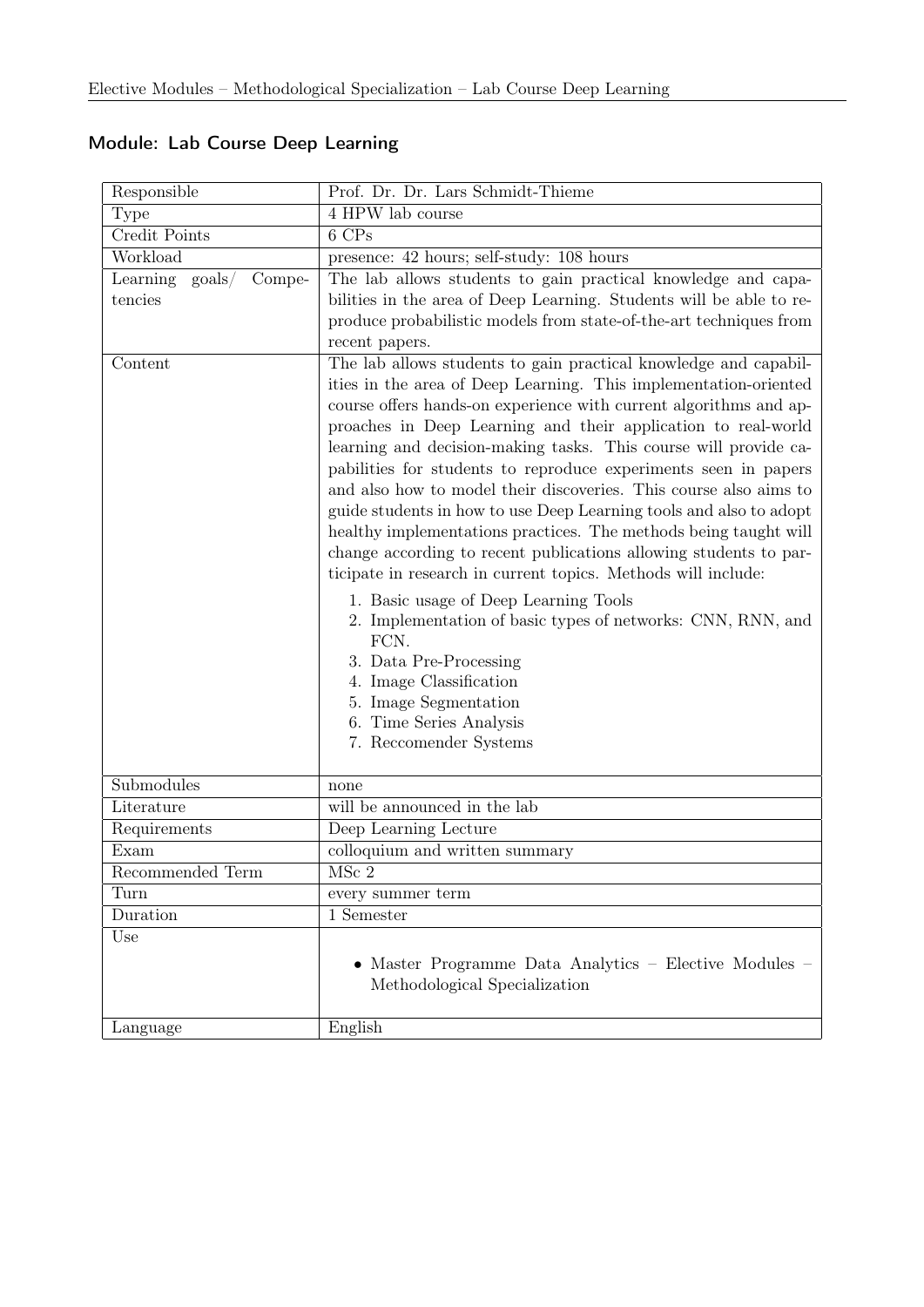## Module: Lab Course Deep Learning

| Responsible | Prof. Dr. Dr. Lars Schmidt-Thieme |
|---|---|
| Type | 4 HPW lab course |
| Credit Points | 6 CPs |
| Workload | presence: 42 hours; self-study: 108 hours |
| Learning goals/ Competencies | The lab allows students to gain practical knowledge and capabilities in the area of Deep Learning. Students will be able to reproduce probabilistic models from state-of-the-art techniques from recent papers. |
| Content | The lab allows students to gain practical knowledge and capabilities in the area of Deep Learning. This implementation-oriented course offers hands-on experience with current algorithms and approaches in Deep Learning and their application to real-world learning and decision-making tasks. This course will provide capabilities for students to reproduce experiments seen in papers and also how to model their discoveries. This course also aims to guide students in how to use Deep Learning tools and also to adopt healthy implementations practices. The methods being taught will change according to recent publications allowing students to participate in research in current topics. Methods will include:<br>1. Basic usage of Deep Learning Tools<br>2. Implementation of basic types of networks: CNN, RNN, and FCN.<br>3. Data Pre-Processing<br>4. Image Classification<br>5. Image Segmentation<br>6. Time Series Analysis<br>7. Reccomender Systems |
| Submodules | none |
| Literature | will be announced in the lab |
| Requirements | Deep Learning Lecture |
| Exam | colloquium and written summary |
| Recommended Term | MSc 2 |
| Turn | every summer term |
| Duration | 1 Semester |
| Use | • Master Programme Data Analytics – Elective Modules – Methodological Specialization |
| Language | English |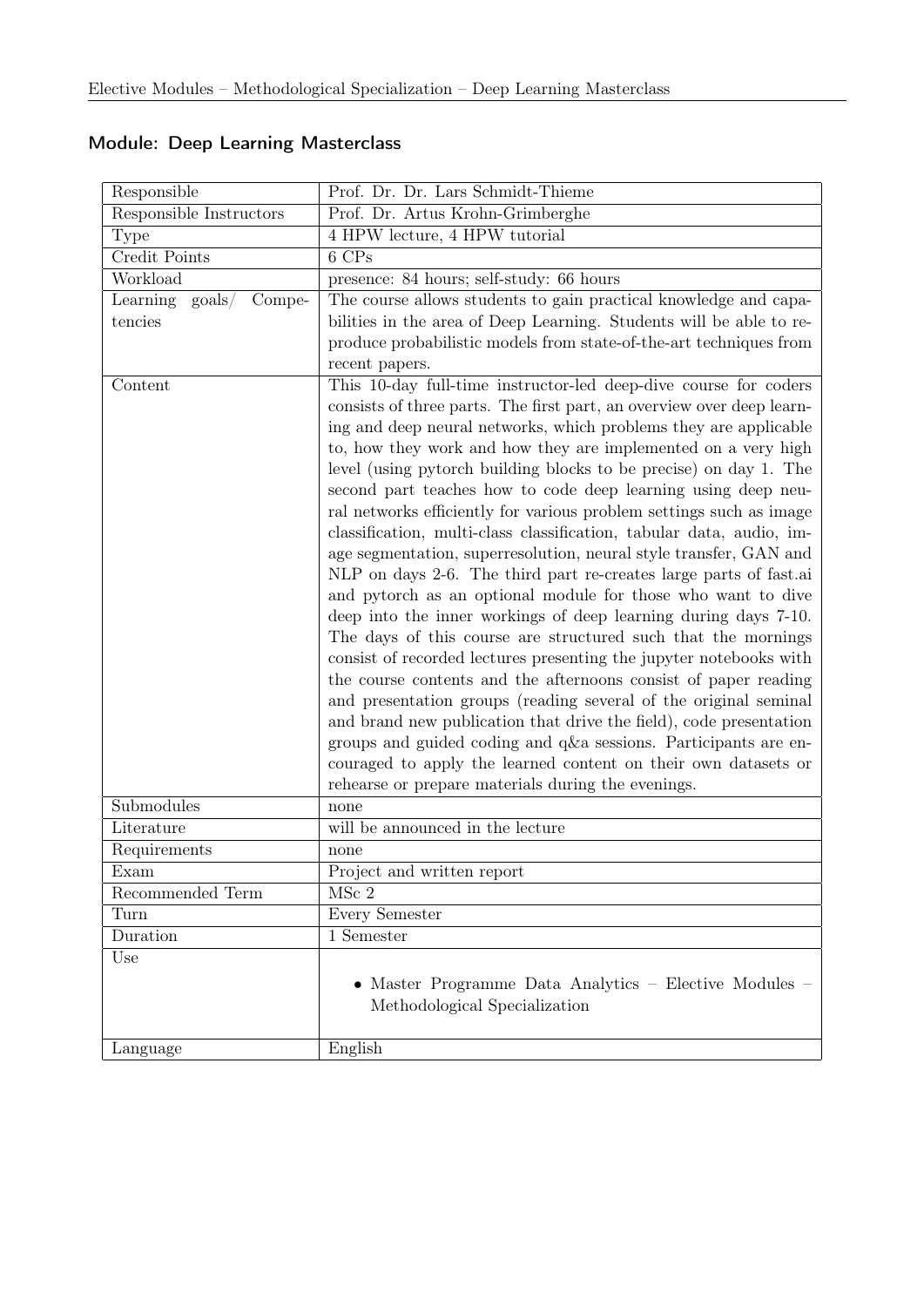## Module: Deep Learning Masterclass

| | |
|---|---|
| Responsible | Prof. Dr. Dr. Lars Schmidt-Thieme |
| Responsible Instructors | Prof. Dr. Artus Krohn-Grimberghe |
| Type | 4 HPW lecture, 4 HPW tutorial |
| Credit Points | 6 CPs |
| Workload | presence: 84 hours; self-study: 66 hours |
| Learning goals/ Competencies | The course allows students to gain practical knowledge and capabilities in the area of Deep Learning. Students will be able to reproduce probabilistic models from state-of-the-art techniques from recent papers. |
| Content | This 10-day full-time instructor-led deep-dive course for coders consists of three parts. The first part, an overview over deep learning and deep neural networks, which problems they are applicable to, how they work and how they are implemented on a very high level (using pytorch building blocks to be precise) on day 1. The second part teaches how to code deep learning using deep neural networks efficiently for various problem settings such as image classification, multi-class classification, tabular data, audio, image segmentation, superresolution, neural style transfer, GAN and NLP on days 2-6. The third part re-creates large parts of fast.ai and pytorch as an optional module for those who want to dive deep into the inner workings of deep learning during days 7-10. The days of this course are structured such that the mornings consist of recorded lectures presenting the jupyter notebooks with the course contents and the afternoons consist of paper reading and presentation groups (reading several of the original seminal and brand new publication that drive the field), code presentation groups and guided coding and q&a sessions. Participants are encouraged to apply the learned content on their own datasets or rehearse or prepare materials during the evenings. |
| Submodules | none |
| Literature | will be announced in the lecture |
| Requirements | none |
| Exam | Project and written report |
| Recommended Term | MSc 2 |
| Turn | Every Semester |
| Duration | 1 Semester |
| Use | • Master Programme Data Analytics – Elective Modules – Methodological Specialization |
| Language | English |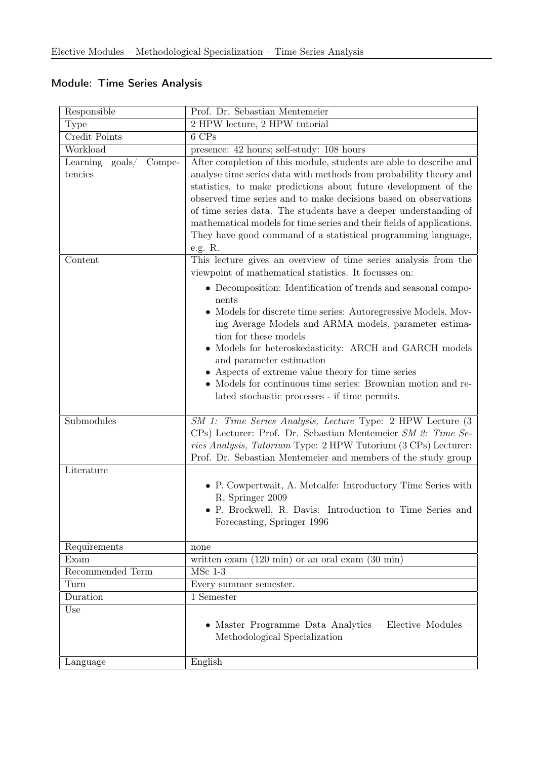## Module: Time Series Analysis

| | |
|---|---|
| Responsible | Prof. Dr. Sebastian Mentemeier |
| Type | 2 HPW lecture, 2 HPW tutorial |
| Credit Points | 6 CPs |
| Workload | presence: 42 hours; self-study: 108 hours |
| Learning goals/ Competencies | After completion of this module, students are able to describe and analyse time series data with methods from probability theory and statistics, to make predictions about future development of the observed time series and to make decisions based on observations of time series data. The students have a deeper understanding of mathematical models for time series and their fields of applications. They have good command of a statistical programming language, e.g. R. |
| Content | This lecture gives an overview of time series analysis from the viewpoint of mathematical statistics. It focusses on: <br> • Decomposition: Identification of trends and seasonal components <br> • Models for discrete time series: Autoregressive Models, Moving Average Models and ARMA models, parameter estimation for these models <br> • Models for heteroskedasticity: ARCH and GARCH models and parameter estimation <br> • Aspects of extreme value theory for time series <br> • Models for continuous time series: Brownian motion and related stochastic processes - if time permits. |
| Submodules | *SM 1: Time Series Analysis, Lecture* Type: 2 HPW Lecture (3 CPs) Lecturer: Prof. Dr. Sebastian Mentemeier *SM 2: Time Series Analysis, Tutorium* Type: 2 HPW Tutorium (3 CPs) Lecturer: Prof. Dr. Sebastian Mentemeier and members of the study group |
| Literature | • P. Cowpertwait, A. Metcalfe: Introductory Time Series with R, Springer 2009 <br> • P. Brockwell, R. Davis: Introduction to Time Series and Forecasting, Springer 1996 |
| Requirements | none |
| Exam | written exam (120 min) or an oral exam (30 min) |
| Recommended Term | MSc 1-3 |
| Turn | Every summer semester. |
| Duration | 1 Semester |
| Use | • Master Programme Data Analytics – Elective Modules – Methodological Specialization |
| Language | English |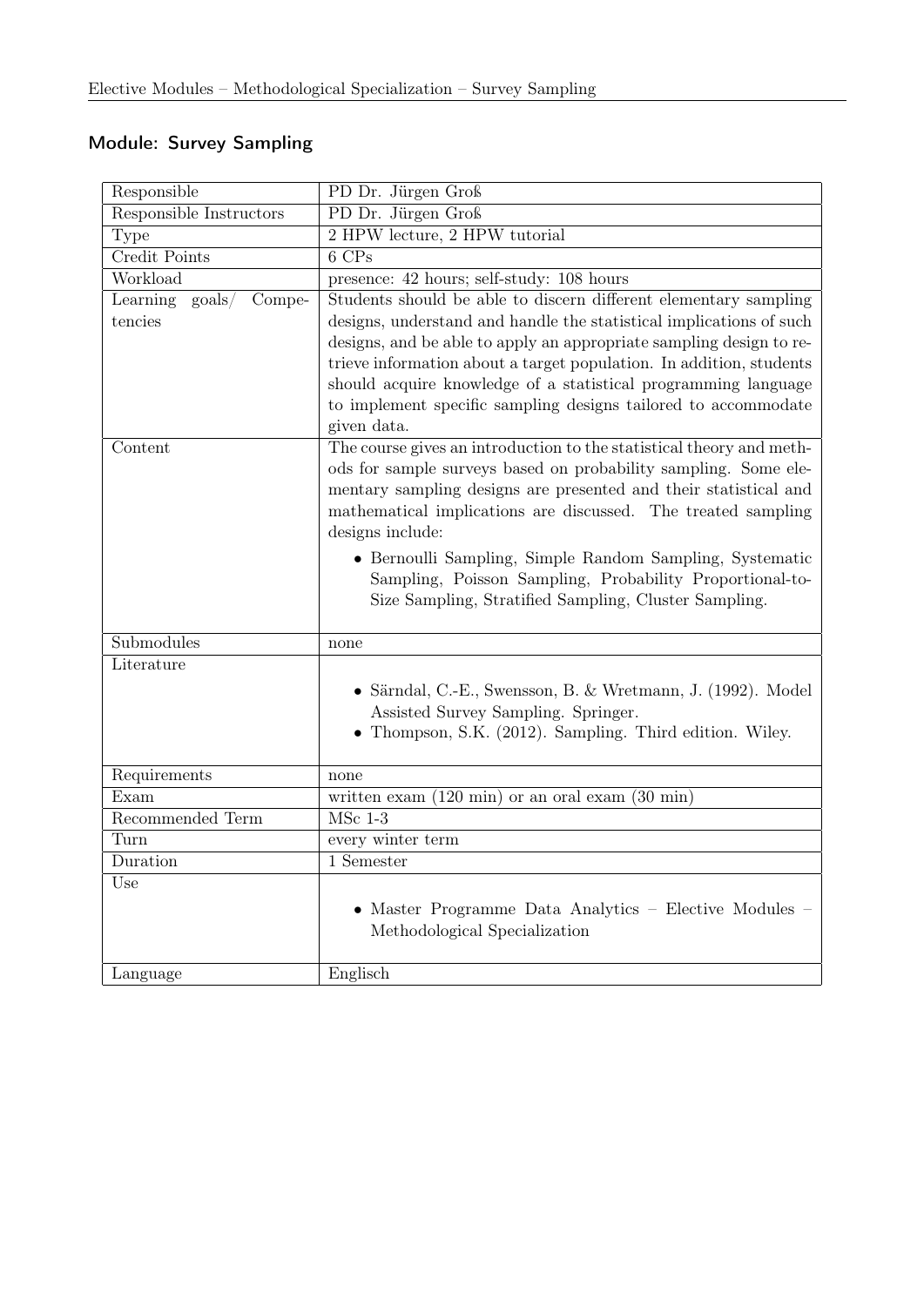## Module: Survey Sampling

| | |
|---|---|
| Responsible | PD Dr. Jürgen Groß |
| Responsible Instructors | PD Dr. Jürgen Groß |
| Type | 2 HPW lecture, 2 HPW tutorial |
| Credit Points | 6 CPs |
| Workload | presence: 42 hours; self-study: 108 hours |
| Learning goals/ Competencies | Students should be able to discern different elementary sampling designs, understand and handle the statistical implications of such designs, and be able to apply an appropriate sampling design to retrieve information about a target population. In addition, students should acquire knowledge of a statistical programming language to implement specific sampling designs tailored to accommodate given data. |
| Content | The course gives an introduction to the statistical theory and methods for sample surveys based on probability sampling. Some elementary sampling designs are presented and their statistical and mathematical implications are discussed. The treated sampling designs include: <br>• Bernoulli Sampling, Simple Random Sampling, Systematic Sampling, Poisson Sampling, Probability Proportional-to-Size Sampling, Stratified Sampling, Cluster Sampling. |
| Submodules | none |
| Literature | • Särndal, C.-E., Swensson, B. & Wretmann, J. (1992). Model Assisted Survey Sampling. Springer.<br>• Thompson, S.K. (2012). Sampling. Third edition. Wiley. |
| Requirements | none |
| Exam | written exam (120 min) or an oral exam (30 min) |
| Recommended Term | MSc 1-3 |
| Turn | every winter term |
| Duration | 1 Semester |
| Use | • Master Programme Data Analytics – Elective Modules – Methodological Specialization |
| Language | Englisch |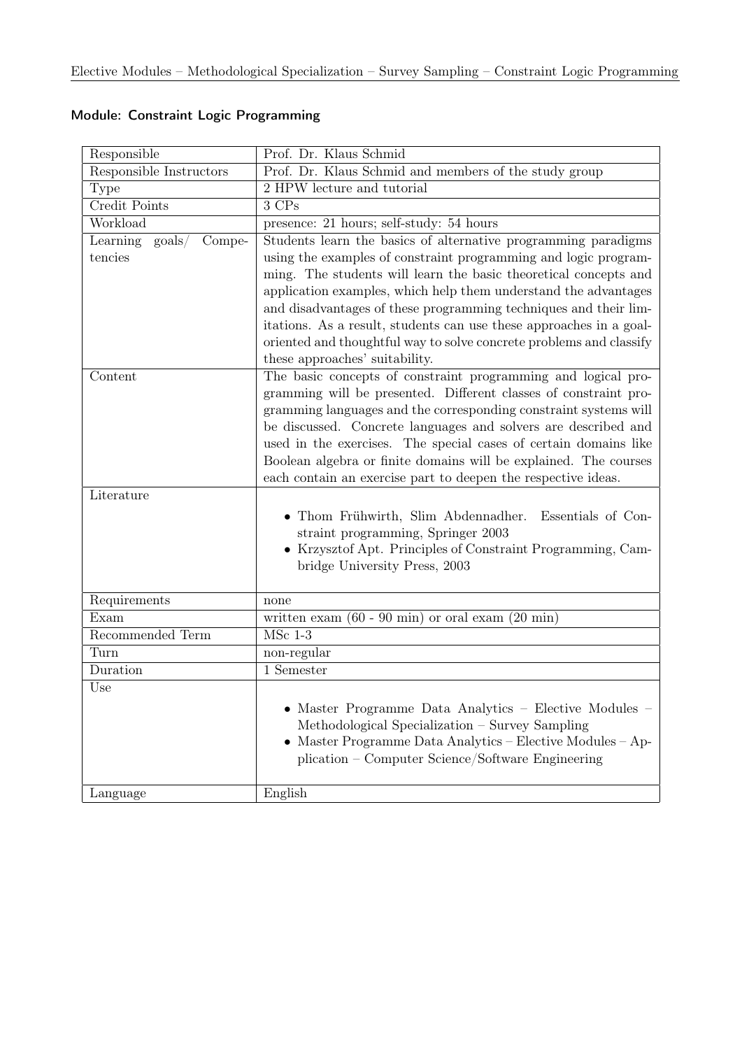## Module: Constraint Logic Programming

| | |
|---|---|
| Responsible | Prof. Dr. Klaus Schmid |
| Responsible Instructors | Prof. Dr. Klaus Schmid and members of the study group |
| Type | 2 HPW lecture and tutorial |
| Credit Points | 3 CPs |
| Workload | presence: 21 hours; self-study: 54 hours |
| Learning goals/ Competencies | Students learn the basics of alternative programming paradigms using the examples of constraint programming and logic programming. The students will learn the basic theoretical concepts and application examples, which help them understand the advantages and disadvantages of these programming techniques and their limitations. As a result, students can use these approaches in a goal-oriented and thoughtful way to solve concrete problems and classify these approaches' suitability. |
| Content | The basic concepts of constraint programming and logical programming will be presented. Different classes of constraint programming languages and the corresponding constraint systems will be discussed. Concrete languages and solvers are described and used in the exercises. The special cases of certain domains like Boolean algebra or finite domains will be explained. The courses each contain an exercise part to deepen the respective ideas. |
| Literature | • Thom Frühwirth, Slim Abdennadher. Essentials of Constraint programming, Springer 2003<br>• Krzysztof Apt. Principles of Constraint Programming, Cambridge University Press, 2003 |
| Requirements | none |
| Exam | written exam (60 - 90 min) or oral exam (20 min) |
| Recommended Term | MSc 1-3 |
| Turn | non-regular |
| Duration | 1 Semester |
| Use | • Master Programme Data Analytics – Elective Modules – Methodological Specialization – Survey Sampling<br>• Master Programme Data Analytics – Elective Modules – Application – Computer Science/Software Engineering |
| Language | English |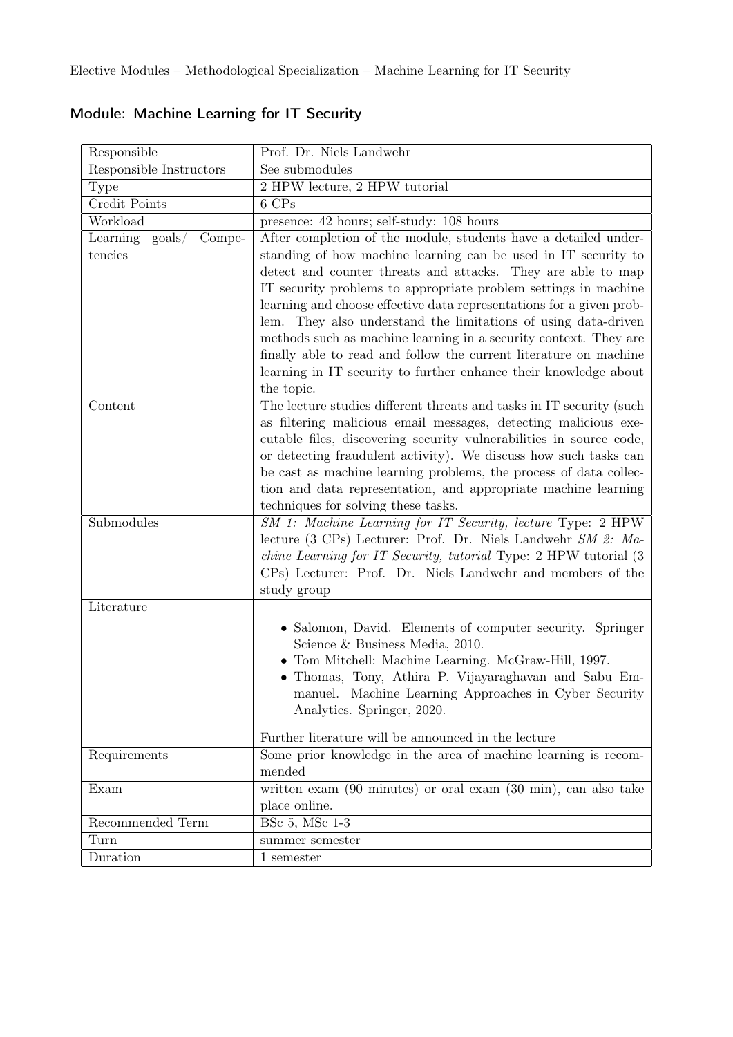## Module: Machine Learning for IT Security

| | |
|---|---|
| Responsible | Prof. Dr. Niels Landwehr |
| Responsible Instructors | See submodules |
| Type | 2 HPW lecture, 2 HPW tutorial |
| Credit Points | 6 CPs |
| Workload | presence: 42 hours; self-study: 108 hours |
| Learning goals/ Competencies | After completion of the module, students have a detailed understanding of how machine learning can be used in IT security to detect and counter threats and attacks. They are able to map IT security problems to appropriate problem settings in machine learning and choose effective data representations for a given problem. They also understand the limitations of using data-driven methods such as machine learning in a security context. They are finally able to read and follow the current literature on machine learning in IT security to further enhance their knowledge about the topic. |
| Content | The lecture studies different threats and tasks in IT security (such as filtering malicious email messages, detecting malicious executable files, discovering security vulnerabilities in source code, or detecting fraudulent activity). We discuss how such tasks can be cast as machine learning problems, the process of data collection and data representation, and appropriate machine learning techniques for solving these tasks. |
| Submodules | *SM 1: Machine Learning for IT Security, lecture* Type: 2 HPW lecture (3 CPs) Lecturer: Prof. Dr. Niels Landwehr *SM 2: Machine Learning for IT Security, tutorial* Type: 2 HPW tutorial (3 CPs) Lecturer: Prof. Dr. Niels Landwehr and members of the study group |
| Literature | • Salomon, David. Elements of computer security. Springer Science & Business Media, 2010.<br>• Tom Mitchell: Machine Learning. McGraw-Hill, 1997.<br>• Thomas, Tony, Athira P. Vijayaraghavan and Sabu Emmanuel. Machine Learning Approaches in Cyber Security Analytics. Springer, 2020.<br><br>Further literature will be announced in the lecture |
| Requirements | Some prior knowledge in the area of machine learning is recommended |
| Exam | written exam (90 minutes) or oral exam (30 min), can also take place online. |
| Recommended Term | BSc 5, MSc 1-3 |
| Turn | summer semester |
| Duration | 1 semester |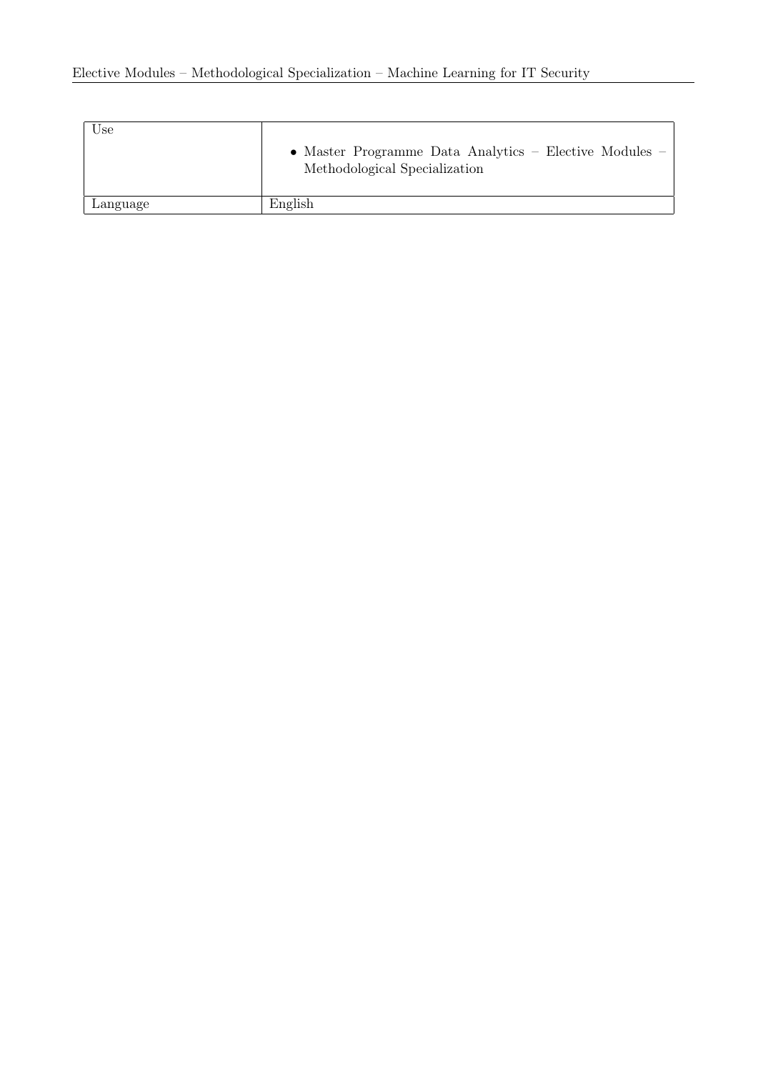| | |
|---|---|
| Use | • Master Programme Data Analytics – Elective Modules – Methodological Specialization |
| Language | English |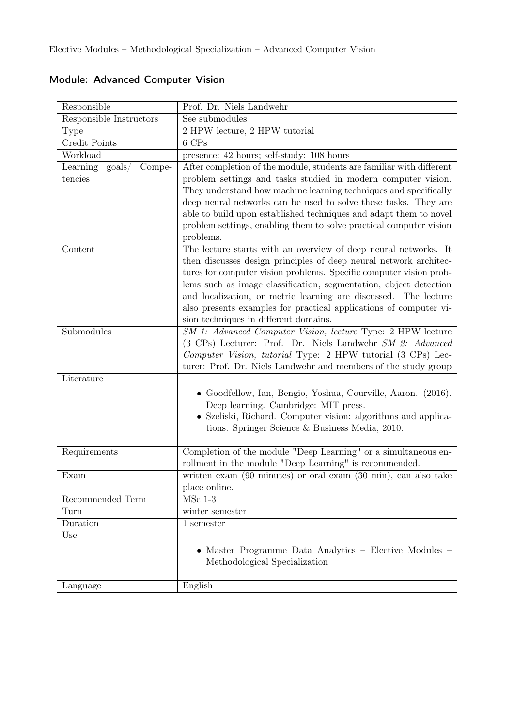## Module: Advanced Computer Vision

| | |
|---|---|
| Responsible | Prof. Dr. Niels Landwehr |
| Responsible Instructors | See submodules |
| Type | 2 HPW lecture, 2 HPW tutorial |
| Credit Points | 6 CPs |
| Workload | presence: 42 hours; self-study: 108 hours |
| Learning goals/ Competencies | After completion of the module, students are familiar with different problem settings and tasks studied in modern computer vision. They understand how machine learning techniques and specifically deep neural networks can be used to solve these tasks. They are able to build upon established techniques and adapt them to novel problem settings, enabling them to solve practical computer vision problems. |
| Content | The lecture starts with an overview of deep neural networks. It then discusses design principles of deep neural network architectures for computer vision problems. Specific computer vision problems such as image classification, segmentation, object detection and localization, or metric learning are discussed. The lecture also presents examples for practical applications of computer vision techniques in different domains. |
| Submodules | *SM 1: Advanced Computer Vision, lecture* Type: 2 HPW lecture (3 CPs) Lecturer: Prof. Dr. Niels Landwehr *SM 2: Advanced Computer Vision, tutorial* Type: 2 HPW tutorial (3 CPs) Lecturer: Prof. Dr. Niels Landwehr and members of the study group |
| Literature | • Goodfellow, Ian, Bengio, Yoshua, Courville, Aaron. (2016). Deep learning. Cambridge: MIT press.<br>• Szeliski, Richard. Computer vision: algorithms and applications. Springer Science & Business Media, 2010. |
| Requirements | Completion of the module "Deep Learning" or a simultaneous enrollment in the module "Deep Learning" is recommended. |
| Exam | written exam (90 minutes) or oral exam (30 min), can also take place online. |
| Recommended Term | MSc 1-3 |
| Turn | winter semester |
| Duration | 1 semester |
| Use | • Master Programme Data Analytics – Elective Modules – Methodological Specialization |
| Language | English |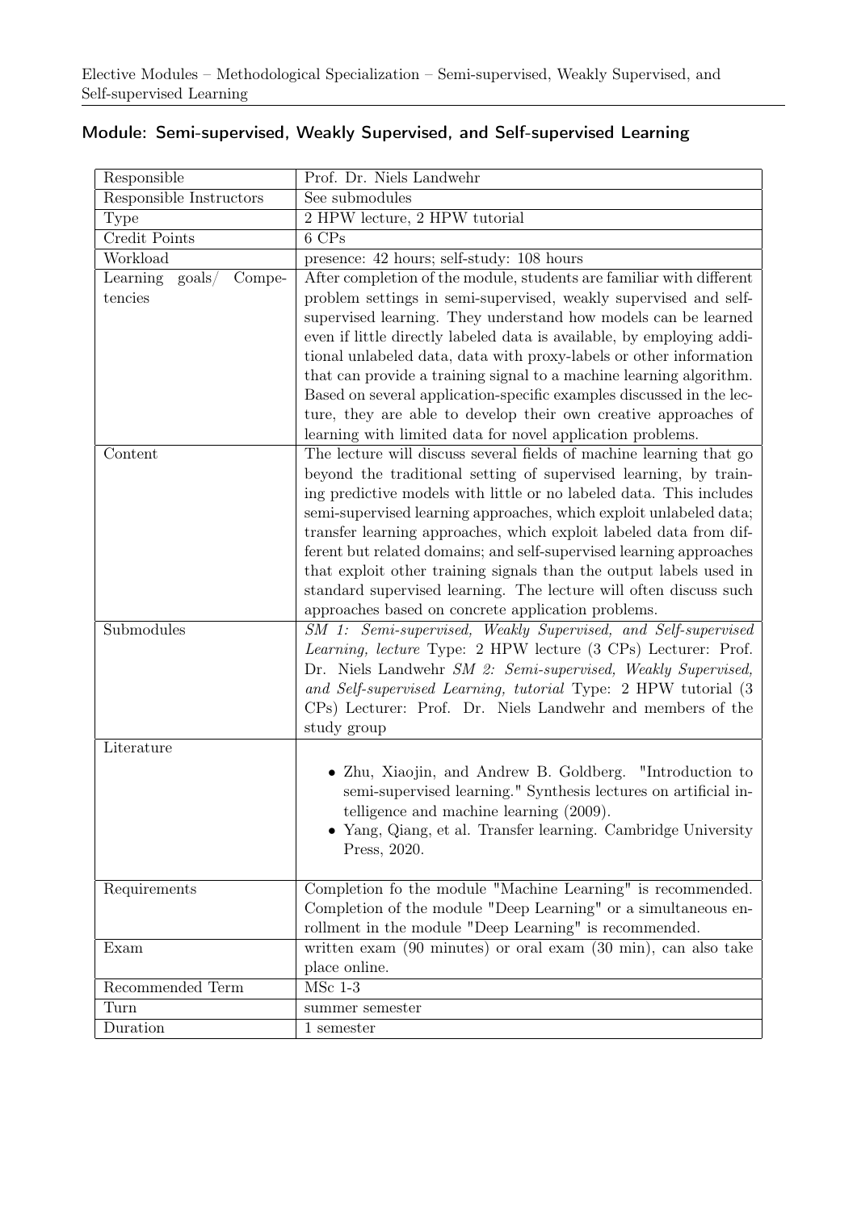## Module: Semi-supervised, Weakly Supervised, and Self-supervised Learning

| | |
|---|---|
| Responsible | Prof. Dr. Niels Landwehr |
| Responsible Instructors | See submodules |
| Type | 2 HPW lecture, 2 HPW tutorial |
| Credit Points | 6 CPs |
| Workload | presence: 42 hours; self-study: 108 hours |
| Learning goals/ Competencies | After completion of the module, students are familiar with different problem settings in semi-supervised, weakly supervised and self-supervised learning. They understand how models can be learned even if little directly labeled data is available, by employing additional unlabeled data, data with proxy-labels or other information that can provide a training signal to a machine learning algorithm. Based on several application-specific examples discussed in the lecture, they are able to develop their own creative approaches of learning with limited data for novel application problems. |
| Content | The lecture will discuss several fields of machine learning that go beyond the traditional setting of supervised learning, by training predictive models with little or no labeled data. This includes semi-supervised learning approaches, which exploit unlabeled data; transfer learning approaches, which exploit labeled data from different but related domains; and self-supervised learning approaches that exploit other training signals than the output labels used in standard supervised learning. The lecture will often discuss such approaches based on concrete application problems. |
| Submodules | *SM 1: Semi-supervised, Weakly Supervised, and Self-supervised Learning, lecture* Type: 2 HPW lecture (3 CPs) Lecturer: Prof. Dr. Niels Landwehr *SM 2: Semi-supervised, Weakly Supervised, and Self-supervised Learning, tutorial* Type: 2 HPW tutorial (3 CPs) Lecturer: Prof. Dr. Niels Landwehr and members of the study group |
| Literature | • Zhu, Xiaojin, and Andrew B. Goldberg. "Introduction to semi-supervised learning." Synthesis lectures on artificial intelligence and machine learning (2009).<br>• Yang, Qiang, et al. Transfer learning. Cambridge University Press, 2020. |
| Requirements | Completion fo the module "Machine Learning" is recommended. Completion of the module "Deep Learning" or a simultaneous enrollment in the module "Deep Learning" is recommended. |
| Exam | written exam (90 minutes) or oral exam (30 min), can also take place online. |
| Recommended Term | MSc 1-3 |
| Turn | summer semester |
| Duration | 1 semester |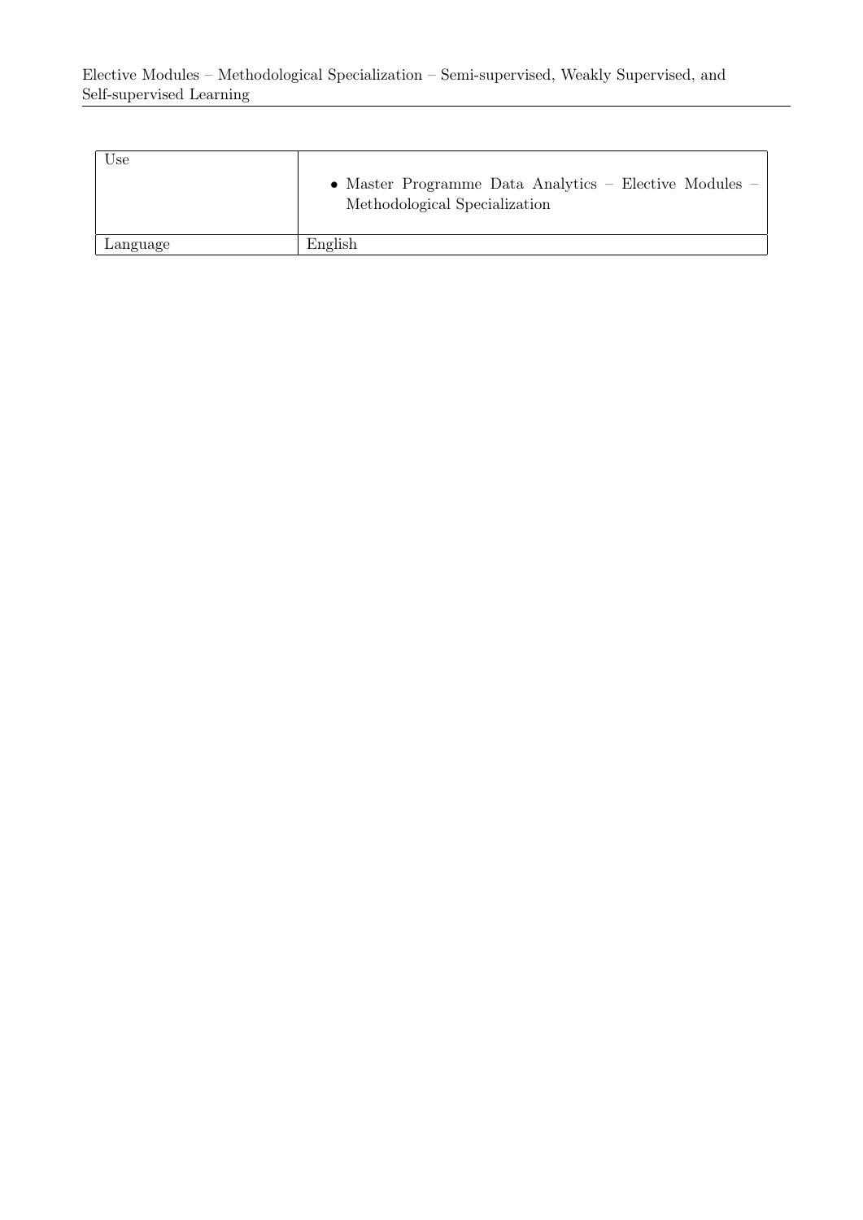| Use | • Master Programme Data Analytics – Elective Modules – Methodological Specialization |
| --- | --- |
| Language | English |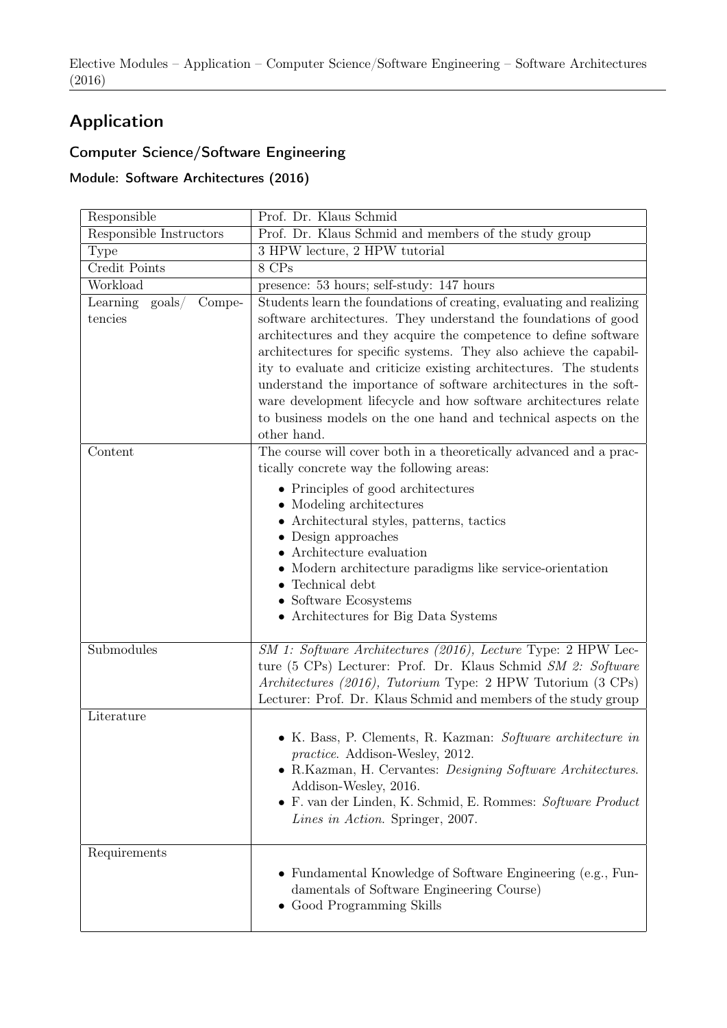# Application

## Computer Science/Software Engineering

### Module: Software Architectures (2016)

| | |
|---|---|
| Responsible | Prof. Dr. Klaus Schmid |
| Responsible Instructors | Prof. Dr. Klaus Schmid and members of the study group |
| Type | 3 HPW lecture, 2 HPW tutorial |
| Credit Points | 8 CPs |
| Workload | presence: 53 hours; self-study: 147 hours |
| Learning goals/ Competencies | Students learn the foundations of creating, evaluating and realizing software architectures. They understand the foundations of good architectures and they acquire the competence to define software architectures for specific systems. They also achieve the capability to evaluate and criticize existing architectures. The students understand the importance of software architectures in the software development lifecycle and how software architectures relate to business models on the one hand and technical aspects on the other hand. |
| Content | The course will cover both in a theoretically advanced and a practically concrete way the following areas:<br>• Principles of good architectures<br>• Modeling architectures<br>• Architectural styles, patterns, tactics<br>• Design approaches<br>• Architecture evaluation<br>• Modern architecture paradigms like service-orientation<br>• Technical debt<br>• Software Ecosystems<br>• Architectures for Big Data Systems |
| Submodules | *SM 1: Software Architectures (2016), Lecture* Type: 2 HPW Lecture (5 CPs) Lecturer: Prof. Dr. Klaus Schmid *SM 2: Software Architectures (2016), Tutorium* Type: 2 HPW Tutorium (3 CPs) Lecturer: Prof. Dr. Klaus Schmid and members of the study group |
| Literature | • K. Bass, P. Clements, R. Kazman: *Software architecture in practice*. Addison-Wesley, 2012.<br>• R.Kazman, H. Cervantes: *Designing Software Architectures*. Addison-Wesley, 2016.<br>• F. van der Linden, K. Schmid, E. Rommes: *Software Product Lines in Action*. Springer, 2007. |
| Requirements | • Fundamental Knowledge of Software Engineering (e.g., Fundamentals of Software Engineering Course)<br>• Good Programming Skills |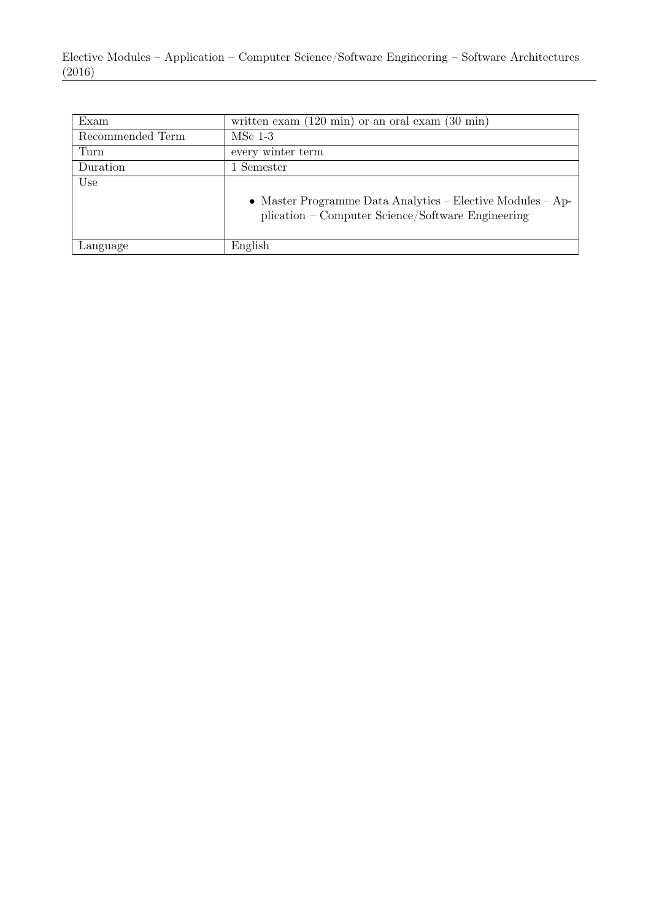| | |
|---|---|
| Exam | written exam (120 min) or an oral exam (30 min) |
| Recommended Term | MSc 1-3 |
| Turn | every winter term |
| Duration | 1 Semester |
| Use | • Master Programme Data Analytics – Elective Modules – Application – Computer Science/Software Engineering |
| Language | English |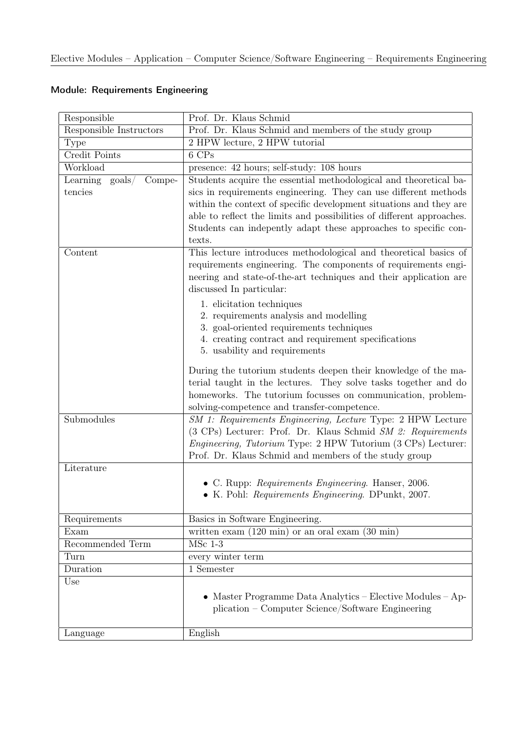## Module: Requirements Engineering

| | |
|---|---|
| Responsible | Prof. Dr. Klaus Schmid |
| Responsible Instructors | Prof. Dr. Klaus Schmid and members of the study group |
| Type | 2 HPW lecture, 2 HPW tutorial |
| Credit Points | 6 CPs |
| Workload | presence: 42 hours; self-study: 108 hours |
| Learning goals/ Competencies | Students acquire the essential methodological and theoretical basics in requirements engineering. They can use different methods within the context of specific development situations and they are able to reflect the limits and possibilities of different approaches. Students can indepently adapt these approaches to specific contexts. |
| Content | This lecture introduces methodological and theoretical basics of requirements engineering. The components of requirements engineering and state-of-the-art techniques and their application are discussed In particular:<br>1. elicitation techniques<br>2. requirements analysis and modelling<br>3. goal-oriented requirements techniques<br>4. creating contract and requirement specifications<br>5. usability and requirements<br><br>During the tutorium students deepen their knowledge of the material taught in the lectures. They solve tasks together and do homeworks. The tutorium focusses on communication, problem-solving-competence and transfer-competence. |
| Submodules | *SM 1: Requirements Engineering, Lecture* Type: 2 HPW Lecture (3 CPs) Lecturer: Prof. Dr. Klaus Schmid *SM 2: Requirements Engineering, Tutorium* Type: 2 HPW Tutorium (3 CPs) Lecturer: Prof. Dr. Klaus Schmid and members of the study group |
| Literature | • C. Rupp: *Requirements Engineering*. Hanser, 2006.<br>• K. Pohl: *Requirements Engineering*. DPunkt, 2007. |
| Requirements | Basics in Software Engineering. |
| Exam | written exam (120 min) or an oral exam (30 min) |
| Recommended Term | MSc 1-3 |
| Turn | every winter term |
| Duration | 1 Semester |
| Use | • Master Programme Data Analytics – Elective Modules – Application – Computer Science/Software Engineering |
| Language | English |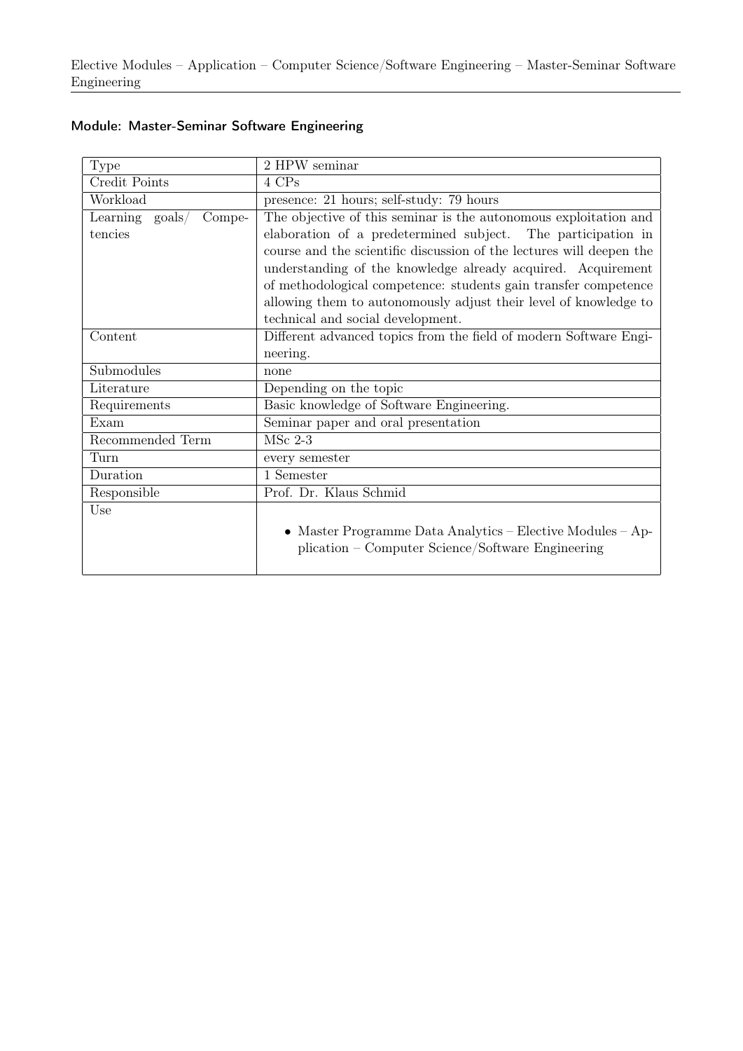## Module: Master-Seminar Software Engineering

| Type | 2 HPW seminar |
|---|---|
| Credit Points | 4 CPs |
| Workload | presence: 21 hours; self-study: 79 hours |
| Learning goals/ Competencies | The objective of this seminar is the autonomous exploitation and elaboration of a predetermined subject. The participation in course and the scientific discussion of the lectures will deepen the understanding of the knowledge already acquired. Acquirement of methodological competence: students gain transfer competence allowing them to autonomously adjust their level of knowledge to technical and social development. |
| Content | Different advanced topics from the field of modern Software Engineering. |
| Submodules | none |
| Literature | Depending on the topic |
| Requirements | Basic knowledge of Software Engineering. |
| Exam | Seminar paper and oral presentation |
| Recommended Term | MSc 2-3 |
| Turn | every semester |
| Duration | 1 Semester |
| Responsible | Prof. Dr. Klaus Schmid |
| Use | • Master Programme Data Analytics – Elective Modules – Application – Computer Science/Software Engineering |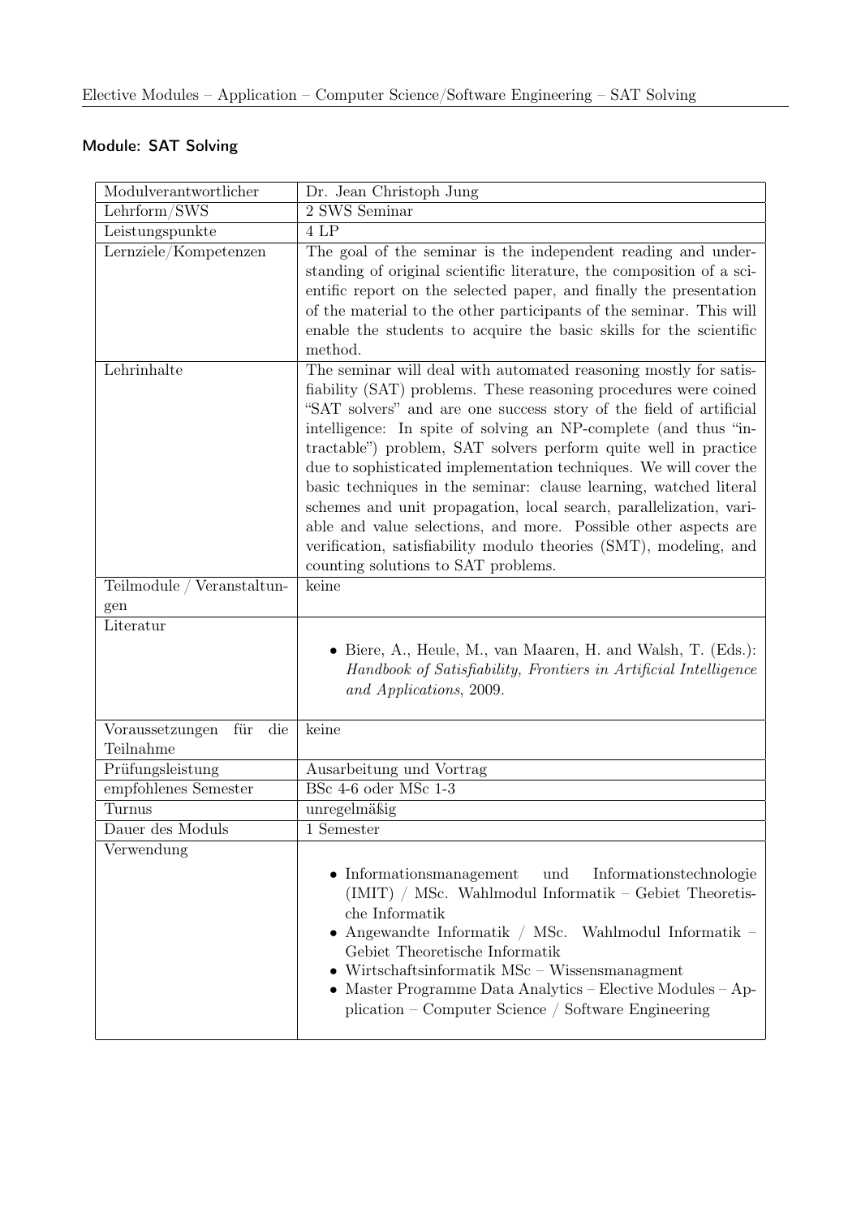## Module: SAT Solving

| Modulverantwortlicher | Dr. Jean Christoph Jung |
|---|---|
| Lehrform/SWS | 2 SWS Seminar |
| Leistungspunkte | 4 LP |
| Lernziele/Kompetenzen | The goal of the seminar is the independent reading and understanding of original scientific literature, the composition of a scientific report on the selected paper, and finally the presentation of the material to the other participants of the seminar. This will enable the students to acquire the basic skills for the scientific method. |
| Lehrinhalte | The seminar will deal with automated reasoning mostly for satisfiability (SAT) problems. These reasoning procedures were coined "SAT solvers" and are one success story of the field of artificial intelligence: In spite of solving an NP-complete (and thus "intractable") problem, SAT solvers perform quite well in practice due to sophisticated implementation techniques. We will cover the basic techniques in the seminar: clause learning, watched literal schemes and unit propagation, local search, parallelization, variable and value selections, and more. Possible other aspects are verification, satisfiability modulo theories (SMT), modeling, and counting solutions to SAT problems. |
| Teilmodule / Veranstaltungen | keine |
| Literatur | • Biere, A., Heule, M., van Maaren, H. and Walsh, T. (Eds.): *Handbook of Satisfiability, Frontiers in Artificial Intelligence and Applications*, 2009. |
| Voraussetzungen für die Teilnahme | keine |
| Prüfungsleistung | Ausarbeitung und Vortrag |
| empfohlenes Semester | BSc 4-6 oder MSc 1-3 |
| Turnus | unregelmäßig |
| Dauer des Moduls | 1 Semester |
| Verwendung | • Informationsmanagement und Informationstechnologie (IMIT) / MSc. Wahlmodul Informatik – Gebiet Theoretische Informatik<br>• Angewandte Informatik / MSc. Wahlmodul Informatik – Gebiet Theoretische Informatik<br>• Wirtschaftsinformatik MSc – Wissensmanagment<br>• Master Programme Data Analytics – Elective Modules – Application – Computer Science / Software Engineering |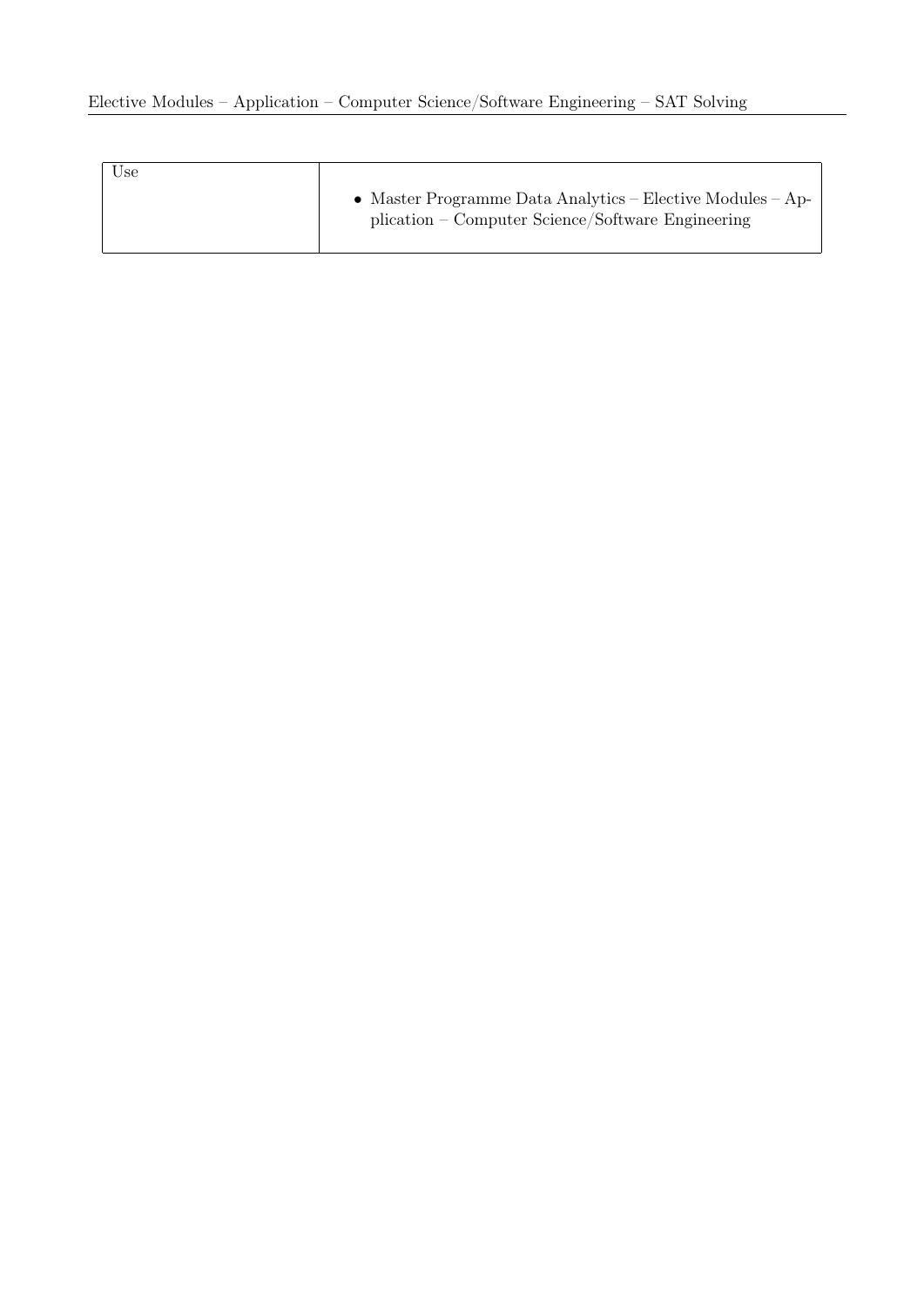| Use | • Master Programme Data Analytics – Elective Modules – Application – Computer Science/Software Engineering |
|---|---|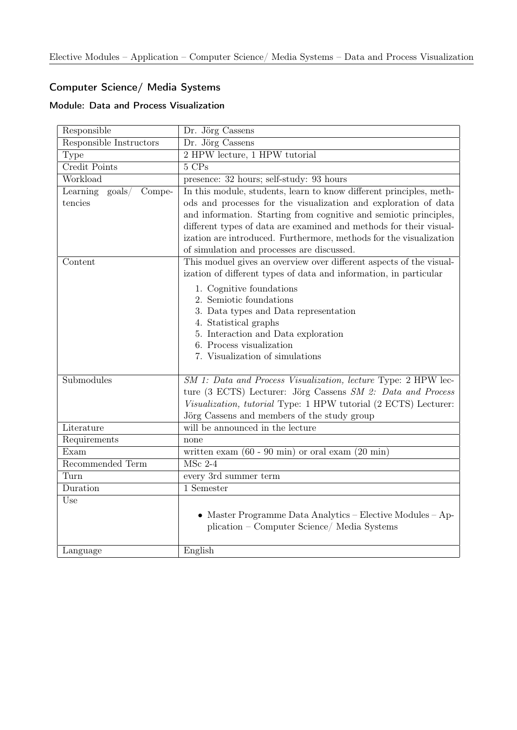## Computer Science/ Media Systems

### Module: Data and Process Visualization

| Responsible | Dr. Jörg Cassens |
|---|---|
| Responsible Instructors | Dr. Jörg Cassens |
| Type | 2 HPW lecture, 1 HPW tutorial |
| Credit Points | 5 CPs |
| Workload | presence: 32 hours; self-study: 93 hours |
| Learning goals/ Competencies | In this module, students, learn to know different principles, methods and processes for the visualization and exploration of data and information. Starting from cognitive and semiotic principles, different types of data are examined and methods for their visualization are introduced. Furthermore, methods for the visualization of simulation and processes are discussed. |
| Content | This moduel gives an overview over different aspects of the visualization of different types of data and information, in particular<br>1. Cognitive foundations<br>2. Semiotic foundations<br>3. Data types and Data representation<br>4. Statistical graphs<br>5. Interaction and Data exploration<br>6. Process visualization<br>7. Visualization of simulations |
| Submodules | *SM 1: Data and Process Visualization, lecture* Type: 2 HPW lecture (3 ECTS) Lecturer: Jörg Cassens *SM 2: Data and Process Visualization, tutorial* Type: 1 HPW tutorial (2 ECTS) Lecturer: Jörg Cassens and members of the study group |
| Literature | will be announced in the lecture |
| Requirements | none |
| Exam | written exam (60 - 90 min) or oral exam (20 min) |
| Recommended Term | MSc 2-4 |
| Turn | every 3rd summer term |
| Duration | 1 Semester |
| Use | • Master Programme Data Analytics – Elective Modules – Application – Computer Science/ Media Systems |
| Language | English |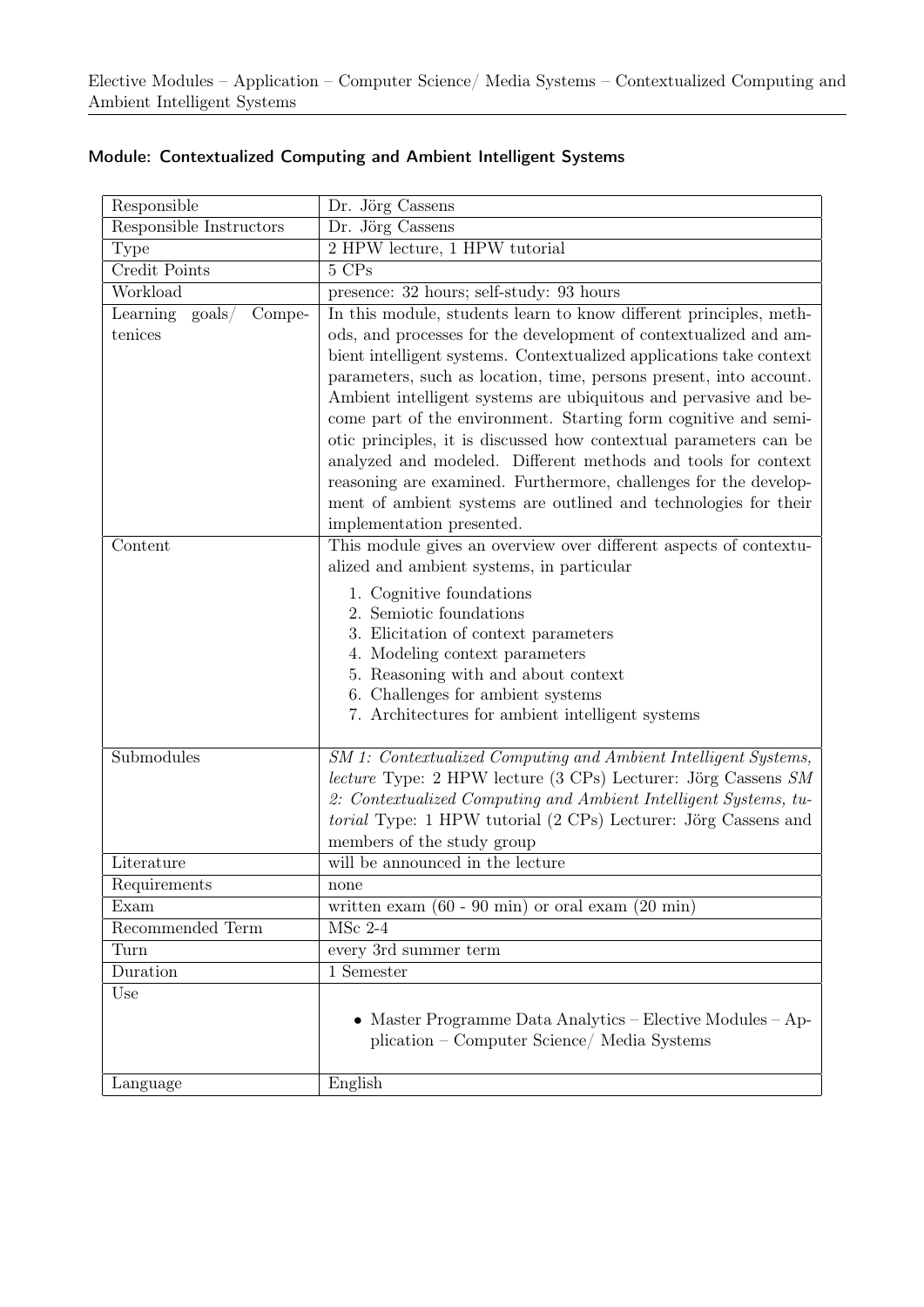## Module: Contextualized Computing and Ambient Intelligent Systems

| | |
|---|---|
| Responsible | Dr. Jörg Cassens |
| Responsible Instructors | Dr. Jörg Cassens |
| Type | 2 HPW lecture, 1 HPW tutorial |
| Credit Points | 5 CPs |
| Workload | presence: 32 hours; self-study: 93 hours |
| Learning goals/ Competenices | In this module, students learn to know different principles, methods, and processes for the development of contextualized and ambient intelligent systems. Contextualized applications take context parameters, such as location, time, persons present, into account. Ambient intelligent systems are ubiquitous and pervasive and become part of the environment. Starting form cognitive and semiotic principles, it is discussed how contextual parameters can be analyzed and modeled. Different methods and tools for context reasoning are examined. Furthermore, challenges for the development of ambient systems are outlined and technologies for their implementation presented. |
| Content | This module gives an overview over different aspects of contextualized and ambient systems, in particular<br>1. Cognitive foundations<br>2. Semiotic foundations<br>3. Elicitation of context parameters<br>4. Modeling context parameters<br>5. Reasoning with and about context<br>6. Challenges for ambient systems<br>7. Architectures for ambient intelligent systems |
| Submodules | *SM 1: Contextualized Computing and Ambient Intelligent Systems, lecture* Type: 2 HPW lecture (3 CPs) Lecturer: Jörg Cassens *SM 2: Contextualized Computing and Ambient Intelligent Systems, tutorial* Type: 1 HPW tutorial (2 CPs) Lecturer: Jörg Cassens and members of the study group |
| Literature | will be announced in the lecture |
| Requirements | none |
| Exam | written exam (60 - 90 min) or oral exam (20 min) |
| Recommended Term | MSc 2-4 |
| Turn | every 3rd summer term |
| Duration | 1 Semester |
| Use | • Master Programme Data Analytics – Elective Modules – Application – Computer Science/ Media Systems |
| Language | English |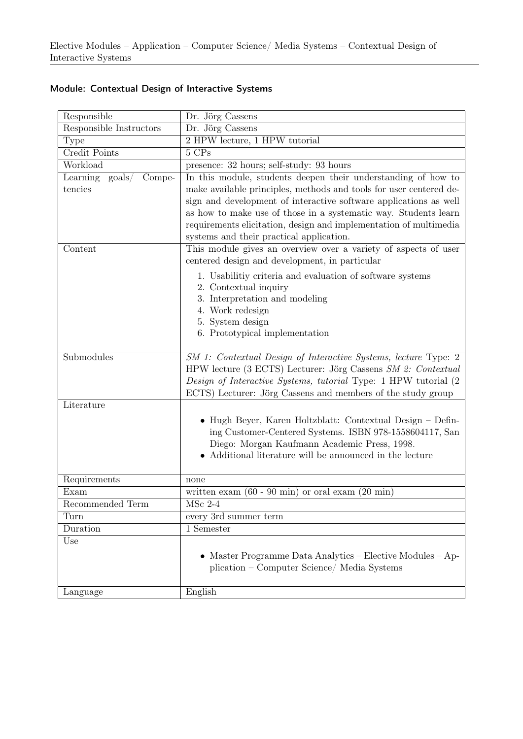## Module: Contextual Design of Interactive Systems

| Responsible | Dr. Jörg Cassens |
|---|---|
| Responsible Instructors | Dr. Jörg Cassens |
| Type | 2 HPW lecture, 1 HPW tutorial |
| Credit Points | 5 CPs |
| Workload | presence: 32 hours; self-study: 93 hours |
| Learning goals/ Competencies | In this module, students deepen their understanding of how to make available principles, methods and tools for user centered design and development of interactive software applications as well as how to make use of those in a systematic way. Students learn requirements elicitation, design and implementation of multimedia systems and their practical application. |
| Content | This module gives an overview over a variety of aspects of user centered design and development, in particular<br>1. Usabilitiy criteria and evaluation of software systems<br>2. Contextual inquiry<br>3. Interpretation and modeling<br>4. Work redesign<br>5. System design<br>6. Prototypical implementation |
| Submodules | *SM 1: Contextual Design of Interactive Systems, lecture* Type: 2 HPW lecture (3 ECTS) Lecturer: Jörg Cassens *SM 2: Contextual Design of Interactive Systems, tutorial* Type: 1 HPW tutorial (2 ECTS) Lecturer: Jörg Cassens and members of the study group |
| Literature | • Hugh Beyer, Karen Holtzblatt: Contextual Design – Defining Customer-Centered Systems. ISBN 978-1558604117, San Diego: Morgan Kaufmann Academic Press, 1998.<br>• Additional literature will be announced in the lecture |
| Requirements | none |
| Exam | written exam (60 - 90 min) or oral exam (20 min) |
| Recommended Term | MSc 2-4 |
| Turn | every 3rd summer term |
| Duration | 1 Semester |
| Use | • Master Programme Data Analytics – Elective Modules – Application – Computer Science/ Media Systems |
| Language | English |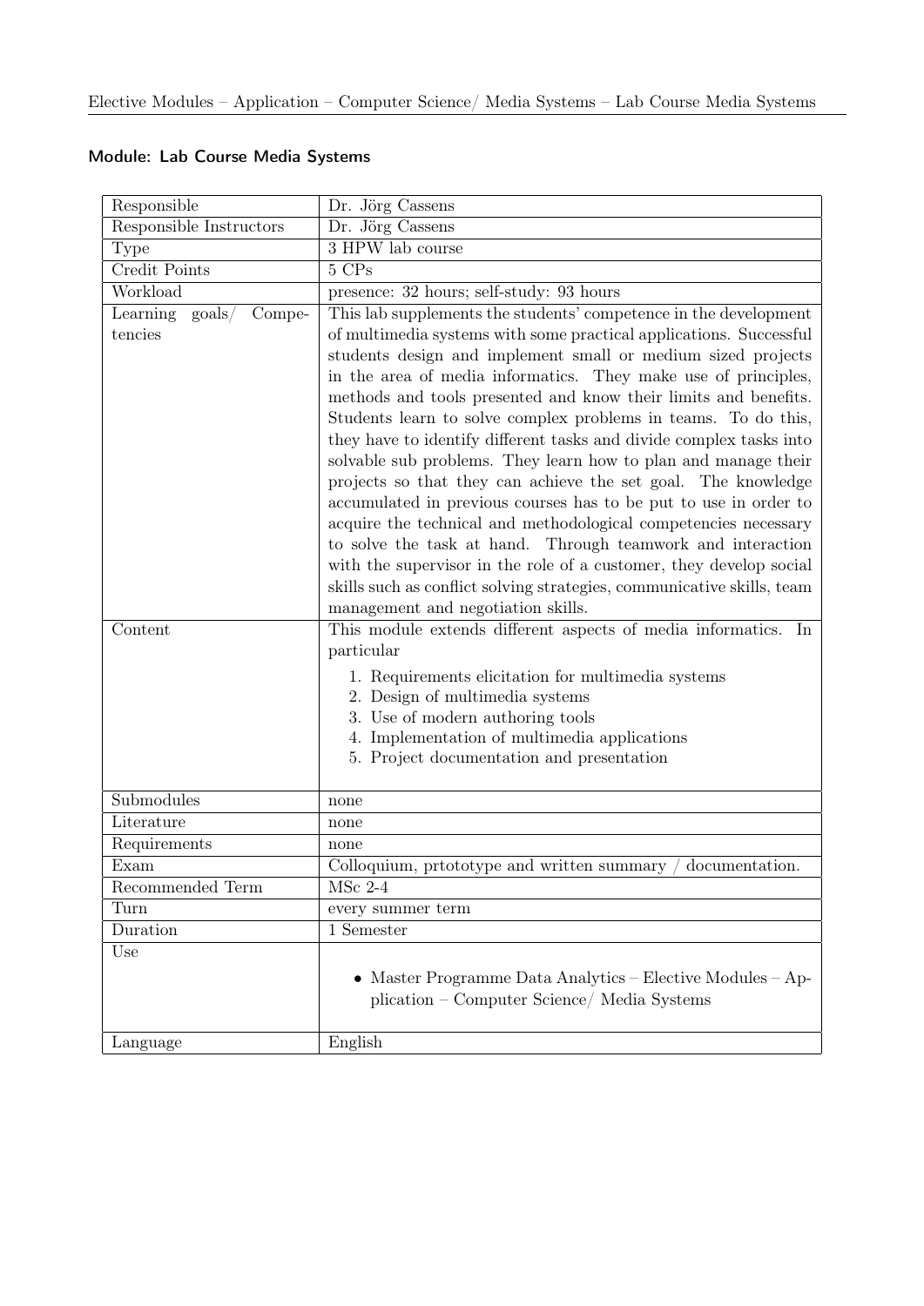## Module: Lab Course Media Systems

| | |
|---|---|
| Responsible | Dr. Jörg Cassens |
| Responsible Instructors | Dr. Jörg Cassens |
| Type | 3 HPW lab course |
| Credit Points | 5 CPs |
| Workload | presence: 32 hours; self-study: 93 hours |
| Learning goals/ Competencies | This lab supplements the students' competence in the development of multimedia systems with some practical applications. Successful students design and implement small or medium sized projects in the area of media informatics. They make use of principles, methods and tools presented and know their limits and benefits. Students learn to solve complex problems in teams. To do this, they have to identify different tasks and divide complex tasks into solvable sub problems. They learn how to plan and manage their projects so that they can achieve the set goal. The knowledge accumulated in previous courses has to be put to use in order to acquire the technical and methodological competencies necessary to solve the task at hand. Through teamwork and interaction with the supervisor in the role of a customer, they develop social skills such as conflict solving strategies, communicative skills, team management and negotiation skills. |
| Content | This module extends different aspects of media informatics. In particular<br>1. Requirements elicitation for multimedia systems<br>2. Design of multimedia systems<br>3. Use of modern authoring tools<br>4. Implementation of multimedia applications<br>5. Project documentation and presentation |
| Submodules | none |
| Literature | none |
| Requirements | none |
| Exam | Colloquium, prtototype and written summary / documentation. |
| Recommended Term | MSc 2-4 |
| Turn | every summer term |
| Duration | 1 Semester |
| Use | • Master Programme Data Analytics – Elective Modules – Application – Computer Science/ Media Systems |
| Language | English |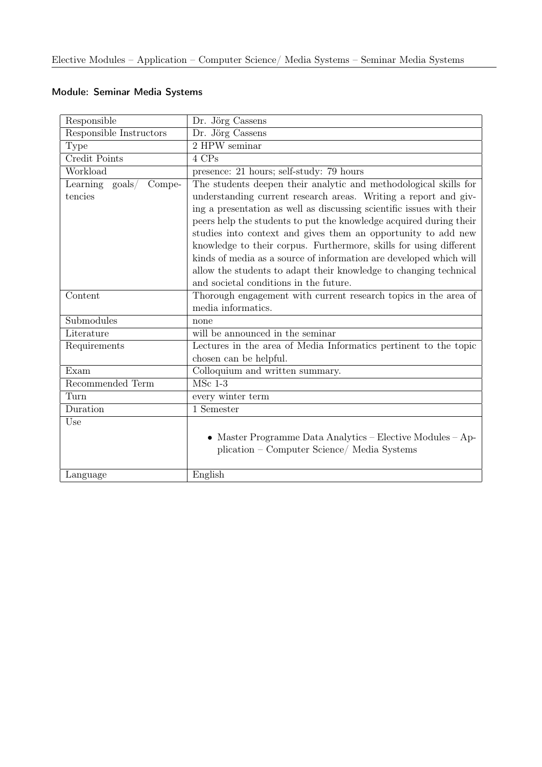## Module: Seminar Media Systems

| | |
|---|---|
| Responsible | Dr. Jörg Cassens |
| Responsible Instructors | Dr. Jörg Cassens |
| Type | 2 HPW seminar |
| Credit Points | 4 CPs |
| Workload | presence: 21 hours; self-study: 79 hours |
| Learning goals/ Competencies | The students deepen their analytic and methodological skills for understanding current research areas. Writing a report and giving a presentation as well as discussing scientific issues with their peers help the students to put the knowledge acquired during their studies into context and gives them an opportunity to add new knowledge to their corpus. Furthermore, skills for using different kinds of media as a source of information are developed which will allow the students to adapt their knowledge to changing technical and societal conditions in the future. |
| Content | Thorough engagement with current research topics in the area of media informatics. |
| Submodules | none |
| Literature | will be announced in the seminar |
| Requirements | Lectures in the area of Media Informatics pertinent to the topic chosen can be helpful. |
| Exam | Colloquium and written summary. |
| Recommended Term | MSc 1-3 |
| Turn | every winter term |
| Duration | 1 Semester |
| Use | • Master Programme Data Analytics – Elective Modules – Application – Computer Science/ Media Systems |
| Language | English |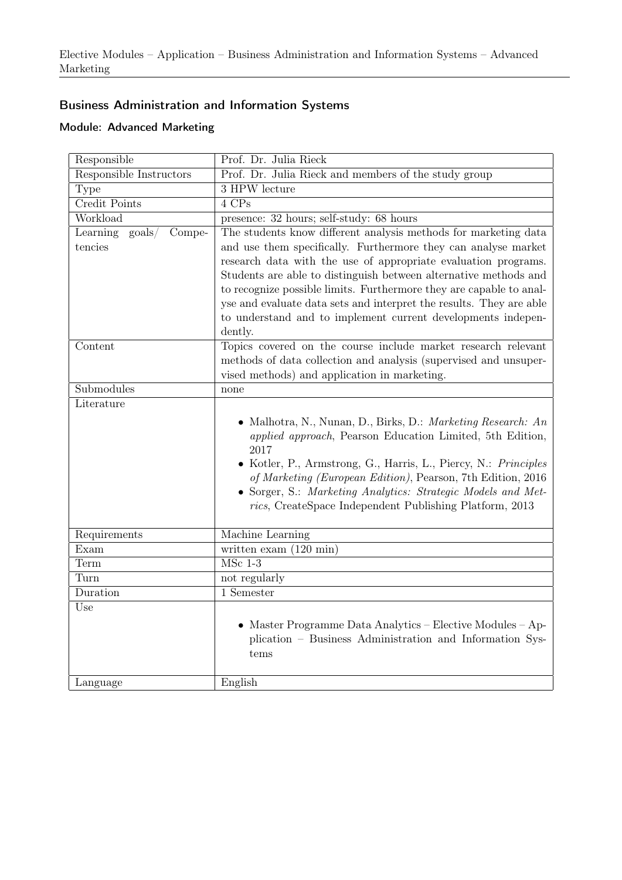## Business Administration and Information Systems

### Module: Advanced Marketing

| | |
|---|---|
| Responsible | Prof. Dr. Julia Rieck |
| Responsible Instructors | Prof. Dr. Julia Rieck and members of the study group |
| Type | 3 HPW lecture |
| Credit Points | 4 CPs |
| Workload | presence: 32 hours; self-study: 68 hours |
| Learning goals/ Competencies | The students know different analysis methods for marketing data and use them specifically. Furthermore they can analyse market research data with the use of appropriate evaluation programs. Students are able to distinguish between alternative methods and to recognize possible limits. Furthermore they are capable to analyse and evaluate data sets and interpret the results. They are able to understand and to implement current developments independently. |
| Content | Topics covered on the course include market research relevant methods of data collection and analysis (supervised and unsupervised methods) and application in marketing. |
| Submodules | none |
| Literature | • Malhotra, N., Nunan, D., Birks, D.: *Marketing Research: An applied approach*, Pearson Education Limited, 5th Edition, 2017<br>• Kotler, P., Armstrong, G., Harris, L., Piercy, N.: *Principles of Marketing (European Edition)*, Pearson, 7th Edition, 2016<br>• Sorger, S.: *Marketing Analytics: Strategic Models and Metrics*, CreateSpace Independent Publishing Platform, 2013 |
| Requirements | Machine Learning |
| Exam | written exam (120 min) |
| Term | MSc 1-3 |
| Turn | not regularly |
| Duration | 1 Semester |
| Use | • Master Programme Data Analytics – Elective Modules – Application – Business Administration and Information Systems |
| Language | English |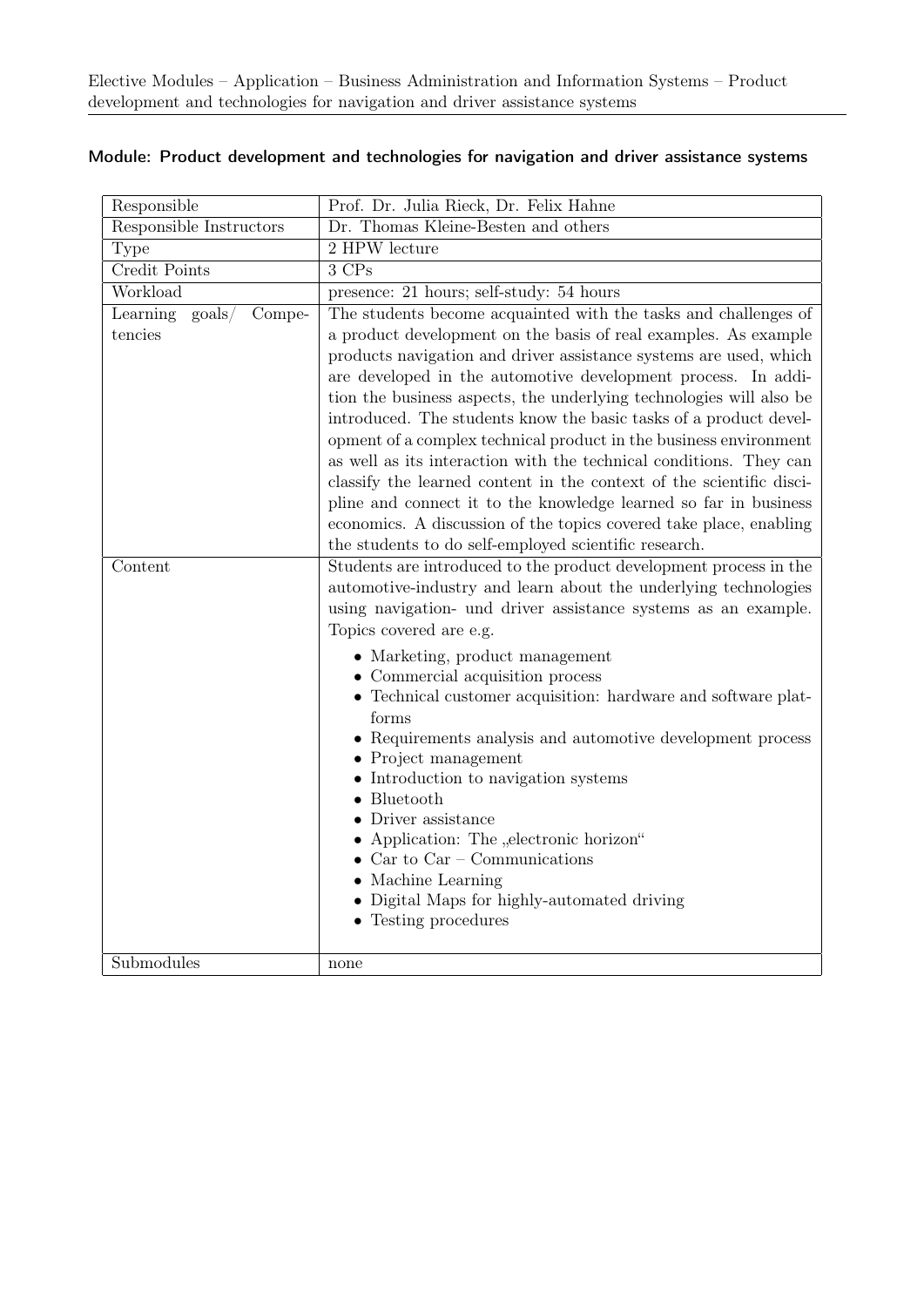## Module: Product development and technologies for navigation and driver assistance systems

| Responsible | Prof. Dr. Julia Rieck, Dr. Felix Hahne |
|---|---|
| Responsible Instructors | Dr. Thomas Kleine-Besten and others |
| Type | 2 HPW lecture |
| Credit Points | 3 CPs |
| Workload | presence: 21 hours; self-study: 54 hours |
| Learning goals/ Competencies | The students become acquainted with the tasks and challenges of a product development on the basis of real examples. As example products navigation and driver assistance systems are used, which are developed in the automotive development process. In addition the business aspects, the underlying technologies will also be introduced. The students know the basic tasks of a product development of a complex technical product in the business environment as well as its interaction with the technical conditions. They can classify the learned content in the context of the scientific discipline and connect it to the knowledge learned so far in business economics. A discussion of the topics covered take place, enabling the students to do self-employed scientific research. |
| Content | Students are introduced to the product development process in the automotive-industry and learn about the underlying technologies using navigation- und driver assistance systems as an example. Topics covered are e.g.<br>• Marketing, product management<br>• Commercial acquisition process<br>• Technical customer acquisition: hardware and software platforms<br>• Requirements analysis and automotive development process<br>• Project management<br>• Introduction to navigation systems<br>• Bluetooth<br>• Driver assistance<br>• Application: The „electronic horizon“<br>• Car to Car – Communications<br>• Machine Learning<br>• Digital Maps for highly-automated driving<br>• Testing procedures |
| Submodules | none |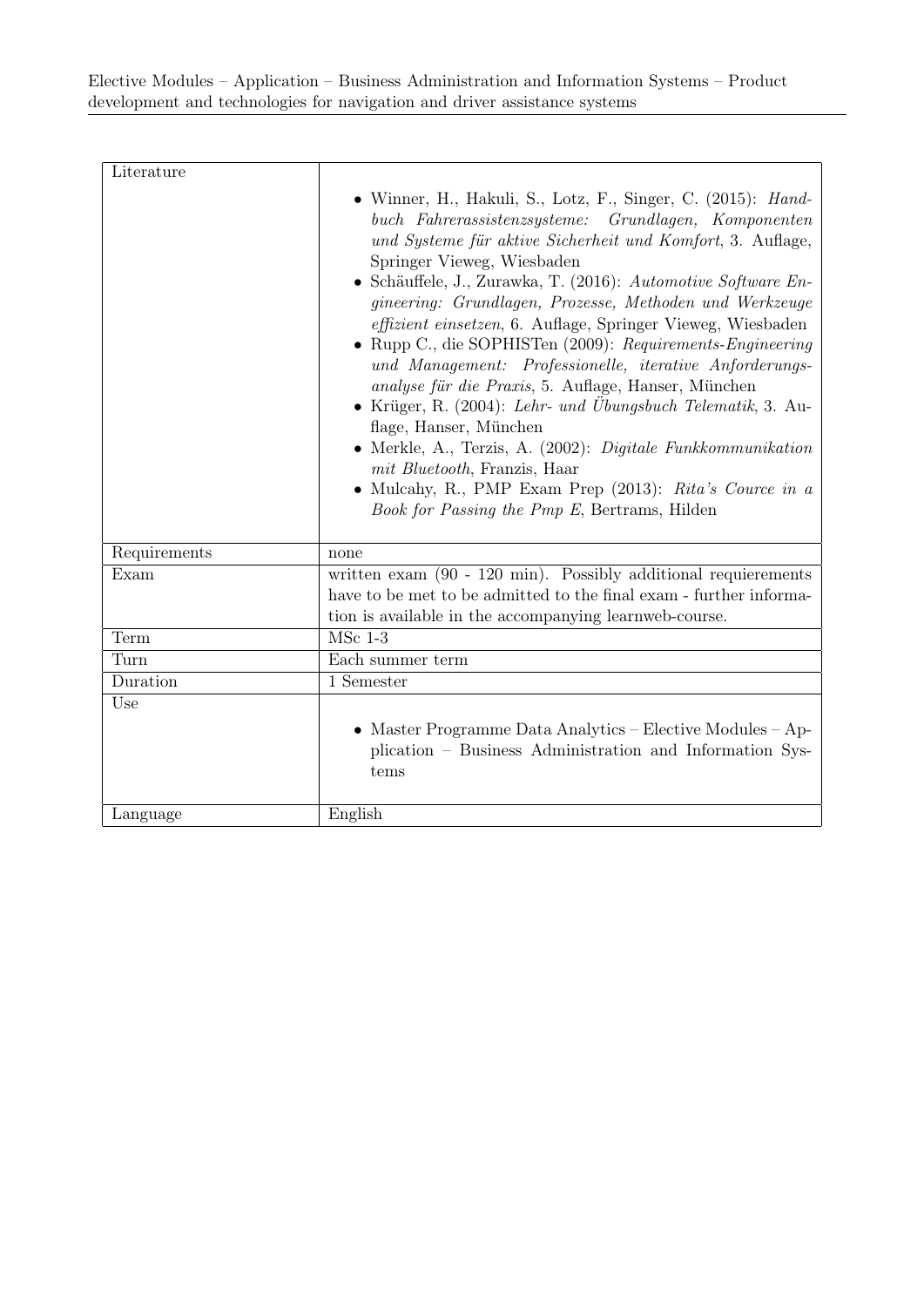| Literature | • Winner, H., Hakuli, S., Lotz, F., Singer, C. (2015): *Handbuch Fahrerassistenzsysteme: Grundlagen, Komponenten und Systeme für aktive Sicherheit und Komfort*, 3. Auflage, Springer Vieweg, Wiesbaden<br>• Schäuffele, J., Zurawka, T. (2016): *Automotive Software Engineering: Grundlagen, Prozesse, Methoden und Werkzeuge effizient einsetzen*, 6. Auflage, Springer Vieweg, Wiesbaden<br>• Rupp C., die SOPHISTen (2009): *Requirements-Engineering und Management: Professionelle, iterative Anforderungsanalyse für die Praxis*, 5. Auflage, Hanser, München<br>• Krüger, R. (2004): *Lehr- und Übungsbuch Telematik*, 3. Auflage, Hanser, München<br>• Merkle, A., Terzis, A. (2002): *Digitale Funkkommunikation mit Bluetooth*, Franzis, Haar<br>• Mulcahy, R., PMP Exam Prep (2013): *Rita's Cource in a Book for Passing the Pmp E*, Bertrams, Hilden |
|---|---|
| Requirements | none |
| Exam | written exam (90 - 120 min). Possibly additional requierements have to be met to be admitted to the final exam - further information is available in the accompanying learnweb-course. |
| Term | MSc 1-3 |
| Turn | Each summer term |
| Duration | 1 Semester |
| Use | • Master Programme Data Analytics – Elective Modules – Application – Business Administration and Information Systems |
| Language | English |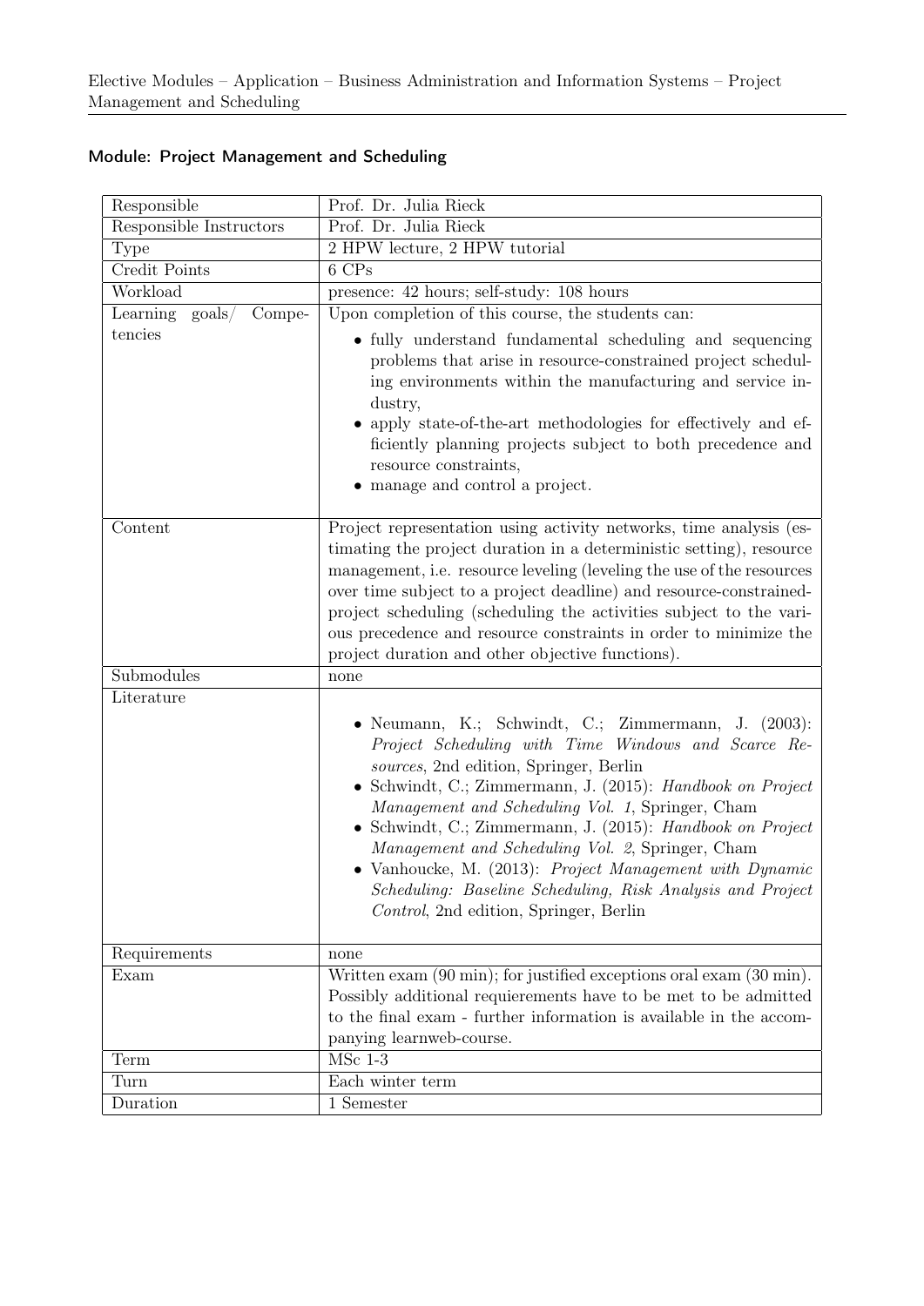## Module: Project Management and Scheduling

| | |
|---|---|
| Responsible | Prof. Dr. Julia Rieck |
| Responsible Instructors | Prof. Dr. Julia Rieck |
| Type | 2 HPW lecture, 2 HPW tutorial |
| Credit Points | 6 CPs |
| Workload | presence: 42 hours; self-study: 108 hours |
| Learning goals/ Competencies | Upon completion of this course, the students can: <br>• fully understand fundamental scheduling and sequencing problems that arise in resource-constrained project scheduling environments within the manufacturing and service industry, <br>• apply state-of-the-art methodologies for effectively and efficiently planning projects subject to both precedence and resource constraints, <br>• manage and control a project. |
| Content | Project representation using activity networks, time analysis (estimating the project duration in a deterministic setting), resource management, i.e. resource leveling (leveling the use of the resources over time subject to a project deadline) and resource-constrained-project scheduling (scheduling the activities subject to the various precedence and resource constraints in order to minimize the project duration and other objective functions). |
| Submodules | none |
| Literature | • Neumann, K.; Schwindt, C.; Zimmermann, J. (2003): *Project Scheduling with Time Windows and Scarce Resources*, 2nd edition, Springer, Berlin <br>• Schwindt, C.; Zimmermann, J. (2015): *Handbook on Project Management and Scheduling Vol. 1*, Springer, Cham <br>• Schwindt, C.; Zimmermann, J. (2015): *Handbook on Project Management and Scheduling Vol. 2*, Springer, Cham <br>• Vanhoucke, M. (2013): *Project Management with Dynamic Scheduling: Baseline Scheduling, Risk Analysis and Project Control*, 2nd edition, Springer, Berlin |
| Requirements | none |
| Exam | Written exam (90 min); for justified exceptions oral exam (30 min). Possibly additional requierements have to be met to be admitted to the final exam - further information is available in the accompanying learnweb-course. |
| Term | MSc 1-3 |
| Turn | Each winter term |
| Duration | 1 Semester |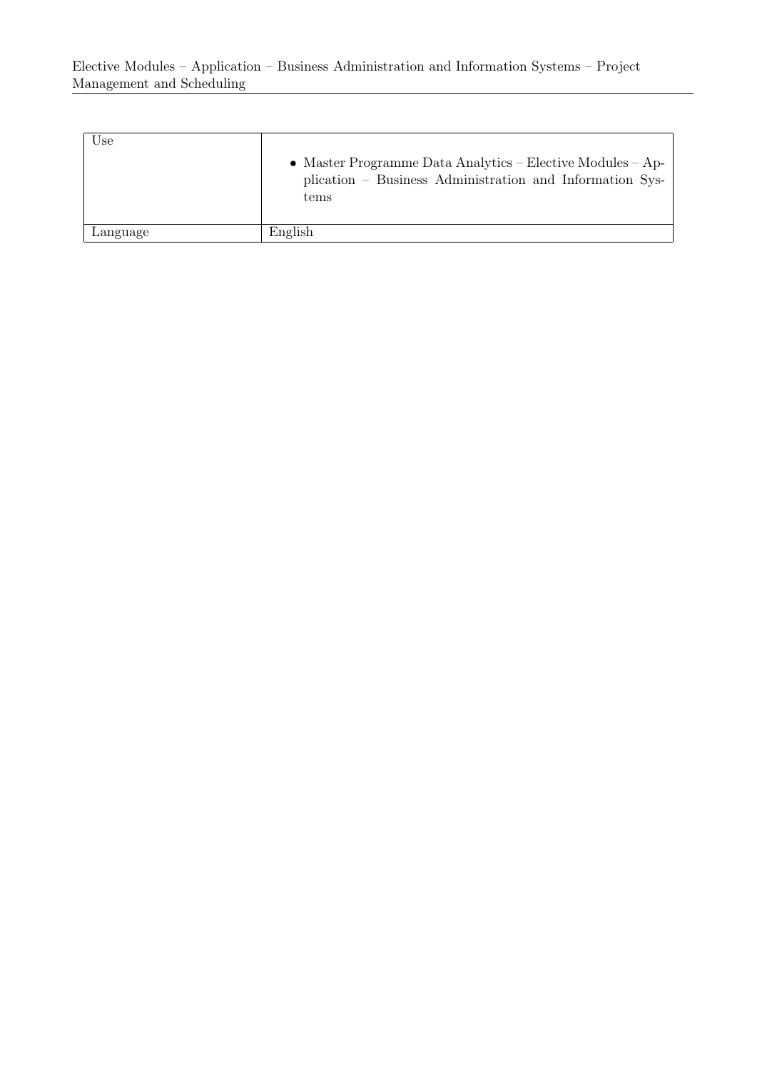| Use | • Master Programme Data Analytics – Elective Modules – Application – Business Administration and Information Systems |
| --- | --- |
| Language | English |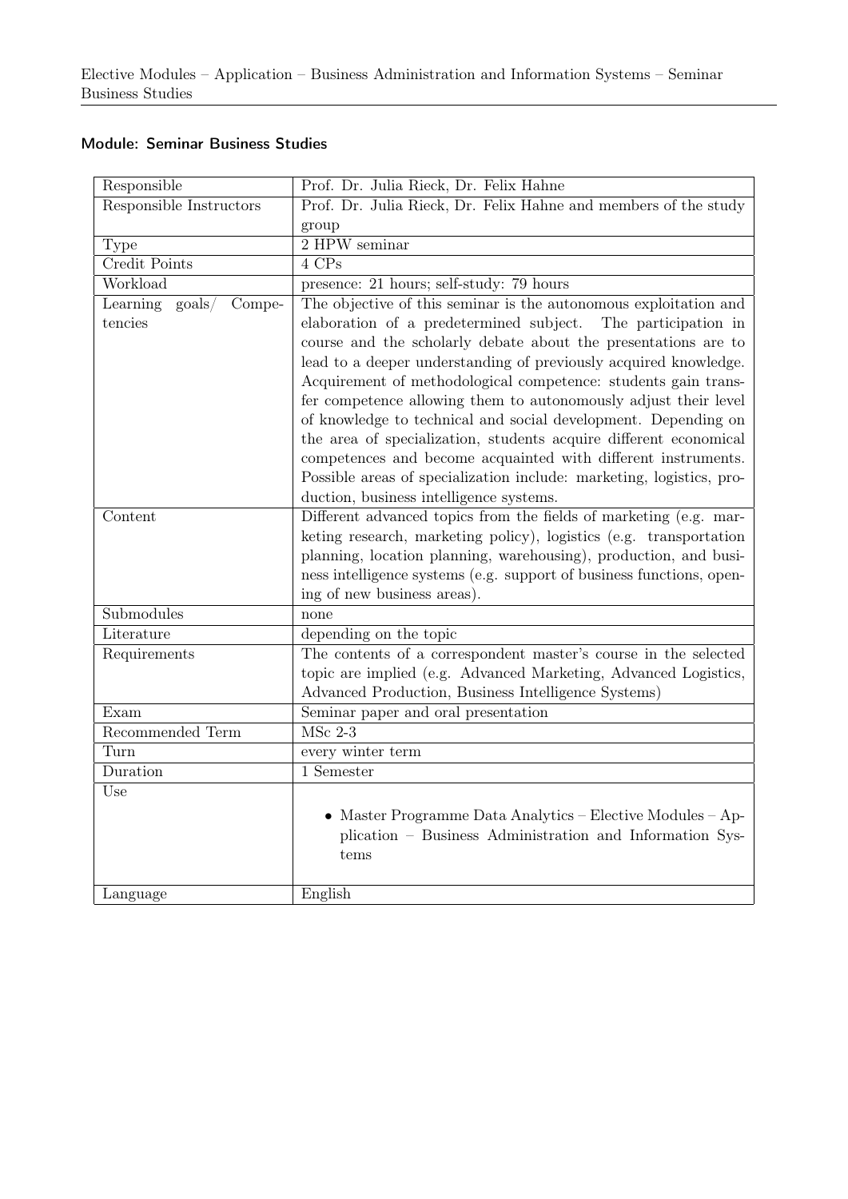### Module: Seminar Business Studies

| | |
|---|---|
| Responsible | Prof. Dr. Julia Rieck, Dr. Felix Hahne |
| Responsible Instructors | Prof. Dr. Julia Rieck, Dr. Felix Hahne and members of the study group |
| Type | 2 HPW seminar |
| Credit Points | 4 CPs |
| Workload | presence: 21 hours; self-study: 79 hours |
| Learning goals/ Competencies | The objective of this seminar is the autonomous exploitation and elaboration of a predetermined subject. The participation in course and the scholarly debate about the presentations are to lead to a deeper understanding of previously acquired knowledge. Acquirement of methodological competence: students gain transfer competence allowing them to autonomously adjust their level of knowledge to technical and social development. Depending on the area of specialization, students acquire different economical competences and become acquainted with different instruments. Possible areas of specialization include: marketing, logistics, production, business intelligence systems. |
| Content | Different advanced topics from the fields of marketing (e.g. marketing research, marketing policy), logistics (e.g. transportation planning, location planning, warehousing), production, and business intelligence systems (e.g. support of business functions, opening of new business areas). |
| Submodules | none |
| Literature | depending on the topic |
| Requirements | The contents of a correspondent master's course in the selected topic are implied (e.g. Advanced Marketing, Advanced Logistics, Advanced Production, Business Intelligence Systems) |
| Exam | Seminar paper and oral presentation |
| Recommended Term | MSc 2-3 |
| Turn | every winter term |
| Duration | 1 Semester |
| Use | • Master Programme Data Analytics – Elective Modules – Application – Business Administration and Information Systems |
| Language | English |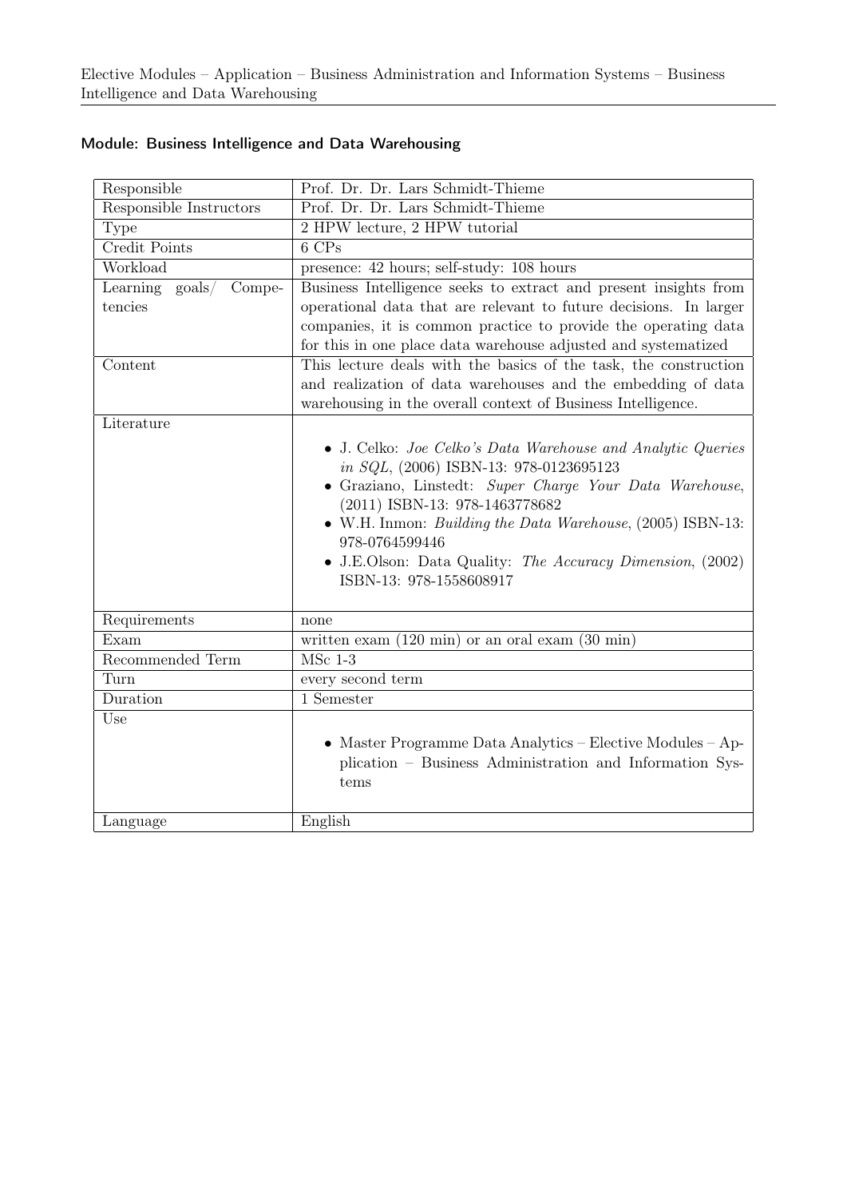## Module: Business Intelligence and Data Warehousing

| | |
|---|---|
| Responsible | Prof. Dr. Dr. Lars Schmidt-Thieme |
| Responsible Instructors | Prof. Dr. Dr. Lars Schmidt-Thieme |
| Type | 2 HPW lecture, 2 HPW tutorial |
| Credit Points | 6 CPs |
| Workload | presence: 42 hours; self-study: 108 hours |
| Learning goals/ Competencies | Business Intelligence seeks to extract and present insights from operational data that are relevant to future decisions. In larger companies, it is common practice to provide the operating data for this in one place data warehouse adjusted and systematized |
| Content | This lecture deals with the basics of the task, the construction and realization of data warehouses and the embedding of data warehousing in the overall context of Business Intelligence. |
| Literature | • J. Celko: *Joe Celko's Data Warehouse and Analytic Queries in SQL*, (2006) ISBN-13: 978-0123695123<br>• Graziano, Linstedt: *Super Charge Your Data Warehouse*, (2011) ISBN-13: 978-1463778682<br>• W.H. Inmon: *Building the Data Warehouse*, (2005) ISBN-13: 978-0764599446<br>• J.E.Olson: Data Quality: *The Accuracy Dimension*, (2002) ISBN-13: 978-1558608917 |
| Requirements | none |
| Exam | written exam (120 min) or an oral exam (30 min) |
| Recommended Term | MSc 1-3 |
| Turn | every second term |
| Duration | 1 Semester |
| Use | • Master Programme Data Analytics – Elective Modules – Application – Business Administration and Information Systems |
| Language | English |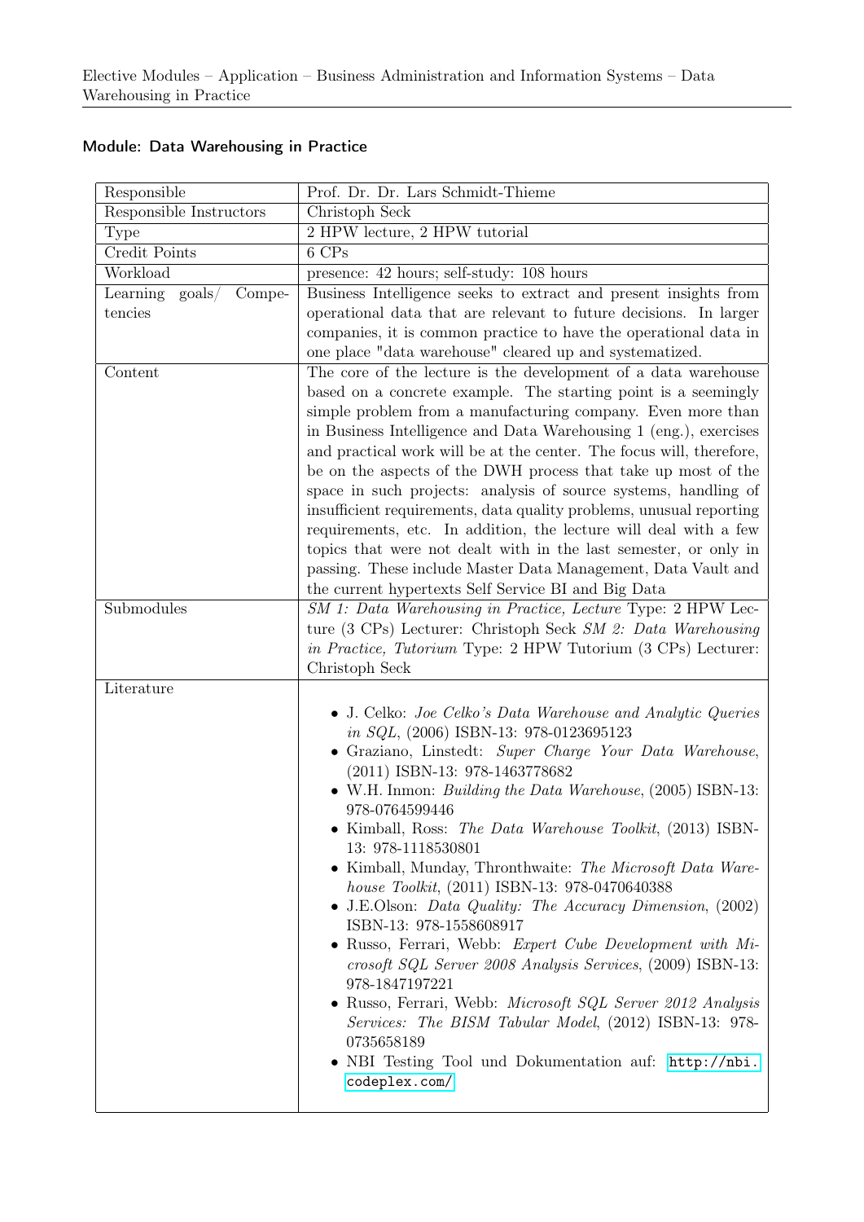## Module: Data Warehousing in Practice

| | |
|---|---|
| Responsible | Prof. Dr. Dr. Lars Schmidt-Thieme |
| Responsible Instructors | Christoph Seck |
| Type | 2 HPW lecture, 2 HPW tutorial |
| Credit Points | 6 CPs |
| Workload | presence: 42 hours; self-study: 108 hours |
| Learning goals/ Competencies | Business Intelligence seeks to extract and present insights from operational data that are relevant to future decisions. In larger companies, it is common practice to have the operational data in one place "data warehouse" cleared up and systematized. |
| Content | The core of the lecture is the development of a data warehouse based on a concrete example. The starting point is a seemingly simple problem from a manufacturing company. Even more than in Business Intelligence and Data Warehousing 1 (eng.), exercises and practical work will be at the center. The focus will, therefore, be on the aspects of the DWH process that take up most of the space in such projects: analysis of source systems, handling of insufficient requirements, data quality problems, unusual reporting requirements, etc. In addition, the lecture will deal with a few topics that were not dealt with in the last semester, or only in passing. These include Master Data Management, Data Vault and the current hypertexts Self Service BI and Big Data |
| Submodules | *SM 1: Data Warehousing in Practice, Lecture* Type: 2 HPW Lecture (3 CPs) Lecturer: Christoph Seck *SM 2: Data Warehousing in Practice, Tutorium* Type: 2 HPW Tutorium (3 CPs) Lecturer: Christoph Seck |
| Literature | • J. Celko: *Joe Celko's Data Warehouse and Analytic Queries in SQL*, (2006) ISBN-13: 978-0123695123<br>• Graziano, Linstedt: *Super Charge Your Data Warehouse*, (2011) ISBN-13: 978-1463778682<br>• W.H. Inmon: *Building the Data Warehouse*, (2005) ISBN-13: 978-0764599446<br>• Kimball, Ross: *The Data Warehouse Toolkit*, (2013) ISBN-13: 978-1118530801<br>• Kimball, Munday, Thronthwaite: *The Microsoft Data Warehouse Toolkit*, (2011) ISBN-13: 978-0470640388<br>• J.E.Olson: *Data Quality: The Accuracy Dimension*, (2002) ISBN-13: 978-1558608917<br>• Russo, Ferrari, Webb: *Expert Cube Development with Microsoft SQL Server 2008 Analysis Services*, (2009) ISBN-13: 978-1847197221<br>• Russo, Ferrari, Webb: *Microsoft SQL Server 2012 Analysis Services: The BISM Tabular Model*, (2012) ISBN-13: 978-0735658189<br>• NBI Testing Tool und Dokumentation auf: http://nbi.codeplex.com/ |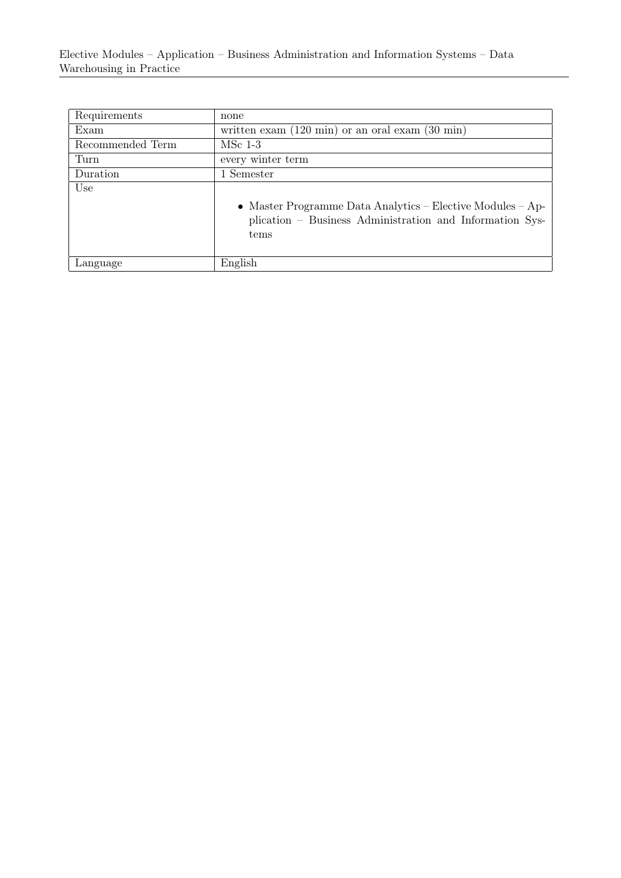| Requirements | none |
|---|---|
| Exam | written exam (120 min) or an oral exam (30 min) |
| Recommended Term | MSc 1-3 |
| Turn | every winter term |
| Duration | 1 Semester |
| Use | • Master Programme Data Analytics – Elective Modules – Application – Business Administration and Information Systems |
| Language | English |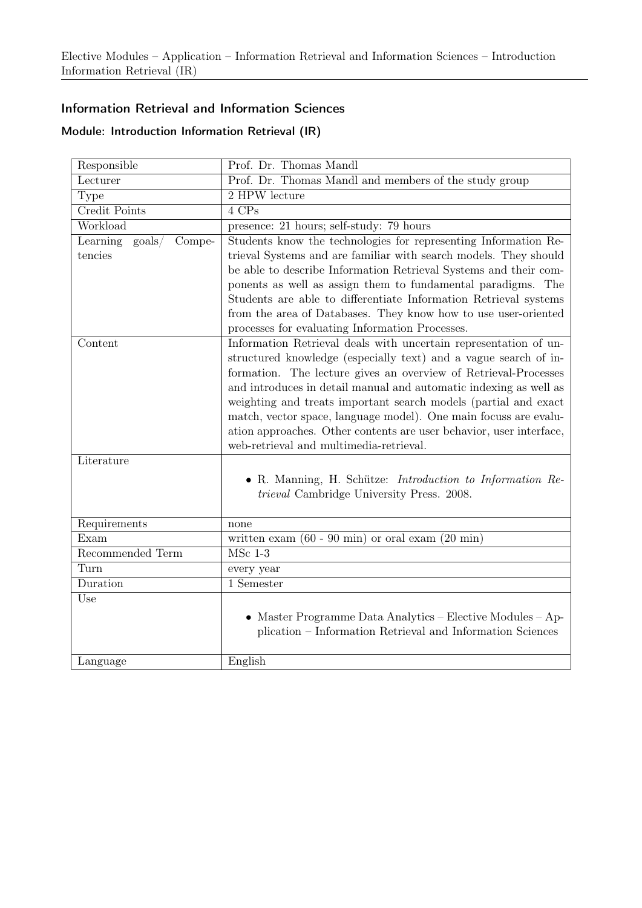## Information Retrieval and Information Sciences

### Module: Introduction Information Retrieval (IR)

| | |
|---|---|
| Responsible | Prof. Dr. Thomas Mandl |
| Lecturer | Prof. Dr. Thomas Mandl and members of the study group |
| Type | 2 HPW lecture |
| Credit Points | 4 CPs |
| Workload | presence: 21 hours; self-study: 79 hours |
| Learning goals/ Competencies | Students know the technologies for representing Information Retrieval Systems and are familiar with search models. They should be able to describe Information Retrieval Systems and their components as well as assign them to fundamental paradigms. The Students are able to differentiate Information Retrieval systems from the area of Databases. They know how to use user-oriented processes for evaluating Information Processes. |
| Content | Information Retrieval deals with uncertain representation of unstructured knowledge (especially text) and a vague search of information. The lecture gives an overview of Retrieval-Processes and introduces in detail manual and automatic indexing as well as weighting and treats important search models (partial and exact match, vector space, language model). One main focuss are evaluation approaches. Other contents are user behavior, user interface, web-retrieval and multimedia-retrieval. |
| Literature | • R. Manning, H. Schütze: *Introduction to Information Retrieval* Cambridge University Press. 2008. |
| Requirements | none |
| Exam | written exam (60 - 90 min) or oral exam (20 min) |
| Recommended Term | MSc 1-3 |
| Turn | every year |
| Duration | 1 Semester |
| Use | • Master Programme Data Analytics – Elective Modules – Application – Information Retrieval and Information Sciences |
| Language | English |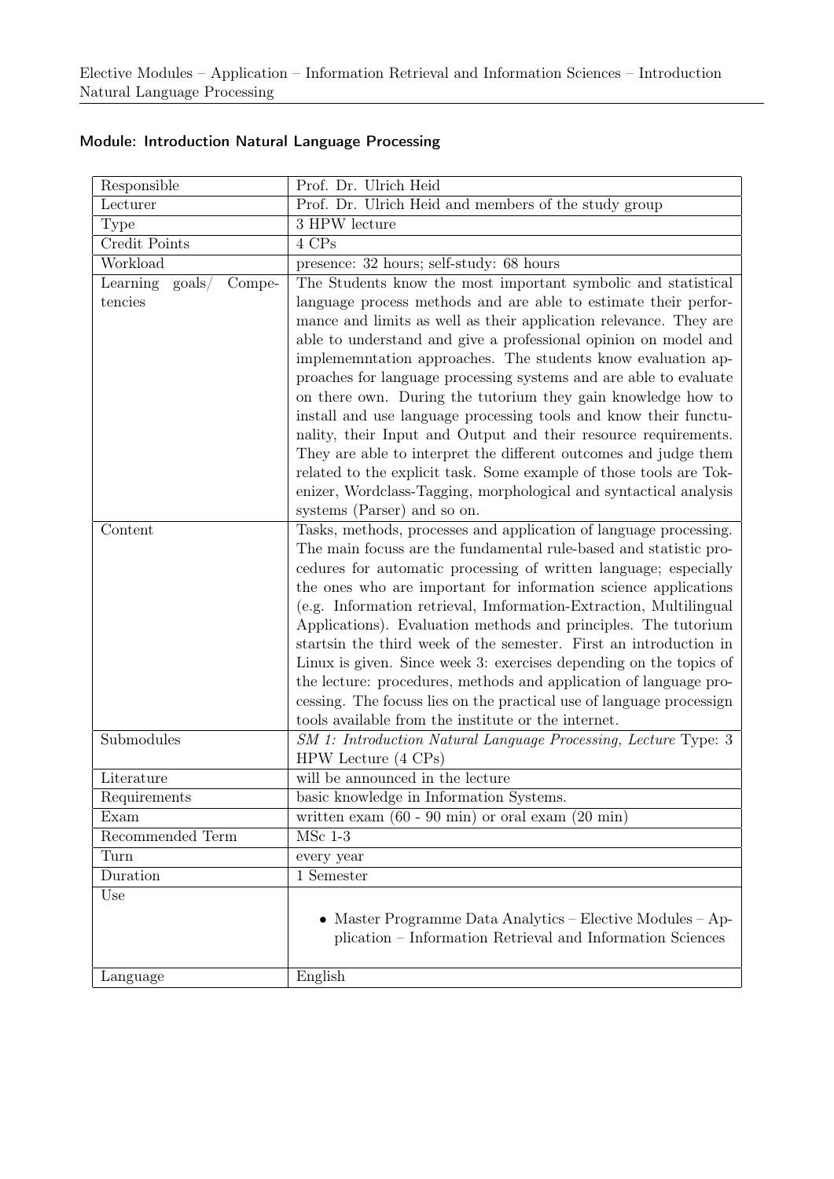## Module: Introduction Natural Language Processing

| | |
|---|---|
| Responsible | Prof. Dr. Ulrich Heid |
| Lecturer | Prof. Dr. Ulrich Heid and members of the study group |
| Type | 3 HPW lecture |
| Credit Points | 4 CPs |
| Workload | presence: 32 hours; self-study: 68 hours |
| Learning goals/ Competencies | The Students know the most important symbolic and statistical language process methods and are able to estimate their performance and limits as well as their application relevance. They are able to understand and give a professional opinion on model and implememntation approaches. The students know evaluation approaches for language processing systems and are able to evaluate on there own. During the tutorium they gain knowledge how to install and use language processing tools and know their functunality, their Input and Output and their resource requirements. They are able to interpret the different outcomes and judge them related to the explicit task. Some example of those tools are Tokenizer, Wordclass-Tagging, morphological and syntactical analysis systems (Parser) and so on. |
| Content | Tasks, methods, processes and application of language processing. The main focuss are the fundamental rule-based and statistic procedures for automatic processing of written language; especially the ones who are important for information science applications (e.g. Information retrieval, Imformation-Extraction, Multilingual Applications). Evaluation methods and principles. The tutorium startsin the third week of the semester. First an introduction in Linux is given. Since week 3: exercises depending on the topics of the lecture: procedures, methods and application of language processing. The focuss lies on the practical use of language processign tools available from the institute or the internet. |
| Submodules | *SM 1: Introduction Natural Language Processing, Lecture* Type: 3 HPW Lecture (4 CPs) |
| Literature | will be announced in the lecture |
| Requirements | basic knowledge in Information Systems. |
| Exam | written exam (60 - 90 min) or oral exam (20 min) |
| Recommended Term | MSc 1-3 |
| Turn | every year |
| Duration | 1 Semester |
| Use | • Master Programme Data Analytics – Elective Modules – Application – Information Retrieval and Information Sciences |
| Language | English |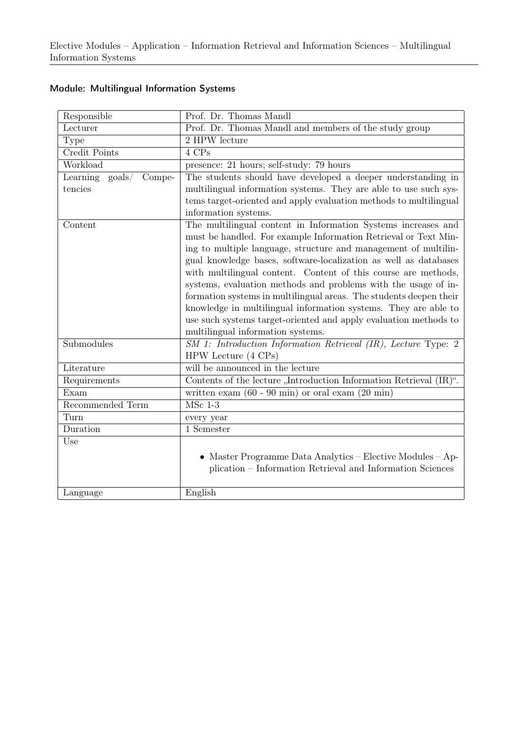## Module: Multilingual Information Systems

| | |
|---|---|
| Responsible | Prof. Dr. Thomas Mandl |
| Lecturer | Prof. Dr. Thomas Mandl and members of the study group |
| Type | 2 HPW lecture |
| Credit Points | 4 CPs |
| Workload | presence: 21 hours; self-study: 79 hours |
| Learning goals/ Competencies | The students should have developed a deeper understanding in multilingual information systems. They are able to use such systems target-oriented and apply evaluation methods to multilingual information systems. |
| Content | The multilingual content in Information Systems increases and must be handled. For example Information Retrieval or Text Mining to multiple language, structure and management of multilingual knowledge bases, software-localization as well as databases with multilingual content. Content of this course are methods, systems, evaluation methods and problems with the usage of information systems in multilingual areas. The students deepen their knowledge in multilingual information systems. They are able to use such systems target-oriented and apply evaluation methods to multilingual information systems. |
| Submodules | *SM 1: Introduction Information Retrieval (IR), Lecture* Type: 2 HPW Lecture (4 CPs) |
| Literature | will be announced in the lecture |
| Requirements | Contents of the lecture „Introduction Information Retrieval (IR)“. |
| Exam | written exam (60 - 90 min) or oral exam (20 min) |
| Recommended Term | MSc 1-3 |
| Turn | every year |
| Duration | 1 Semester |
| Use | • Master Programme Data Analytics – Elective Modules – Application – Information Retrieval and Information Sciences |
| Language | English |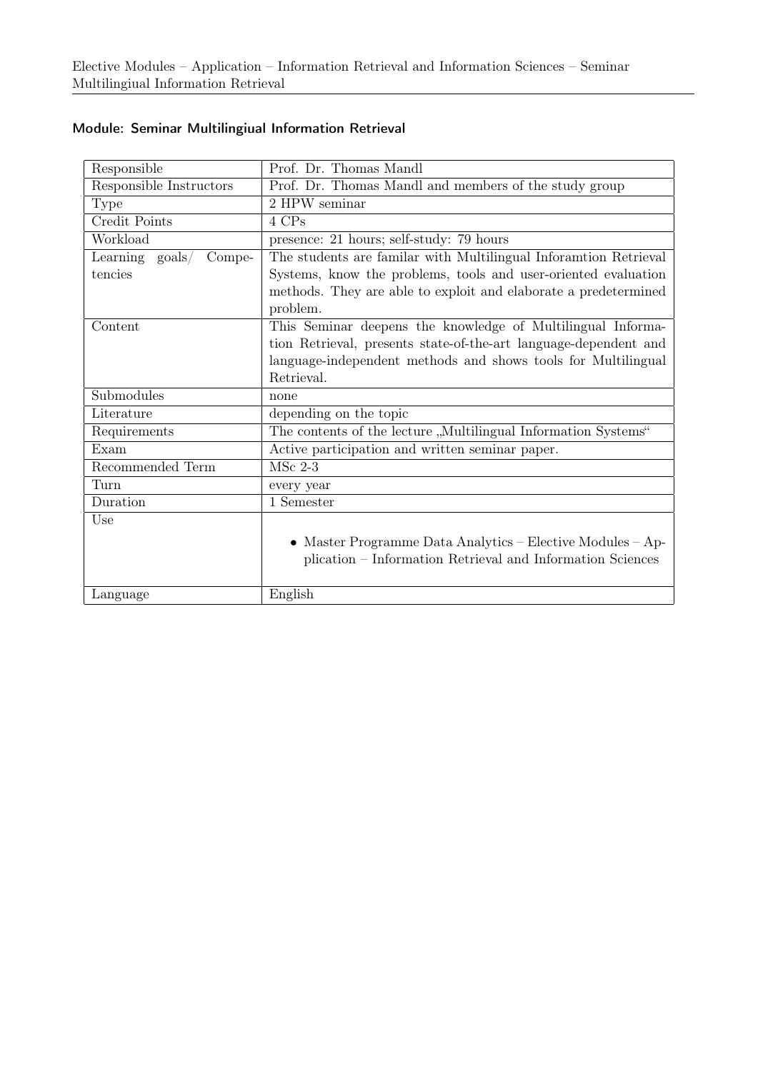## Module: Seminar Multilingiual Information Retrieval

| Responsible | Prof. Dr. Thomas Mandl |
|---|---|
| Responsible Instructors | Prof. Dr. Thomas Mandl and members of the study group |
| Type | 2 HPW seminar |
| Credit Points | 4 CPs |
| Workload | presence: 21 hours; self-study: 79 hours |
| Learning goals/ Competencies | The students are familar with Multilingual Inforamtion Retrieval Systems, know the problems, tools and user-oriented evaluation methods. They are able to exploit and elaborate a predetermined problem. |
| Content | This Seminar deepens the knowledge of Multilingual Information Retrieval, presents state-of-the-art language-dependent and language-independent methods and shows tools for Multilingual Retrieval. |
| Submodules | none |
| Literature | depending on the topic |
| Requirements | The contents of the lecture „Multilingual Information Systems“ |
| Exam | Active participation and written seminar paper. |
| Recommended Term | MSc 2-3 |
| Turn | every year |
| Duration | 1 Semester |
| Use | • Master Programme Data Analytics – Elective Modules – Application – Information Retrieval and Information Sciences |
| Language | English |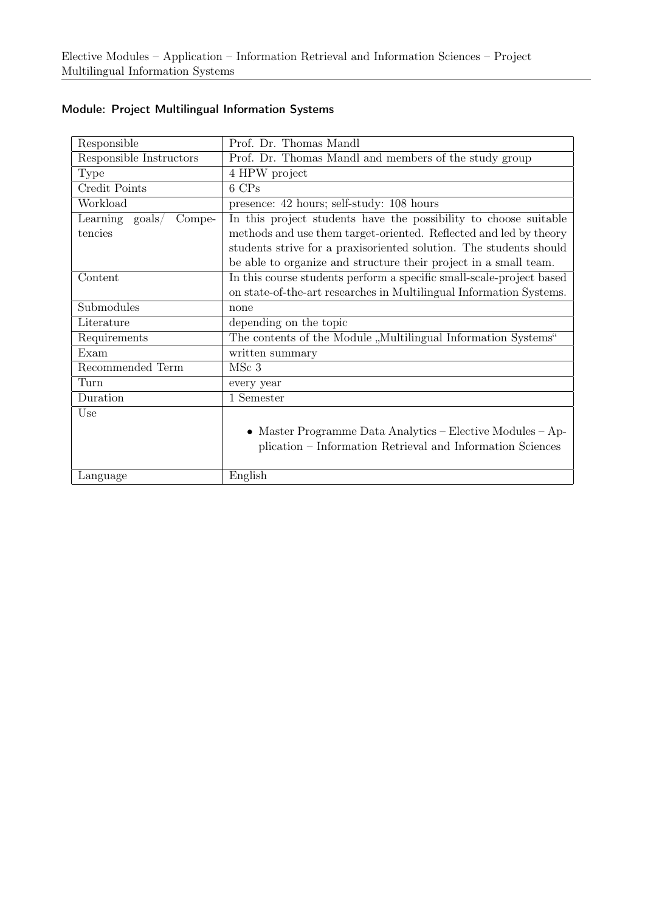## Module: Project Multilingual Information Systems

| | |
|---|---|
| Responsible | Prof. Dr. Thomas Mandl |
| Responsible Instructors | Prof. Dr. Thomas Mandl and members of the study group |
| Type | 4 HPW project |
| Credit Points | 6 CPs |
| Workload | presence: 42 hours; self-study: 108 hours |
| Learning goals/ Competencies | In this project students have the possibility to choose suitable methods and use them target-oriented. Reflected and led by theory students strive for a praxisoriented solution. The students should be able to organize and structure their project in a small team. |
| Content | In this course students perform a specific small-scale-project based on state-of-the-art researches in Multilingual Information Systems. |
| Submodules | none |
| Literature | depending on the topic |
| Requirements | The contents of the Module „Multilingual Information Systems“ |
| Exam | written summary |
| Recommended Term | MSc 3 |
| Turn | every year |
| Duration | 1 Semester |
| Use | • Master Programme Data Analytics – Elective Modules – Application – Information Retrieval and Information Sciences |
| Language | English |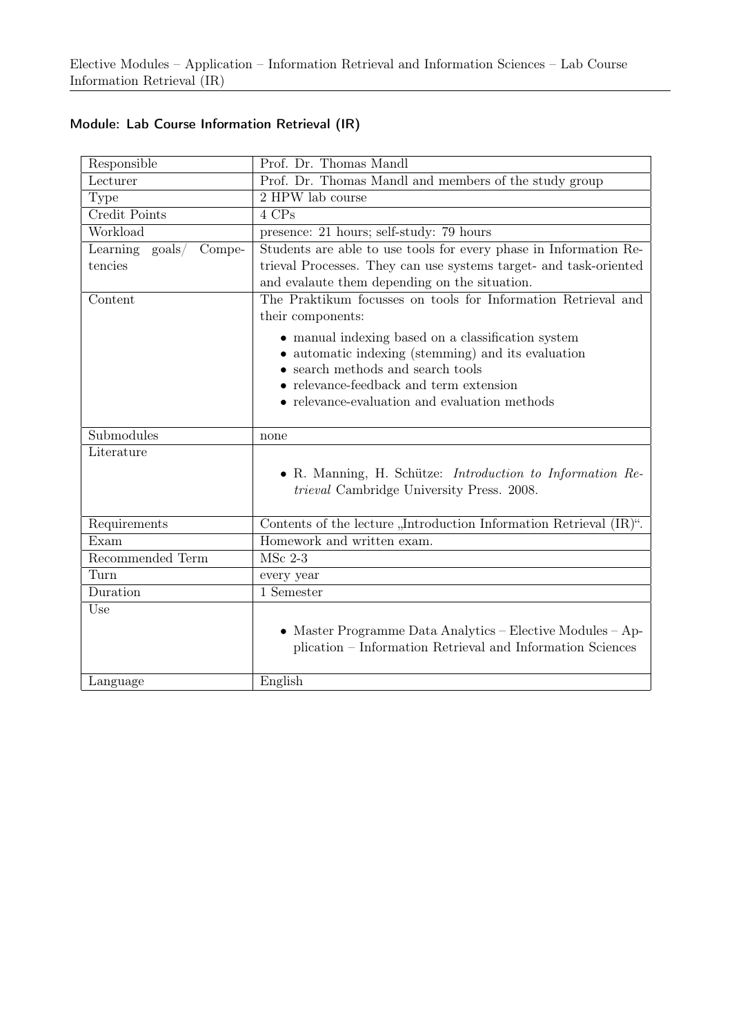## Module: Lab Course Information Retrieval (IR)

| Responsible | Prof. Dr. Thomas Mandl |
|---|---|
| Lecturer | Prof. Dr. Thomas Mandl and members of the study group |
| Type | 2 HPW lab course |
| Credit Points | 4 CPs |
| Workload | presence: 21 hours; self-study: 79 hours |
| Learning goals/ Competencies | Students are able to use tools for every phase in Information Retrieval Processes. They can use systems target- and task-oriented and evalaute them depending on the situation. |
| Content | The Praktikum focusses on tools for Information Retrieval and their components: <br>• manual indexing based on a classification system <br>• automatic indexing (stemming) and its evaluation <br>• search methods and search tools <br>• relevance-feedback and term extension <br>• relevance-evaluation and evaluation methods |
| Submodules | none |
| Literature | • R. Manning, H. Schütze: *Introduction to Information Retrieval* Cambridge University Press. 2008. |
| Requirements | Contents of the lecture „Introduction Information Retrieval (IR)“. |
| Exam | Homework and written exam. |
| Recommended Term | MSc 2-3 |
| Turn | every year |
| Duration | 1 Semester |
| Use | • Master Programme Data Analytics – Elective Modules – Application – Information Retrieval and Information Sciences |
| Language | English |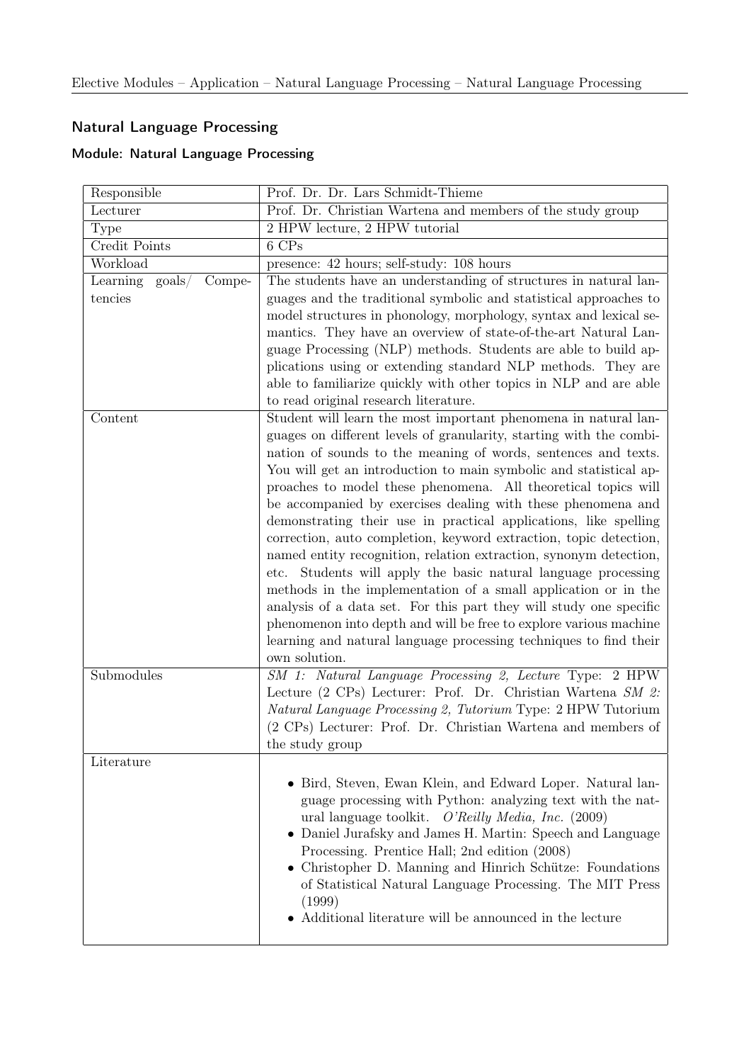## Natural Language Processing

### Module: Natural Language Processing

| | |
|---|---|
| Responsible | Prof. Dr. Dr. Lars Schmidt-Thieme |
| Lecturer | Prof. Dr. Christian Wartena and members of the study group |
| Type | 2 HPW lecture, 2 HPW tutorial |
| Credit Points | 6 CPs |
| Workload | presence: 42 hours; self-study: 108 hours |
| Learning goals/ Competencies | The students have an understanding of structures in natural languages and the traditional symbolic and statistical approaches to model structures in phonology, morphology, syntax and lexical semantics. They have an overview of state-of-the-art Natural Language Processing (NLP) methods. Students are able to build applications using or extending standard NLP methods. They are able to familiarize quickly with other topics in NLP and are able to read original research literature. |
| Content | Student will learn the most important phenomena in natural languages on different levels of granularity, starting with the combination of sounds to the meaning of words, sentences and texts. You will get an introduction to main symbolic and statistical approaches to model these phenomena. All theoretical topics will be accompanied by exercises dealing with these phenomena and demonstrating their use in practical applications, like spelling correction, auto completion, keyword extraction, topic detection, named entity recognition, relation extraction, synonym detection, etc. Students will apply the basic natural language processing methods in the implementation of a small application or in the analysis of a data set. For this part they will study one specific phenomenon into depth and will be free to explore various machine learning and natural language processing techniques to find their own solution. |
| Submodules | *SM 1: Natural Language Processing 2, Lecture* Type: 2 HPW Lecture (2 CPs) Lecturer: Prof. Dr. Christian Wartena *SM 2: Natural Language Processing 2, Tutorium* Type: 2 HPW Tutorium (2 CPs) Lecturer: Prof. Dr. Christian Wartena and members of the study group |
| Literature | • Bird, Steven, Ewan Klein, and Edward Loper. Natural language processing with Python: analyzing text with the natural language toolkit. *O'Reilly Media, Inc.* (2009) <br> • Daniel Jurafsky and James H. Martin: Speech and Language Processing. Prentice Hall; 2nd edition (2008) <br> • Christopher D. Manning and Hinrich Schütze: Foundations of Statistical Natural Language Processing. The MIT Press (1999) <br> • Additional literature will be announced in the lecture |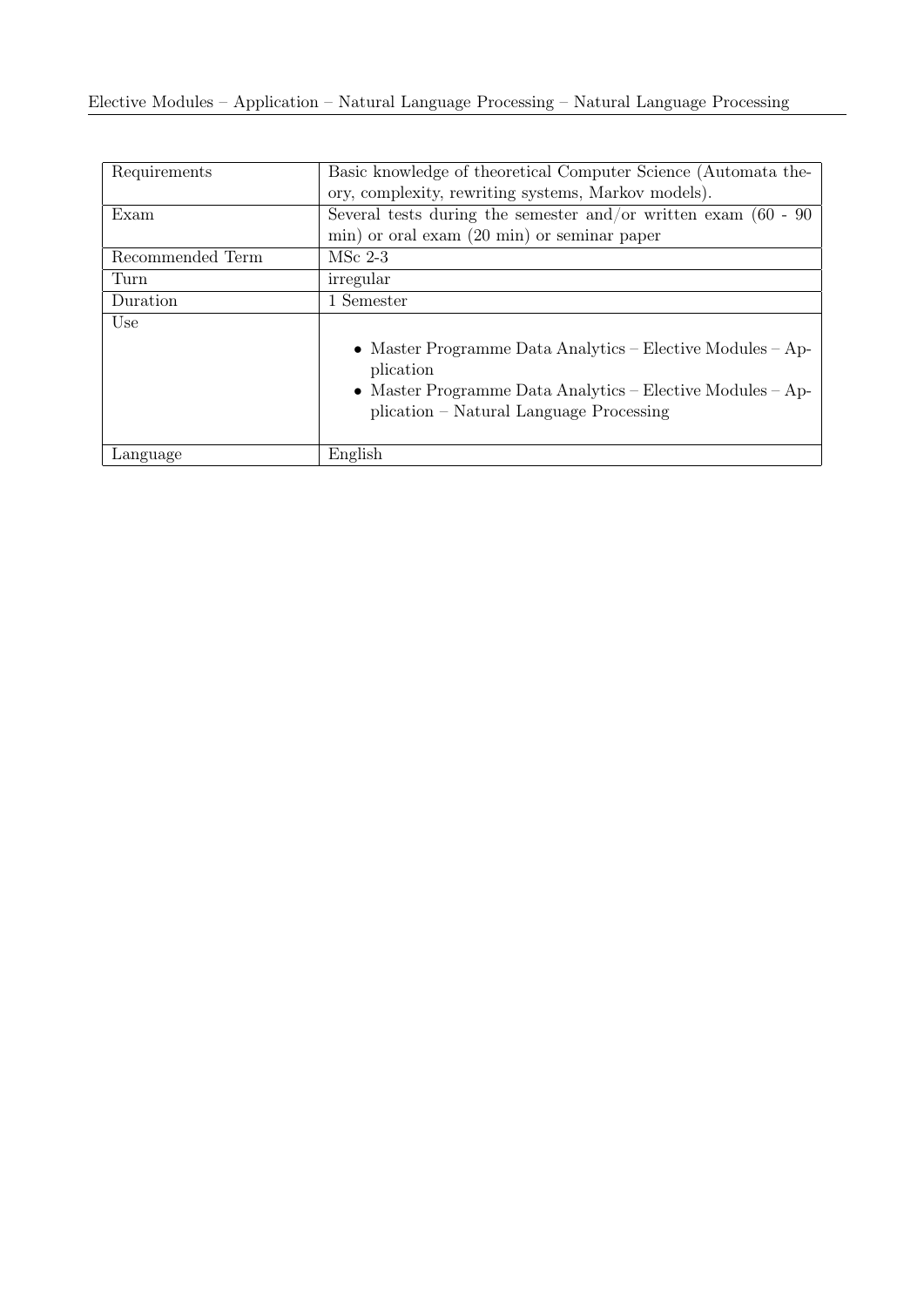| | |
|---|---|
| Requirements | Basic knowledge of theoretical Computer Science (Automata theory, complexity, rewriting systems, Markov models). |
| Exam | Several tests during the semester and/or written exam (60 - 90 min) or oral exam (20 min) or seminar paper |
| Recommended Term | MSc 2-3 |
| Turn | irregular |
| Duration | 1 Semester |
| Use | • Master Programme Data Analytics – Elective Modules – Application<br>• Master Programme Data Analytics – Elective Modules – Application – Natural Language Processing |
| Language | English |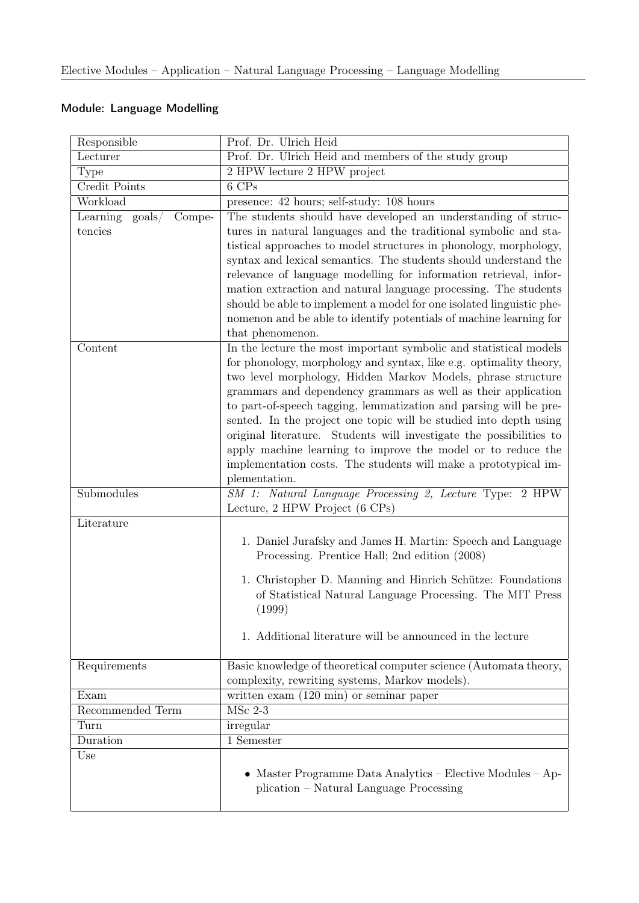## Module: Language Modelling

| | |
|---|---|
| Responsible | Prof. Dr. Ulrich Heid |
| Lecturer | Prof. Dr. Ulrich Heid and members of the study group |
| Type | 2 HPW lecture 2 HPW project |
| Credit Points | 6 CPs |
| Workload | presence: 42 hours; self-study: 108 hours |
| Learning goals/ Competencies | The students should have developed an understanding of structures in natural languages and the traditional symbolic and statistical approaches to model structures in phonology, morphology, syntax and lexical semantics. The students should understand the relevance of language modelling for information retrieval, information extraction and natural language processing. The students should be able to implement a model for one isolated linguistic phenomenon and be able to identify potentials of machine learning for that phenomenon. |
| Content | In the lecture the most important symbolic and statistical models for phonology, morphology and syntax, like e.g. optimality theory, two level morphology, Hidden Markov Models, phrase structure grammars and dependency grammars as well as their application to part-of-speech tagging, lemmatization and parsing will be presented. In the project one topic will be studied into depth using original literature. Students will investigate the possibilities to apply machine learning to improve the model or to reduce the implementation costs. The students will make a prototypical implementation. |
| Submodules | *SM 1: Natural Language Processing 2, Lecture* Type: 2 HPW Lecture, 2 HPW Project (6 CPs) |
| Literature | 1. Daniel Jurafsky and James H. Martin: Speech and Language Processing. Prentice Hall; 2nd edition (2008)<br>1. Christopher D. Manning and Hinrich Schütze: Foundations of Statistical Natural Language Processing. The MIT Press (1999)<br>1. Additional literature will be announced in the lecture |
| Requirements | Basic knowledge of theoretical computer science (Automata theory, complexity, rewriting systems, Markov models). |
| Exam | written exam (120 min) or seminar paper |
| Recommended Term | MSc 2-3 |
| Turn | irregular |
| Duration | 1 Semester |
| Use | • Master Programme Data Analytics – Elective Modules – Application – Natural Language Processing |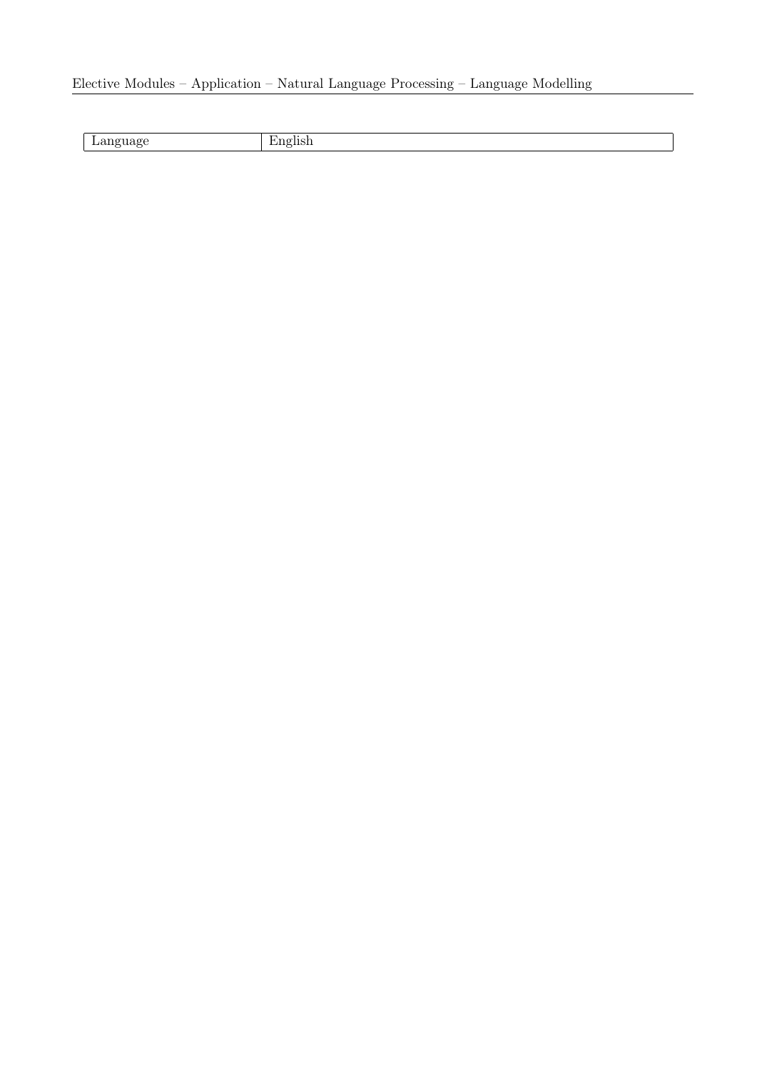| Language | English |
|---|---|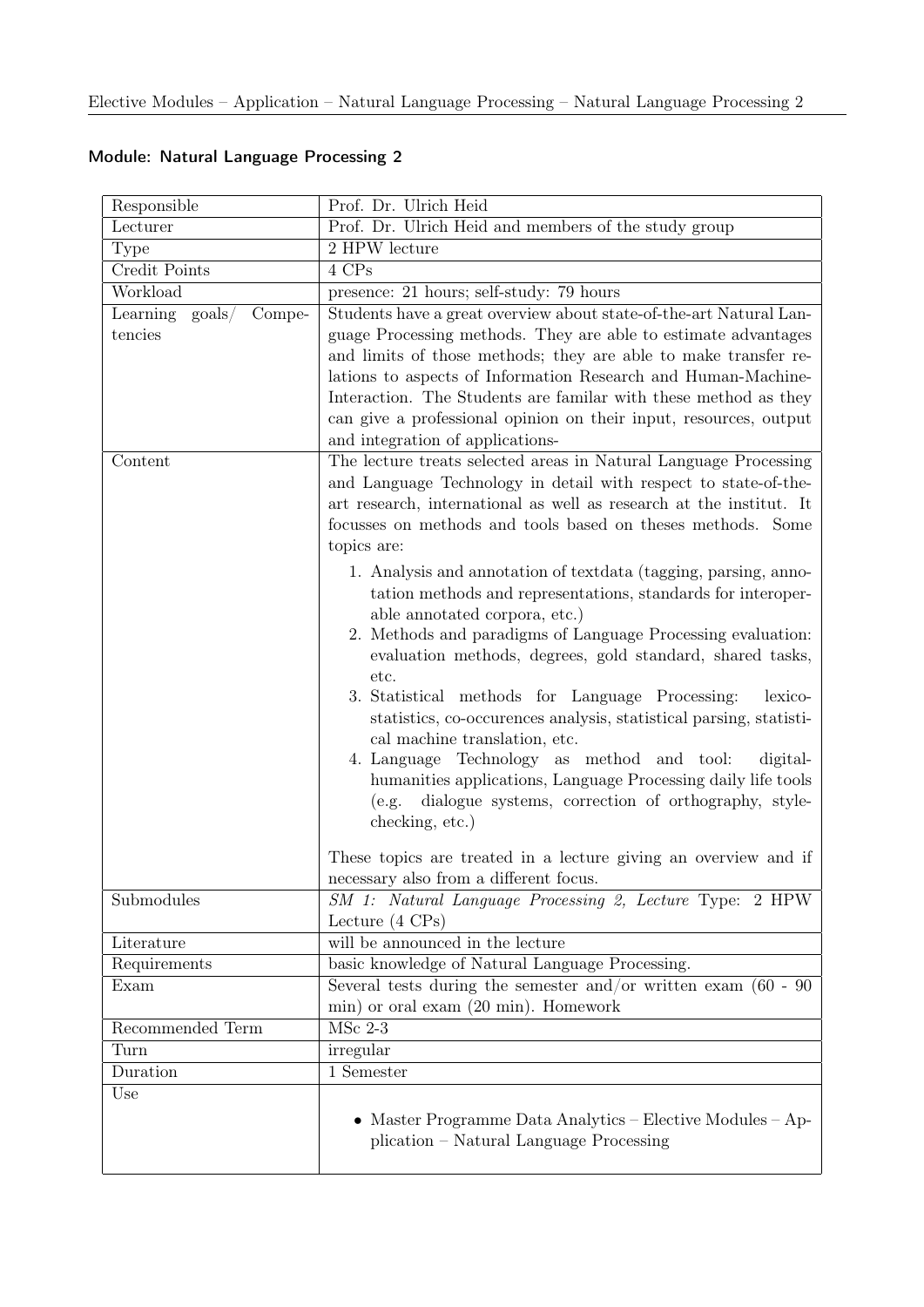## Module: Natural Language Processing 2

| | |
|---|---|
| Responsible | Prof. Dr. Ulrich Heid |
| Lecturer | Prof. Dr. Ulrich Heid and members of the study group |
| Type | 2 HPW lecture |
| Credit Points | 4 CPs |
| Workload | presence: 21 hours; self-study: 79 hours |
| Learning goals/ Competencies | Students have a great overview about state-of-the-art Natural Language Processing methods. They are able to estimate advantages and limits of those methods; they are able to make transfer relations to aspects of Information Research and Human-Machine-Interaction. The Students are familar with these method as they can give a professional opinion on their input, resources, output and integration of applications- |
| Content | The lecture treats selected areas in Natural Language Processing and Language Technology in detail with respect to state-of-the-art research, international as well as research at the institut. It focusses on methods and tools based on theses methods. Some topics are:<br><br>1. Analysis and annotation of textdata (tagging, parsing, annotation methods and representations, standards for interoperable annotated corpora, etc.)<br>2. Methods and paradigms of Language Processing evaluation: evaluation methods, degrees, gold standard, shared tasks, etc.<br>3. Statistical methods for Language Processing: lexico-statistics, co-occurences analysis, statistical parsing, statistical machine translation, etc.<br>4. Language Technology as method and tool: digital-humanities applications, Language Processing daily life tools (e.g. dialogue systems, correction of orthography, style-checking, etc.)<br><br>These topics are treated in a lecture giving an overview and if necessary also from a different focus. |
| Submodules | *SM 1: Natural Language Processing 2, Lecture* Type: 2 HPW Lecture (4 CPs) |
| Literature | will be announced in the lecture |
| Requirements | basic knowledge of Natural Language Processing. |
| Exam | Several tests during the semester and/or written exam (60 - 90 min) or oral exam (20 min). Homework |
| Recommended Term | MSc 2-3 |
| Turn | irregular |
| Duration | 1 Semester |
| Use | • Master Programme Data Analytics – Elective Modules – Application – Natural Language Processing |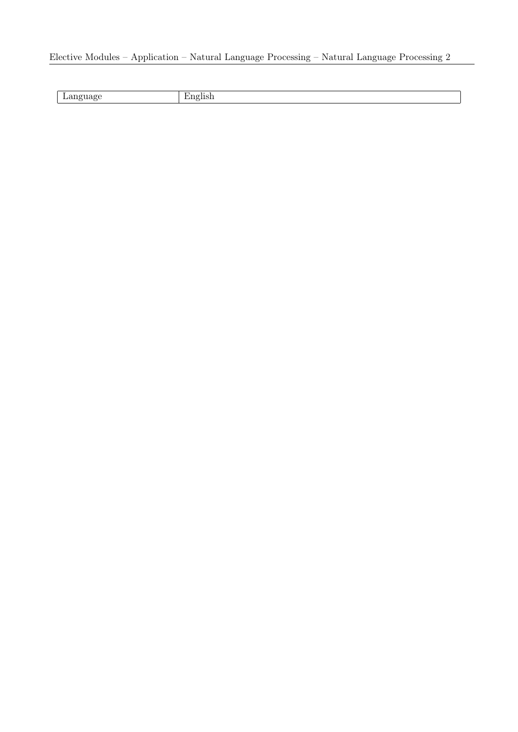| Language | English |
|---|---|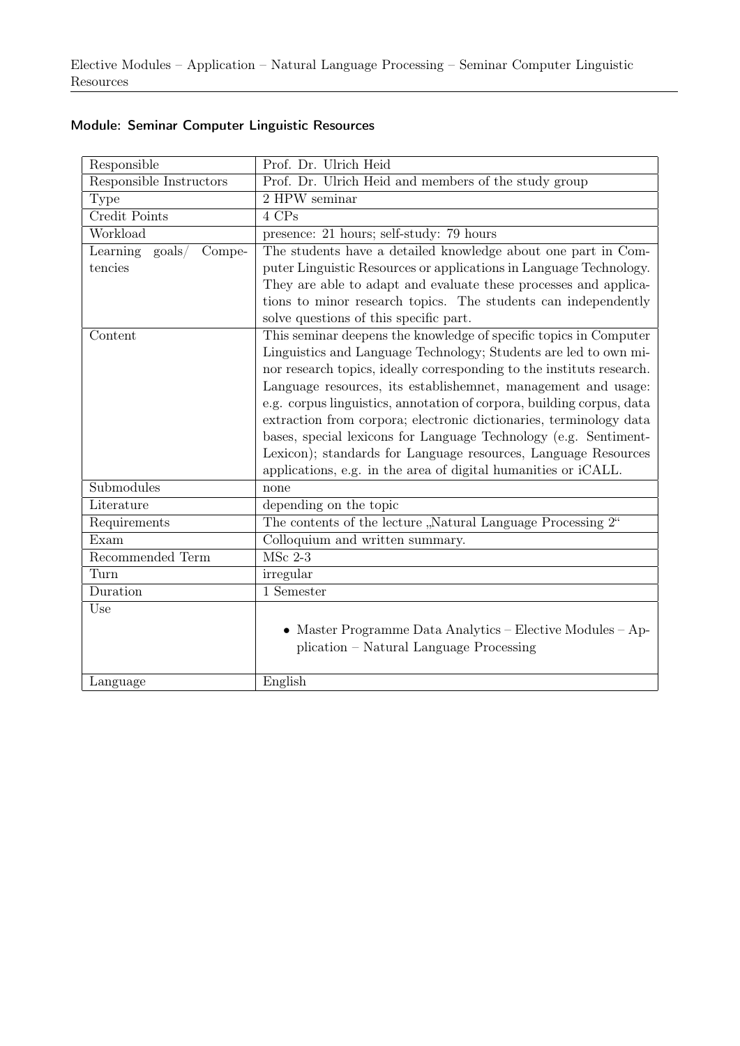## Module: Seminar Computer Linguistic Resources

| | |
|---|---|
| Responsible | Prof. Dr. Ulrich Heid |
| Responsible Instructors | Prof. Dr. Ulrich Heid and members of the study group |
| Type | 2 HPW seminar |
| Credit Points | 4 CPs |
| Workload | presence: 21 hours; self-study: 79 hours |
| Learning goals/ Competencies | The students have a detailed knowledge about one part in Computer Linguistic Resources or applications in Language Technology. They are able to adapt and evaluate these processes and applications to minor research topics. The students can independently solve questions of this specific part. |
| Content | This seminar deepens the knowledge of specific topics in Computer Linguistics and Language Technology; Students are led to own minor research topics, ideally corresponding to the instituts research. Language resources, its establishemnet, management and usage: e.g. corpus linguistics, annotation of corpora, building corpus, data extraction from corpora; electronic dictionaries, terminology data bases, special lexicons for Language Technology (e.g. Sentiment-Lexicon); standards for Language resources, Language Resources applications, e.g. in the area of digital humanities or iCALL. |
| Submodules | none |
| Literature | depending on the topic |
| Requirements | The contents of the lecture „Natural Language Processing 2“ |
| Exam | Colloquium and written summary. |
| Recommended Term | MSc 2-3 |
| Turn | irregular |
| Duration | 1 Semester |
| Use | • Master Programme Data Analytics – Elective Modules – Application – Natural Language Processing |
| Language | English |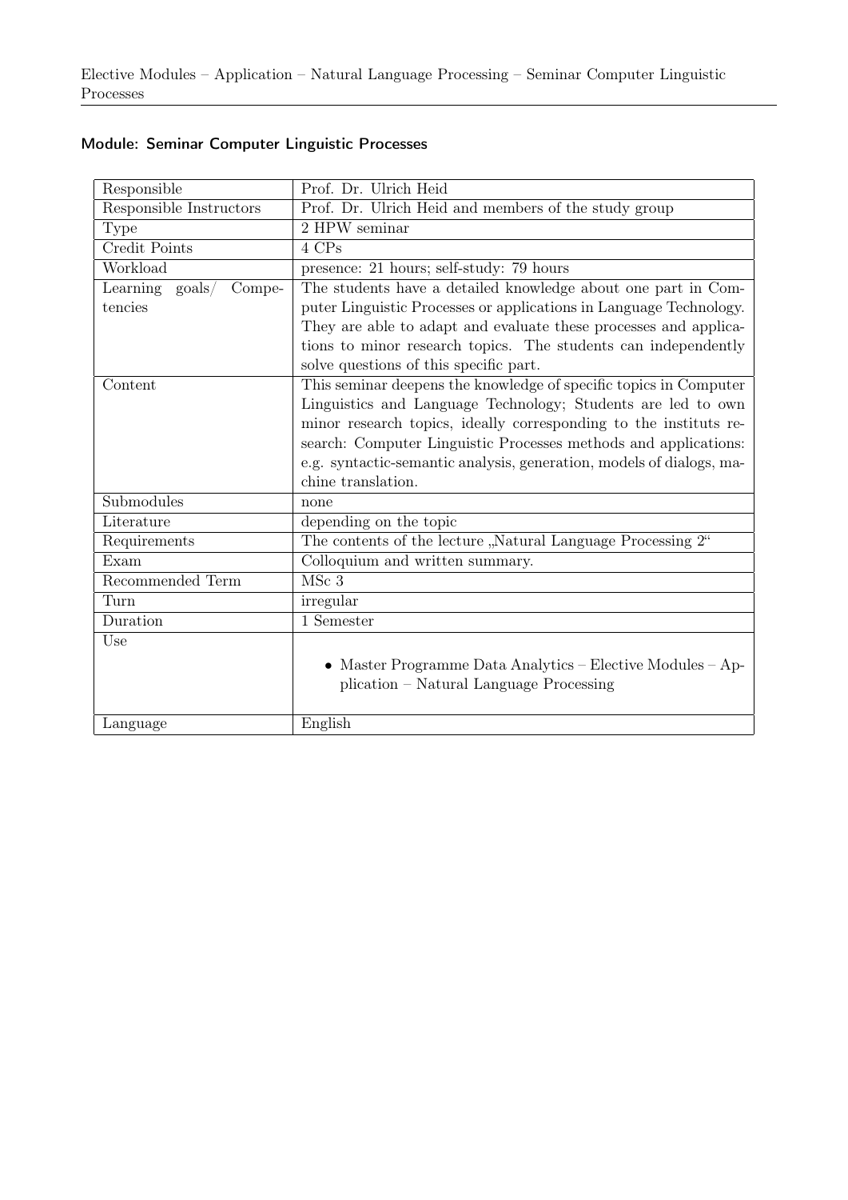## Module: Seminar Computer Linguistic Processes

| | |
|---|---|
| Responsible | Prof. Dr. Ulrich Heid |
| Responsible Instructors | Prof. Dr. Ulrich Heid and members of the study group |
| Type | 2 HPW seminar |
| Credit Points | 4 CPs |
| Workload | presence: 21 hours; self-study: 79 hours |
| Learning goals/ Competencies | The students have a detailed knowledge about one part in Computer Linguistic Processes or applications in Language Technology. They are able to adapt and evaluate these processes and applications to minor research topics. The students can independently solve questions of this specific part. |
| Content | This seminar deepens the knowledge of specific topics in Computer Linguistics and Language Technology; Students are led to own minor research topics, ideally corresponding to the instituts research: Computer Linguistic Processes methods and applications: e.g. syntactic-semantic analysis, generation, models of dialogs, machine translation. |
| Submodules | none |
| Literature | depending on the topic |
| Requirements | The contents of the lecture „Natural Language Processing 2" |
| Exam | Colloquium and written summary. |
| Recommended Term | MSc 3 |
| Turn | irregular |
| Duration | 1 Semester |
| Use | • Master Programme Data Analytics – Elective Modules – Application – Natural Language Processing |
| Language | English |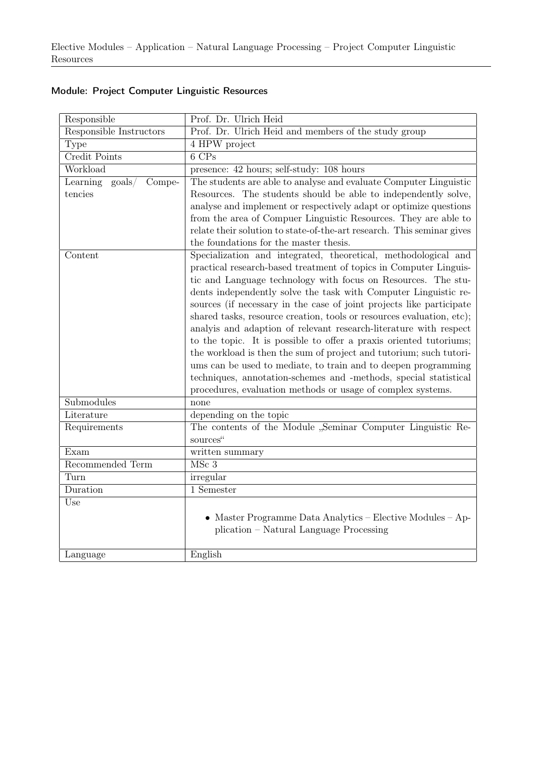## Module: Project Computer Linguistic Resources

| Responsible | Prof. Dr. Ulrich Heid |
|---|---|
| Responsible Instructors | Prof. Dr. Ulrich Heid and members of the study group |
| Type | 4 HPW project |
| Credit Points | 6 CPs |
| Workload | presence: 42 hours; self-study: 108 hours |
| Learning goals/ Competencies | The students are able to analyse and evaluate Computer Linguistic Resources. The students should be able to independently solve, analyse and implement or respectively adapt or optimize questions from the area of Compuer Linguistic Resources. They are able to relate their solution to state-of-the-art research. This seminar gives the foundations for the master thesis. |
| Content | Specialization and integrated, theoretical, methodological and practical research-based treatment of topics in Computer Linguistic and Language technology with focus on Resources. The students independently solve the task with Computer Linguistic resources (if necessary in the case of joint projects like participate shared tasks, resource creation, tools or resources evaluation, etc); analyis and adaption of relevant research-literature with respect to the topic. It is possible to offer a praxis oriented tutoriums; the workload is then the sum of project and tutorium; such tutoriums can be used to mediate, to train and to deepen programming techniques, annotation-schemes and -methods, special statistical procedures, evaluation methods or usage of complex systems. |
| Submodules | none |
| Literature | depending on the topic |
| Requirements | The contents of the Module „Seminar Computer Linguistic Resources“ |
| Exam | written summary |
| Recommended Term | MSc 3 |
| Turn | irregular |
| Duration | 1 Semester |
| Use | • Master Programme Data Analytics – Elective Modules – Application – Natural Language Processing |
| Language | English |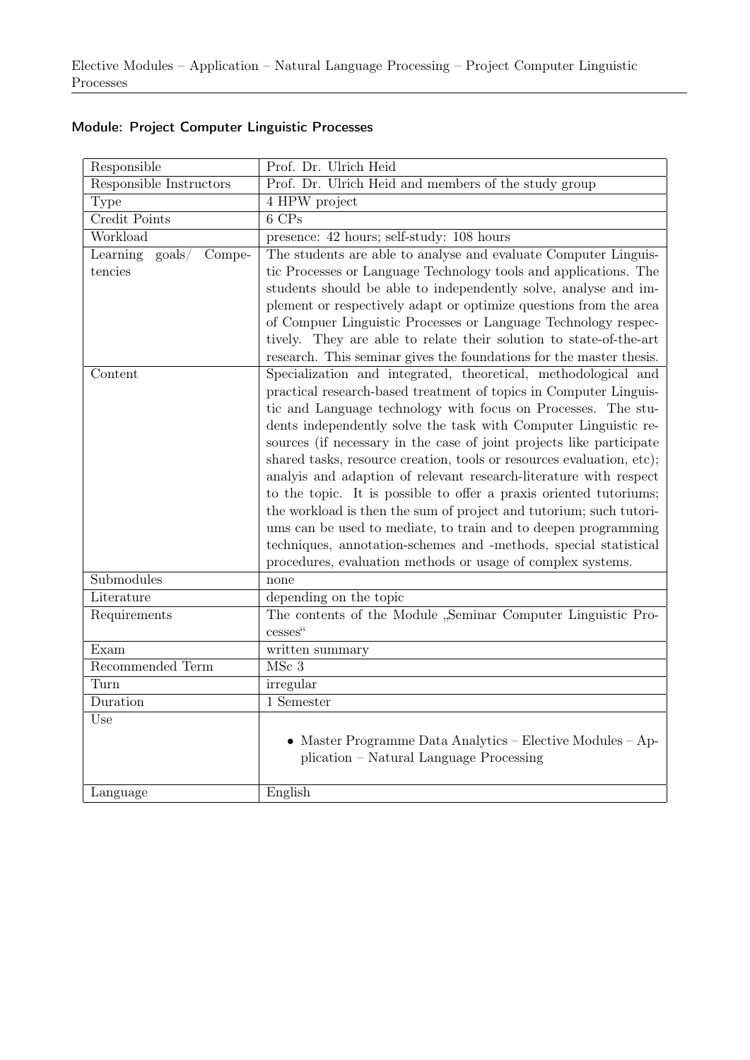## Module: Project Computer Linguistic Processes

| | |
|---|---|
| Responsible | Prof. Dr. Ulrich Heid |
| Responsible Instructors | Prof. Dr. Ulrich Heid and members of the study group |
| Type | 4 HPW project |
| Credit Points | 6 CPs |
| Workload | presence: 42 hours; self-study: 108 hours |
| Learning goals/ Competencies | The students are able to analyse and evaluate Computer Linguistic Processes or Language Technology tools and applications. The students should be able to independently solve, analyse and implement or respectively adapt or optimize questions from the area of Compuer Linguistic Processes or Language Technology respectively. They are able to relate their solution to state-of-the-art research. This seminar gives the foundations for the master thesis. |
| Content | Specialization and integrated, theoretical, methodological and practical research-based treatment of topics in Computer Linguistic and Language technology with focus on Processes. The students independently solve the task with Computer Linguistic resources (if necessary in the case of joint projects like participate shared tasks, resource creation, tools or resources evaluation, etc); analyis and adaption of relevant research-literature with respect to the topic. It is possible to offer a praxis oriented tutoriums; the workload is then the sum of project and tutorium; such tutoriums can be used to mediate, to train and to deepen programming techniques, annotation-schemes and -methods, special statistical procedures, evaluation methods or usage of complex systems. |
| Submodules | none |
| Literature | depending on the topic |
| Requirements | The contents of the Module „Seminar Computer Linguistic Processes“ |
| Exam | written summary |
| Recommended Term | MSc 3 |
| Turn | irregular |
| Duration | 1 Semester |
| Use | • Master Programme Data Analytics – Elective Modules – Application – Natural Language Processing |
| Language | English |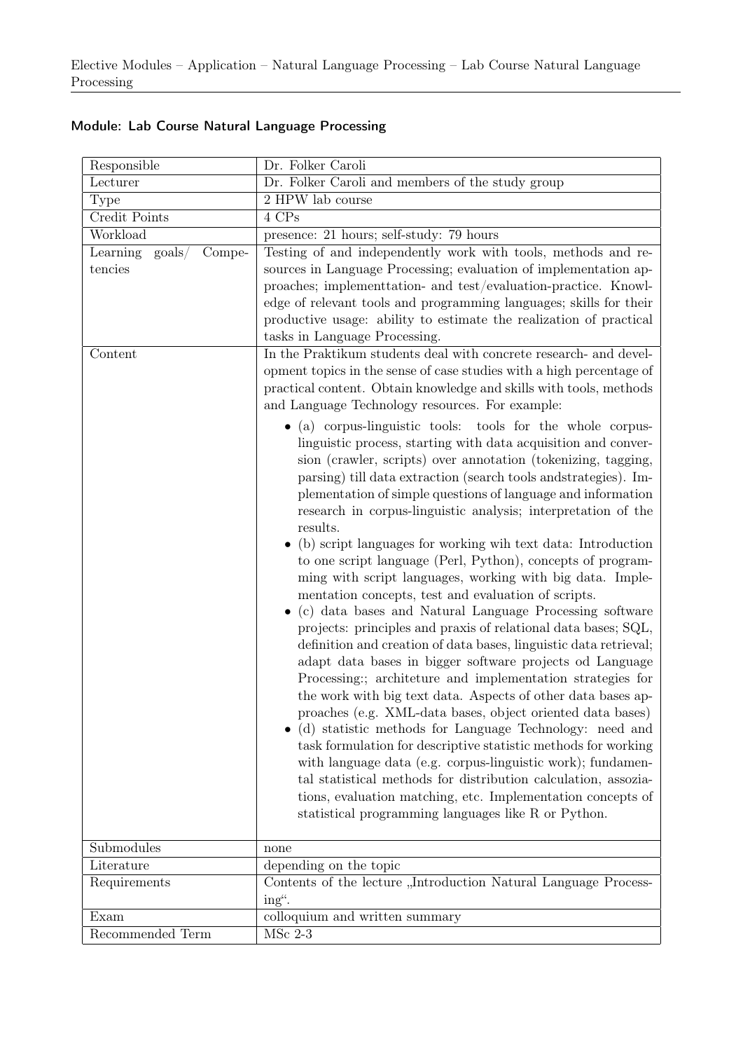## Module: Lab Course Natural Language Processing

| Responsible | Dr. Folker Caroli |
|---|---|
| Lecturer | Dr. Folker Caroli and members of the study group |
| Type | 2 HPW lab course |
| Credit Points | 4 CPs |
| Workload | presence: 21 hours; self-study: 79 hours |
| Learning goals/ Competencies | Testing of and independently work with tools, methods and resources in Language Processing; evaluation of implementation approaches; implementtation- and test/evaluation-practice. Knowledge of relevant tools and programming languages; skills for their productive usage: ability to estimate the realization of practical tasks in Language Processing. |
| Content | In the Praktikum students deal with concrete research- and development topics in the sense of case studies with a high percentage of practical content. Obtain knowledge and skills with tools, methods and Language Technology resources. For example: <br>• (a) corpus-linguistic tools: tools for the whole corpus-linguistic process, starting with data acquisition and conversion (crawler, scripts) over annotation (tokenizing, tagging, parsing) till data extraction (search tools andstrategies). Implementation of simple questions of language and information research in corpus-linguistic analysis; interpretation of the results. <br>• (b) script languages for working wih text data: Introduction to one script language (Perl, Python), concepts of programming with script languages, working with big data. Implementation concepts, test and evaluation of scripts. <br>• (c) data bases and Natural Language Processing software projects: principles and praxis of relational data bases; SQL, definition and creation of data bases, linguistic data retrieval; adapt data bases in bigger software projects od Language Processing:; architeture and implementation strategies for the work with big text data. Aspects of other data bases approaches (e.g. XML-data bases, object oriented data bases) <br>• (d) statistic methods for Language Technology: need and task formulation for descriptive statistic methods for working with language data (e.g. corpus-linguistic work); fundamental statistical methods for distribution calculation, assoziations, evaluation matching, etc. Implementation concepts of statistical programming languages like R or Python. |
| Submodules | none |
| Literature | depending on the topic |
| Requirements | Contents of the lecture „Introduction Natural Language Processing". |
| Exam | colloquium and written summary |
| Recommended Term | MSc 2-3 |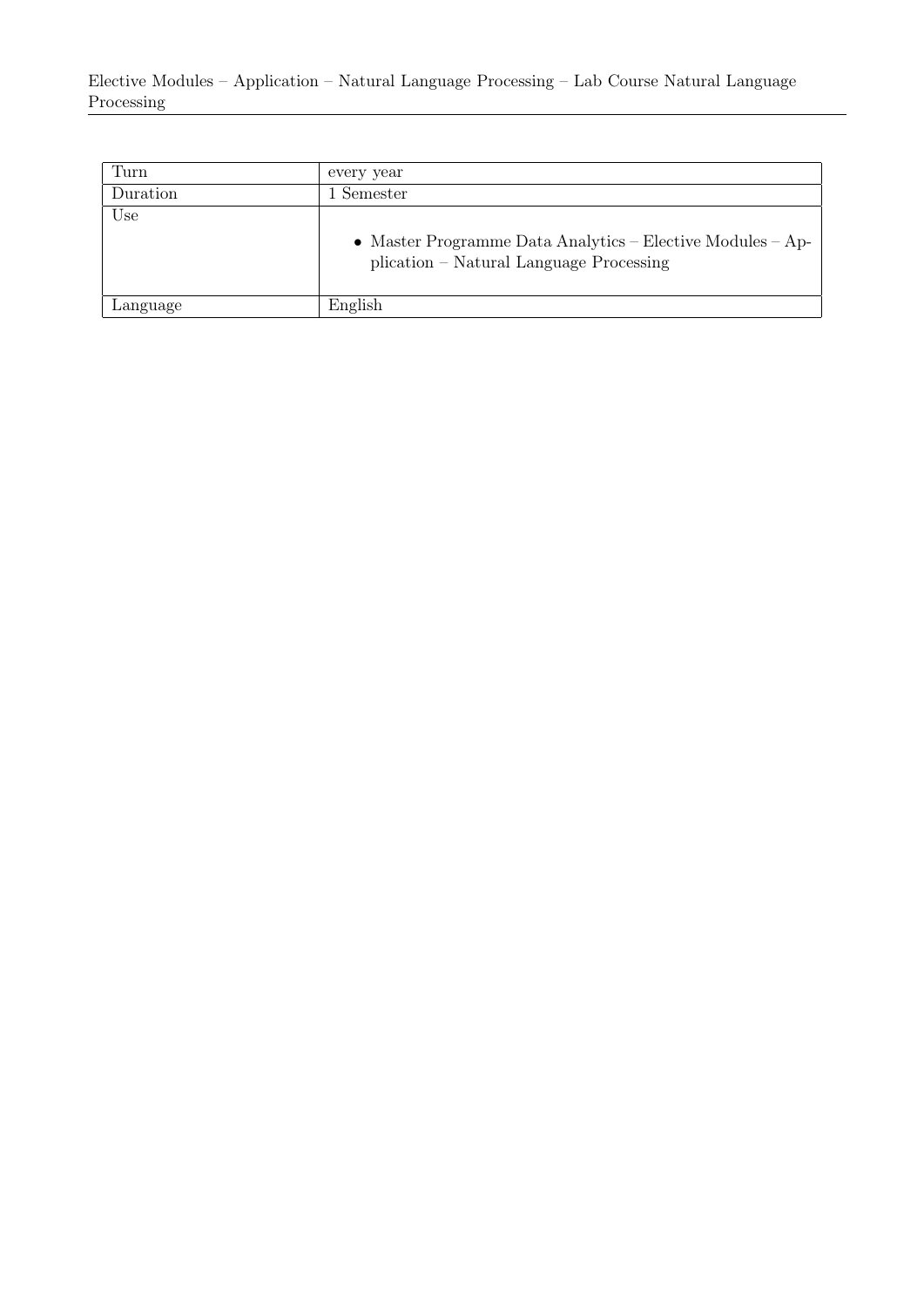| Turn | every year |
| --- | --- |
| Duration | 1 Semester |
| Use | • Master Programme Data Analytics – Elective Modules – Application – Natural Language Processing |
| Language | English |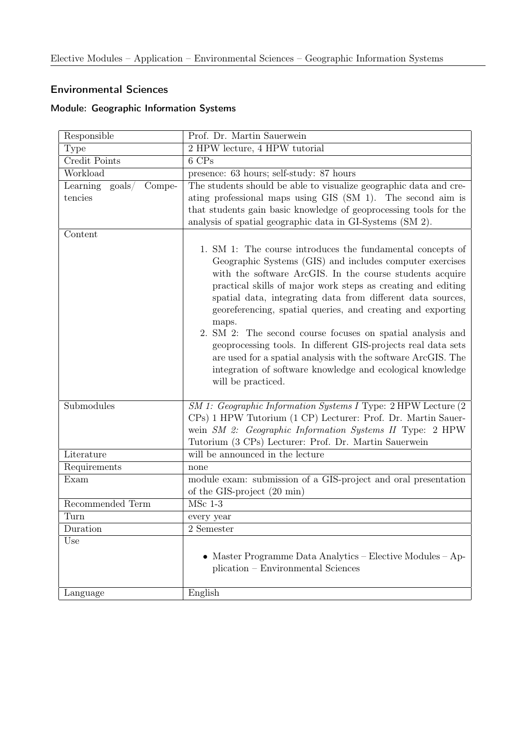## Environmental Sciences

### Module: Geographic Information Systems

| Responsible | Prof. Dr. Martin Sauerwein |
|---|---|
| Type | 2 HPW lecture, 4 HPW tutorial |
| Credit Points | 6 CPs |
| Workload | presence: 63 hours; self-study: 87 hours |
| Learning goals/ Competencies | The students should be able to visualize geographic data and creating professional maps using GIS (SM 1). The second aim is that students gain basic knowledge of geoprocessing tools for the analysis of spatial geographic data in GI-Systems (SM 2). |
| Content | 1. SM 1: The course introduces the fundamental concepts of Geographic Systems (GIS) and includes computer exercises with the software ArcGIS. In the course students acquire practical skills of major work steps as creating and editing spatial data, integrating data from different data sources, georeferencing, spatial queries, and creating and exporting maps. <br> 2. SM 2: The second course focuses on spatial analysis and geoprocessing tools. In different GIS-projects real data sets are used for a spatial analysis with the software ArcGIS. The integration of software knowledge and ecological knowledge will be practiced. |
| Submodules | *SM 1: Geographic Information Systems I* Type: 2 HPW Lecture (2 CPs) 1 HPW Tutorium (1 CP) Lecturer: Prof. Dr. Martin Sauerwein *SM 2: Geographic Information Systems II* Type: 2 HPW Tutorium (3 CPs) Lecturer: Prof. Dr. Martin Sauerwein |
| Literature | will be announced in the lecture |
| Requirements | none |
| Exam | module exam: submission of a GIS-project and oral presentation of the GIS-project (20 min) |
| Recommended Term | MSc 1-3 |
| Turn | every year |
| Duration | 2 Semester |
| Use | • Master Programme Data Analytics – Elective Modules – Application – Environmental Sciences |
| Language | English |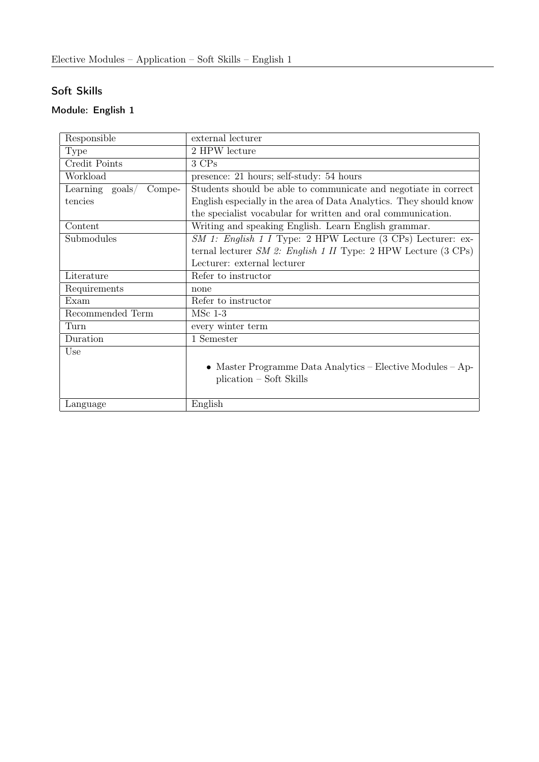## Soft Skills

### Module: English 1

| Responsible | external lecturer |
|---|---|
| Type | 2 HPW lecture |
| Credit Points | 3 CPs |
| Workload | presence: 21 hours; self-study: 54 hours |
| Learning goals/ Competencies | Students should be able to communicate and negotiate in correct English especially in the area of Data Analytics. They should know the specialist vocabular for written and oral communication. |
| Content | Writing and speaking English. Learn English grammar. |
| Submodules | *SM 1: English 1 I* Type: 2 HPW Lecture (3 CPs) Lecturer: external lecturer *SM 2: English 1 II* Type: 2 HPW Lecture (3 CPs) Lecturer: external lecturer |
| Literature | Refer to instructor |
| Requirements | none |
| Exam | Refer to instructor |
| Recommended Term | MSc 1-3 |
| Turn | every winter term |
| Duration | 1 Semester |
| Use | • Master Programme Data Analytics – Elective Modules – Application – Soft Skills |
| Language | English |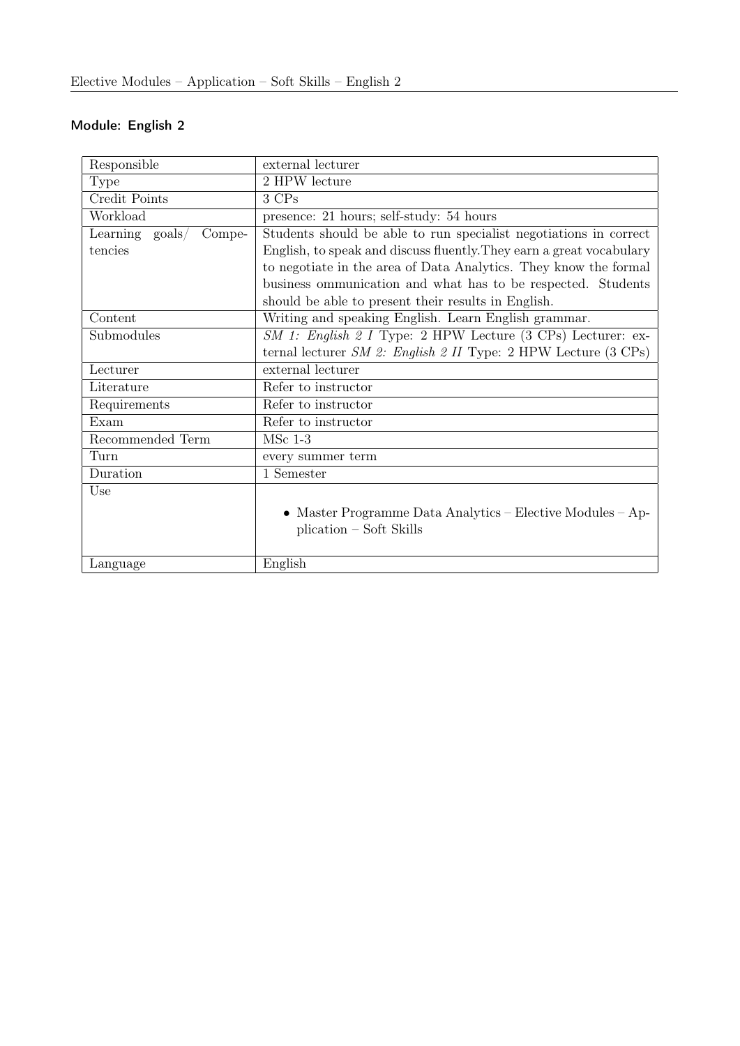## Module: English 2

| Responsible | external lecturer |
|---|---|
| Type | 2 HPW lecture |
| Credit Points | 3 CPs |
| Workload | presence: 21 hours; self-study: 54 hours |
| Learning goals/ Competencies | Students should be able to run specialist negotiations in correct English, to speak and discuss fluently.They earn a great vocabulary to negotiate in the area of Data Analytics. They know the formal business ommunication and what has to be respected. Students should be able to present their results in English. |
| Content | Writing and speaking English. Learn English grammar. |
| Submodules | *SM 1: English 2 I* Type: 2 HPW Lecture (3 CPs) Lecturer: external lecturer *SM 2: English 2 II* Type: 2 HPW Lecture (3 CPs) |
| Lecturer | external lecturer |
| Literature | Refer to instructor |
| Requirements | Refer to instructor |
| Exam | Refer to instructor |
| Recommended Term | MSc 1-3 |
| Turn | every summer term |
| Duration | 1 Semester |
| Use | • Master Programme Data Analytics – Elective Modules – Application – Soft Skills |
| Language | English |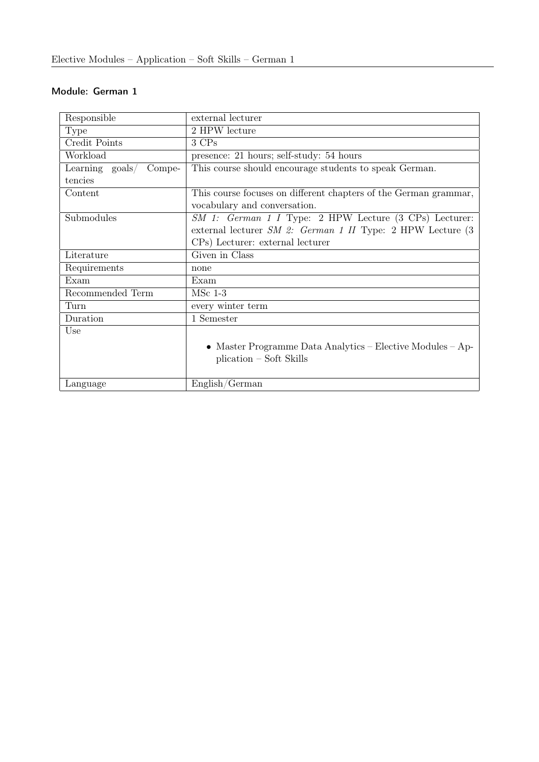## Module: German 1

| | |
|---|---|
| Responsible | external lecturer |
| Type | 2 HPW lecture |
| Credit Points | 3 CPs |
| Workload | presence: 21 hours; self-study: 54 hours |
| Learning goals/ Competencies | This course should encourage students to speak German. |
| Content | This course focuses on different chapters of the German grammar, vocabulary and conversation. |
| Submodules | *SM 1: German 1 I* Type: 2 HPW Lecture (3 CPs) Lecturer: external lecturer *SM 2: German 1 II* Type: 2 HPW Lecture (3 CPs) Lecturer: external lecturer |
| Literature | Given in Class |
| Requirements | none |
| Exam | Exam |
| Recommended Term | MSc 1-3 |
| Turn | every winter term |
| Duration | 1 Semester |
| Use | • Master Programme Data Analytics – Elective Modules – Application – Soft Skills |
| Language | English/German |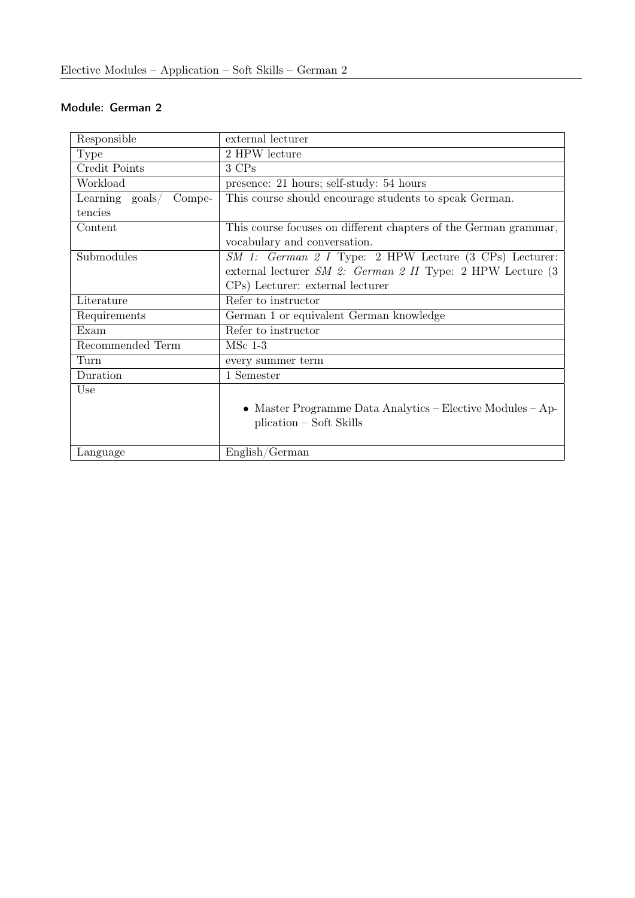## Module: German 2

| | |
|---|---|
| Responsible | external lecturer |
| Type | 2 HPW lecture |
| Credit Points | 3 CPs |
| Workload | presence: 21 hours; self-study: 54 hours |
| Learning goals/ Competencies | This course should encourage students to speak German. |
| Content | This course focuses on different chapters of the German grammar, vocabulary and conversation. |
| Submodules | *SM 1: German 2 I* Type: 2 HPW Lecture (3 CPs) Lecturer: external lecturer *SM 2: German 2 II* Type: 2 HPW Lecture (3 CPs) Lecturer: external lecturer |
| Literature | Refer to instructor |
| Requirements | German 1 or equivalent German knowledge |
| Exam | Refer to instructor |
| Recommended Term | MSc 1-3 |
| Turn | every summer term |
| Duration | 1 Semester |
| Use | • Master Programme Data Analytics – Elective Modules – Application – Soft Skills |
| Language | English/German |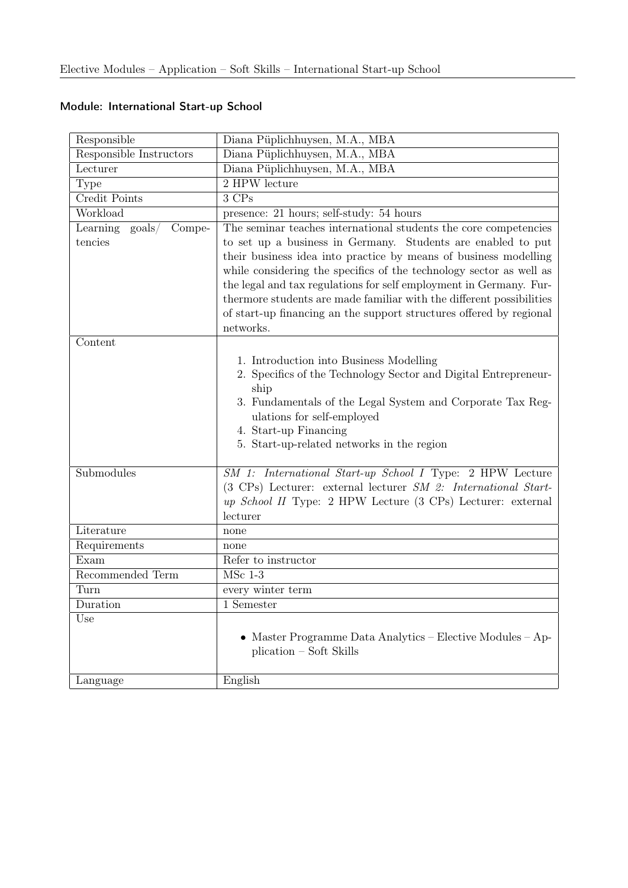## Module: International Start-up School

| | |
|---|---|
| Responsible | Diana Püplichhuysen, M.A., MBA |
| Responsible Instructors | Diana Püplichhuysen, M.A., MBA |
| Lecturer | Diana Püplichhuysen, M.A., MBA |
| Type | 2 HPW lecture |
| Credit Points | 3 CPs |
| Workload | presence: 21 hours; self-study: 54 hours |
| Learning goals/ Competencies | The seminar teaches international students the core competencies to set up a business in Germany. Students are enabled to put their business idea into practice by means of business modelling while considering the specifics of the technology sector as well as the legal and tax regulations for self employment in Germany. Furthermore students are made familiar with the different possibilities of start-up financing an the support structures offered by regional networks. |
| Content | 1. Introduction into Business Modelling<br>2. Specifics of the Technology Sector and Digital Entrepreneurship<br>3. Fundamentals of the Legal System and Corporate Tax Regulations for self-employed<br>4. Start-up Financing<br>5. Start-up-related networks in the region |
| Submodules | *SM 1: International Start-up School I* Type: 2 HPW Lecture (3 CPs) Lecturer: external lecturer *SM 2: International Start-up School II* Type: 2 HPW Lecture (3 CPs) Lecturer: external lecturer |
| Literature | none |
| Requirements | none |
| Exam | Refer to instructor |
| Recommended Term | MSc 1-3 |
| Turn | every winter term |
| Duration | 1 Semester |
| Use | • Master Programme Data Analytics – Elective Modules – Application – Soft Skills |
| Language | English |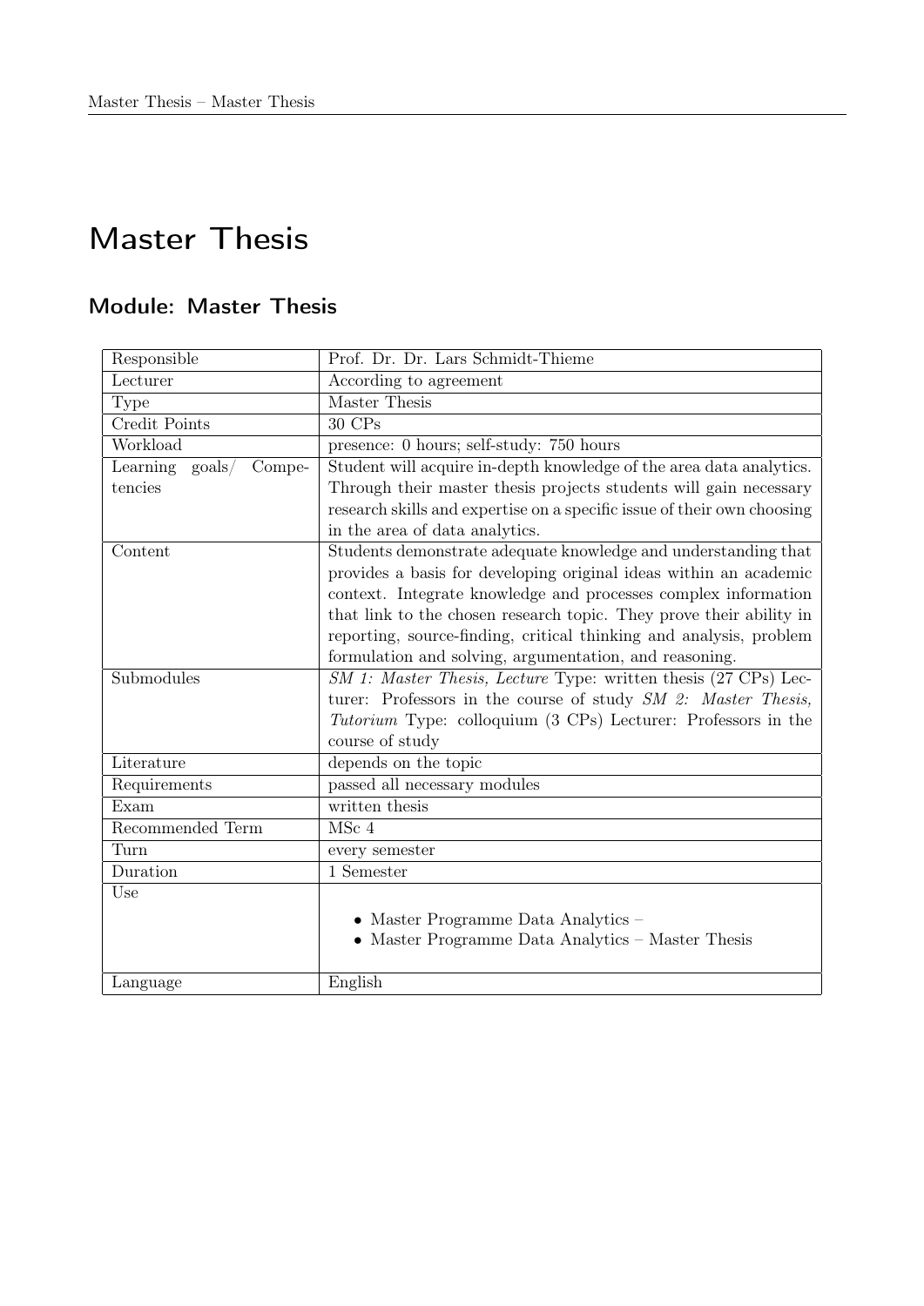# Master Thesis

## Module: Master Thesis

| | |
|---|---|
| Responsible | Prof. Dr. Dr. Lars Schmidt-Thieme |
| Lecturer | According to agreement |
| Type | Master Thesis |
| Credit Points | 30 CPs |
| Workload | presence: 0 hours; self-study: 750 hours |
| Learning goals/ Competencies | Student will acquire in-depth knowledge of the area data analytics. Through their master thesis projects students will gain necessary research skills and expertise on a specific issue of their own choosing in the area of data analytics. |
| Content | Students demonstrate adequate knowledge and understanding that provides a basis for developing original ideas within an academic context. Integrate knowledge and processes complex information that link to the chosen research topic. They prove their ability in reporting, source-finding, critical thinking and analysis, problem formulation and solving, argumentation, and reasoning. |
| Submodules | *SM 1: Master Thesis, Lecture* Type: written thesis (27 CPs) Lecturer: Professors in the course of study *SM 2: Master Thesis, Tutorium* Type: colloquium (3 CPs) Lecturer: Professors in the course of study |
| Literature | depends on the topic |
| Requirements | passed all necessary modules |
| Exam | written thesis |
| Recommended Term | MSc 4 |
| Turn | every semester |
| Duration | 1 Semester |
| Use | • Master Programme Data Analytics – <br> • Master Programme Data Analytics – Master Thesis |
| Language | English |